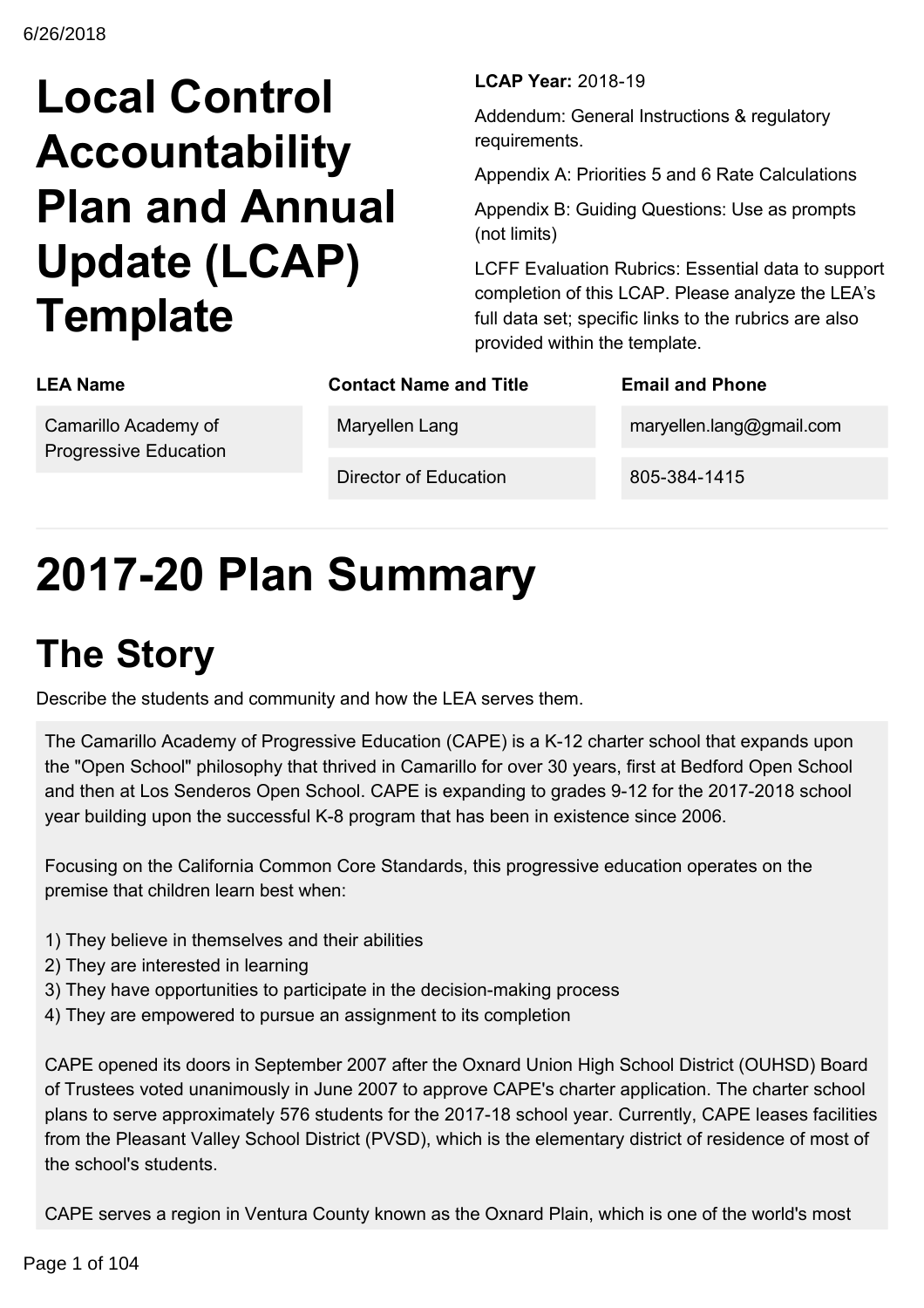6/26/2018

# Local Control Accountability Plan and Annual Update (LCAP) Template

**LCAP Year:** 2018-19

Addendum: General Instructions & regulatory requirements.

Appendix A: Priorities 5 and 6 Rate Calculations

Appendix B: Guiding Questions: Use as prompts (not limits)

LCFF Evaluation Rubrics: Essential data to support completion of this LCAP. Please analyze the LEA's full data set; specific links to the rubrics are also provided within the template.

| LEA Name | Contact Name and Title | Email and Phone |
|---|---|---|
| Camarillo Academy of Progressive Education | Maryellen Lang | maryellen.lang@gmail.com |
| | Director of Education | 805-384-1415 |

# 2017-20 Plan Summary

## The Story

Describe the students and community and how the LEA serves them.

The Camarillo Academy of Progressive Education (CAPE) is a K-12 charter school that expands upon the "Open School" philosophy that thrived in Camarillo for over 30 years, first at Bedford Open School and then at Los Senderos Open School. CAPE is expanding to grades 9-12 for the 2017-2018 school year building upon the successful K-8 program that has been in existence since 2006.

Focusing on the California Common Core Standards, this progressive education operates on the premise that children learn best when:

1) They believe in themselves and their abilities
2) They are interested in learning
3) They have opportunities to participate in the decision-making process
4) They are empowered to pursue an assignment to its completion

CAPE opened its doors in September 2007 after the Oxnard Union High School District (OUHSD) Board of Trustees voted unanimously in June 2007 to approve CAPE's charter application. The charter school plans to serve approximately 576 students for the 2017-18 school year. Currently, CAPE leases facilities from the Pleasant Valley School District (PVSD), which is the elementary district of residence of most of the school's students.

CAPE serves a region in Ventura County known as the Oxnard Plain, which is one of the world's most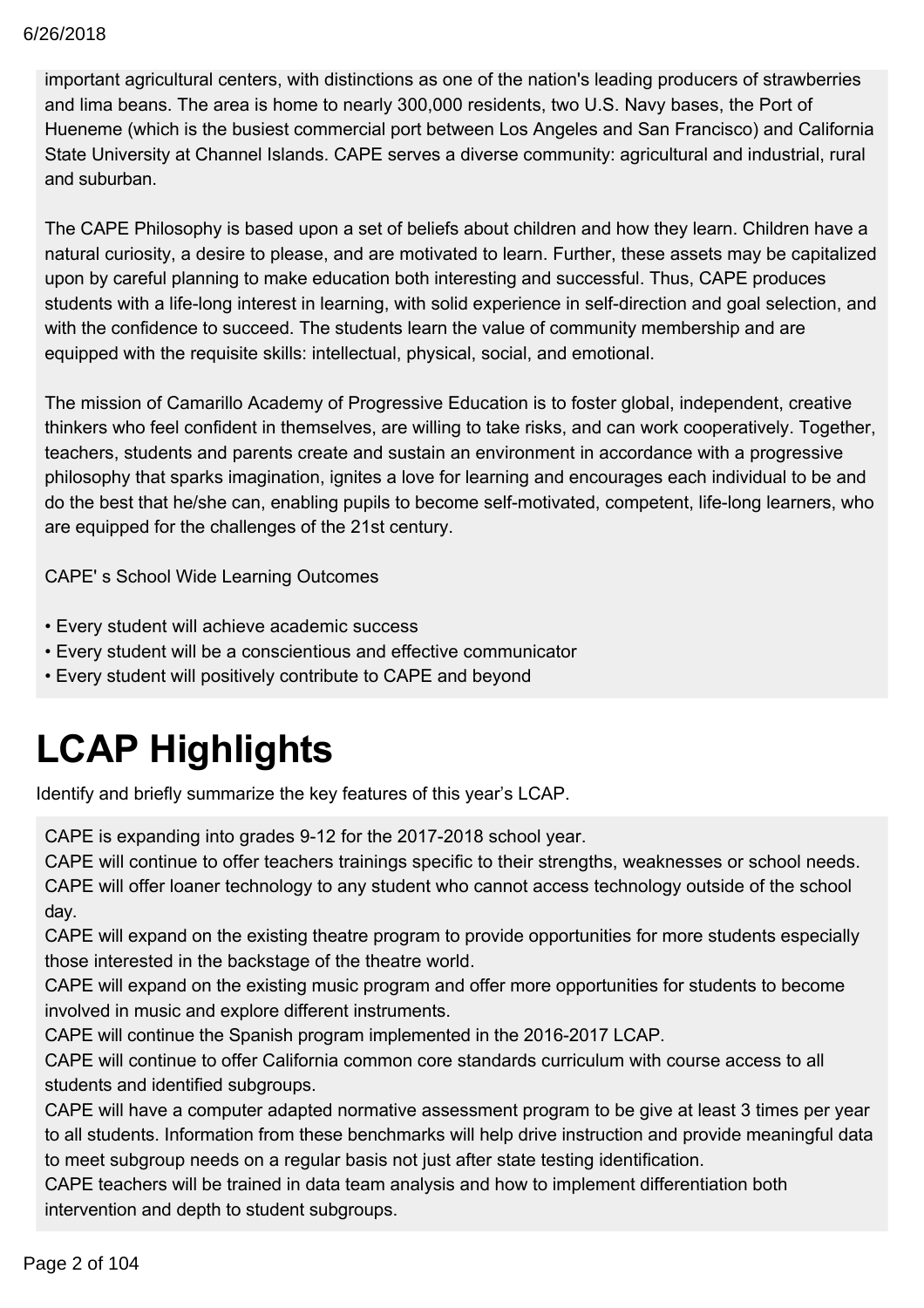important agricultural centers, with distinctions as one of the nation's leading producers of strawberries and lima beans. The area is home to nearly 300,000 residents, two U.S. Navy bases, the Port of Hueneme (which is the busiest commercial port between Los Angeles and San Francisco) and California State University at Channel Islands. CAPE serves a diverse community: agricultural and industrial, rural and suburban.

The CAPE Philosophy is based upon a set of beliefs about children and how they learn. Children have a natural curiosity, a desire to please, and are motivated to learn. Further, these assets may be capitalized upon by careful planning to make education both interesting and successful. Thus, CAPE produces students with a life-long interest in learning, with solid experience in self-direction and goal selection, and with the confidence to succeed. The students learn the value of community membership and are equipped with the requisite skills: intellectual, physical, social, and emotional.

The mission of Camarillo Academy of Progressive Education is to foster global, independent, creative thinkers who feel confident in themselves, are willing to take risks, and can work cooperatively. Together, teachers, students and parents create and sustain an environment in accordance with a progressive philosophy that sparks imagination, ignites a love for learning and encourages each individual to be and do the best that he/she can, enabling pupils to become self-motivated, competent, life-long learners, who are equipped for the challenges of the 21st century.

CAPE' s School Wide Learning Outcomes

- Every student will achieve academic success
- Every student will be a conscientious and effective communicator
- Every student will positively contribute to CAPE and beyond

# LCAP Highlights

Identify and briefly summarize the key features of this year's LCAP.

CAPE is expanding into grades 9-12 for the 2017-2018 school year.
CAPE will continue to offer teachers trainings specific to their strengths, weaknesses or school needs.
CAPE will offer loaner technology to any student who cannot access technology outside of the school day.
CAPE will expand on the existing theatre program to provide opportunities for more students especially those interested in the backstage of the theatre world.
CAPE will expand on the existing music program and offer more opportunities for students to become involved in music and explore different instruments.
CAPE will continue the Spanish program implemented in the 2016-2017 LCAP.
CAPE will continue to offer California common core standards curriculum with course access to all students and identified subgroups.
CAPE will have a computer adapted normative assessment program to be give at least 3 times per year to all students. Information from these benchmarks will help drive instruction and provide meaningful data to meet subgroup needs on a regular basis not just after state testing identification.
CAPE teachers will be trained in data team analysis and how to implement differentiation both intervention and depth to student subgroups.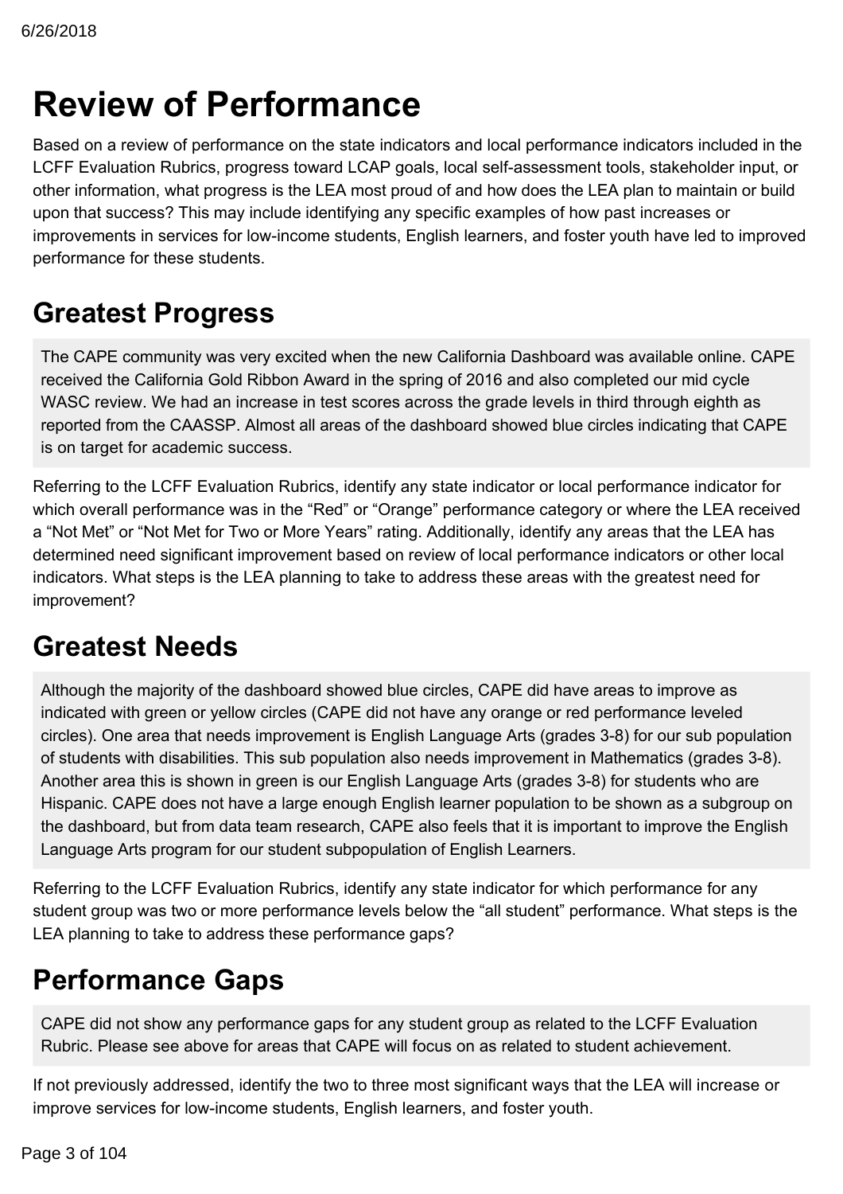# Review of Performance

Based on a review of performance on the state indicators and local performance indicators included in the LCFF Evaluation Rubrics, progress toward LCAP goals, local self-assessment tools, stakeholder input, or other information, what progress is the LEA most proud of and how does the LEA plan to maintain or build upon that success? This may include identifying any specific examples of how past increases or improvements in services for low-income students, English learners, and foster youth have led to improved performance for these students.

## Greatest Progress

The CAPE community was very excited when the new California Dashboard was available online. CAPE received the California Gold Ribbon Award in the spring of 2016 and also completed our mid cycle WASC review. We had an increase in test scores across the grade levels in third through eighth as reported from the CAASSP. Almost all areas of the dashboard showed blue circles indicating that CAPE is on target for academic success.

Referring to the LCFF Evaluation Rubrics, identify any state indicator or local performance indicator for which overall performance was in the "Red" or "Orange" performance category or where the LEA received a "Not Met" or "Not Met for Two or More Years" rating. Additionally, identify any areas that the LEA has determined need significant improvement based on review of local performance indicators or other local indicators. What steps is the LEA planning to take to address these areas with the greatest need for improvement?

## Greatest Needs

Although the majority of the dashboard showed blue circles, CAPE did have areas to improve as indicated with green or yellow circles (CAPE did not have any orange or red performance leveled circles). One area that needs improvement is English Language Arts (grades 3-8) for our sub population of students with disabilities. This sub population also needs improvement in Mathematics (grades 3-8). Another area this is shown in green is our English Language Arts (grades 3-8) for students who are Hispanic. CAPE does not have a large enough English learner population to be shown as a subgroup on the dashboard, but from data team research, CAPE also feels that it is important to improve the English Language Arts program for our student subpopulation of English Learners.

Referring to the LCFF Evaluation Rubrics, identify any state indicator for which performance for any student group was two or more performance levels below the "all student" performance. What steps is the LEA planning to take to address these performance gaps?

## Performance Gaps

CAPE did not show any performance gaps for any student group as related to the LCFF Evaluation Rubric. Please see above for areas that CAPE will focus on as related to student achievement.

If not previously addressed, identify the two to three most significant ways that the LEA will increase or improve services for low-income students, English learners, and foster youth.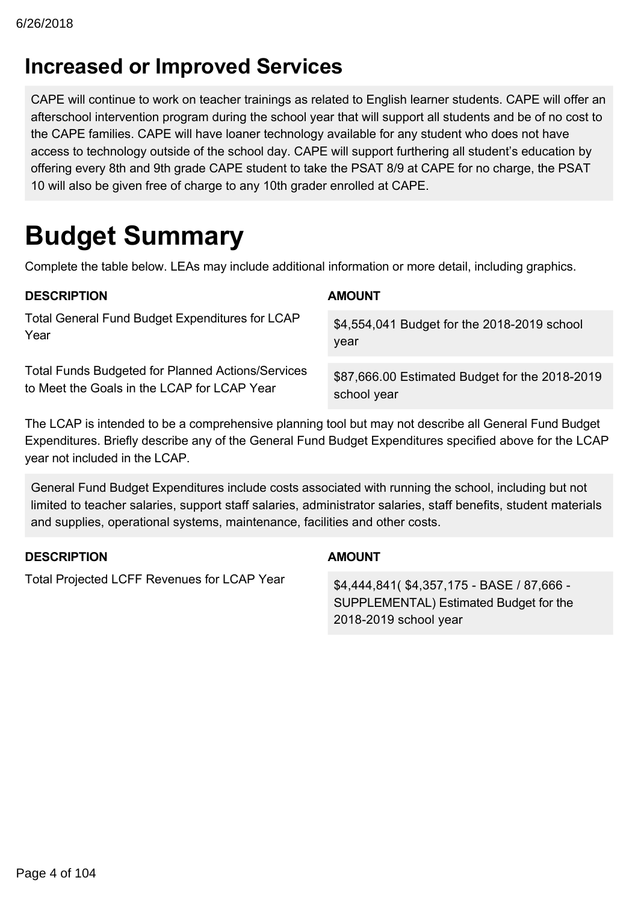# Increased or Improved Services

CAPE will continue to work on teacher trainings as related to English learner students. CAPE will offer an afterschool intervention program during the school year that will support all students and be of no cost to the CAPE families. CAPE will have loaner technology available for any student who does not have access to technology outside of the school day. CAPE will support furthering all student's education by offering every 8th and 9th grade CAPE student to take the PSAT 8/9 at CAPE for no charge, the PSAT 10 will also be given free of charge to any 10th grader enrolled at CAPE.

# Budget Summary

Complete the table below. LEAs may include additional information or more detail, including graphics.

| DESCRIPTION | AMOUNT |
| --- | --- |
| Total General Fund Budget Expenditures for LCAP Year | $4,554,041 Budget for the 2018-2019 school year |
| Total Funds Budgeted for Planned Actions/Services to Meet the Goals in the LCAP for LCAP Year | $87,666.00 Estimated Budget for the 2018-2019 school year |

The LCAP is intended to be a comprehensive planning tool but may not describe all General Fund Budget Expenditures. Briefly describe any of the General Fund Budget Expenditures specified above for the LCAP year not included in the LCAP.

General Fund Budget Expenditures include costs associated with running the school, including but not limited to teacher salaries, support staff salaries, administrator salaries, staff benefits, student materials and supplies, operational systems, maintenance, facilities and other costs.

| DESCRIPTION | AMOUNT |
| --- | --- |
| Total Projected LCFF Revenues for LCAP Year | $4,444,841( $4,357,175 - BASE / 87,666 - SUPPLEMENTAL) Estimated Budget for the 2018-2019 school year |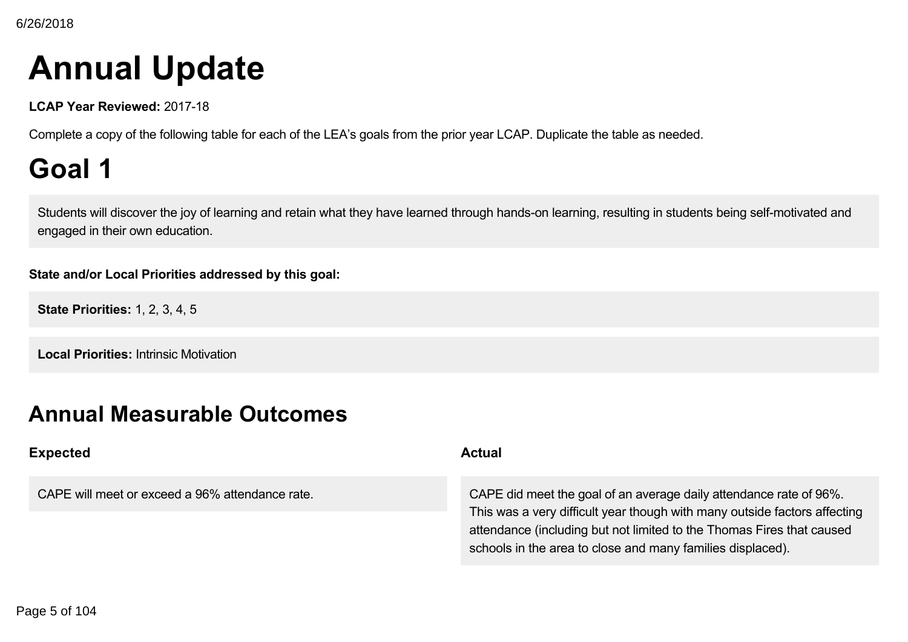# Annual Update

**LCAP Year Reviewed:** 2017-18

Complete a copy of the following table for each of the LEA's goals from the prior year LCAP. Duplicate the table as needed.

# Goal 1

Students will discover the joy of learning and retain what they have learned through hands-on learning, resulting in students being self-motivated and engaged in their own education.

**State and/or Local Priorities addressed by this goal:**

**State Priorities:** 1, 2, 3, 4, 5

**Local Priorities:** Intrinsic Motivation

## Annual Measurable Outcomes

| Expected | Actual |
| --- | --- |
| CAPE will meet or exceed a 96% attendance rate. | CAPE did meet the goal of an average daily attendance rate of 96%. This was a very difficult year though with many outside factors affecting attendance (including but not limited to the Thomas Fires that caused schools in the area to close and many families displaced). |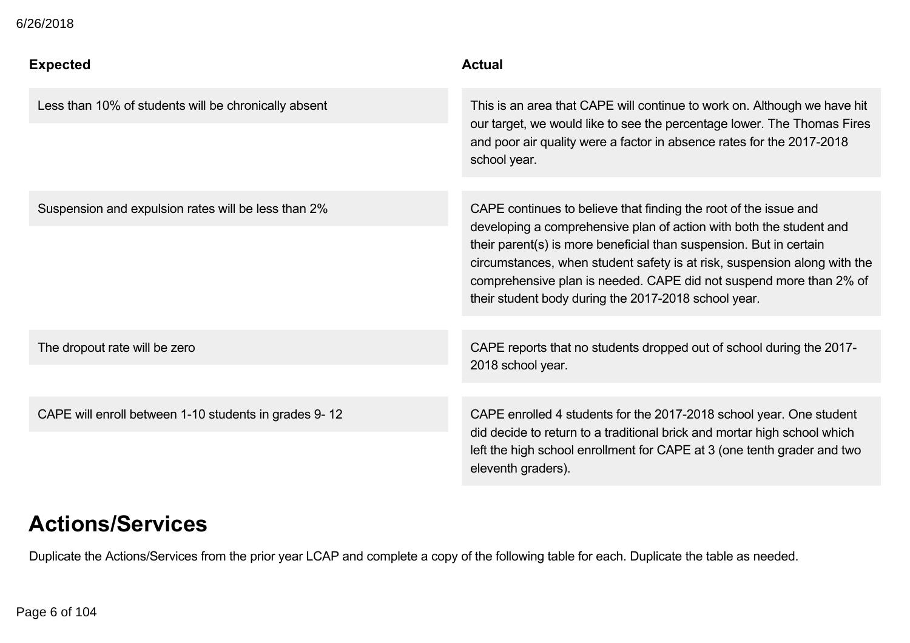| Expected | Actual |
| --- | --- |
| Less than 10% of students will be chronically absent | This is an area that CAPE will continue to work on. Although we have hit our target, we would like to see the percentage lower. The Thomas Fires and poor air quality were a factor in absence rates for the 2017-2018 school year. |
| Suspension and expulsion rates will be less than 2% | CAPE continues to believe that finding the root of the issue and developing a comprehensive plan of action with both the student and their parent(s) is more beneficial than suspension. But in certain circumstances, when student safety is at risk, suspension along with the comprehensive plan is needed. CAPE did not suspend more than 2% of their student body during the 2017-2018 school year. |
| The dropout rate will be zero | CAPE reports that no students dropped out of school during the 2017-2018 school year. |
| CAPE will enroll between 1-10 students in grades 9- 12 | CAPE enrolled 4 students for the 2017-2018 school year. One student did decide to return to a traditional brick and mortar high school which left the high school enrollment for CAPE at 3 (one tenth grader and two eleventh graders). |

# Actions/Services

Duplicate the Actions/Services from the prior year LCAP and complete a copy of the following table for each. Duplicate the table as needed.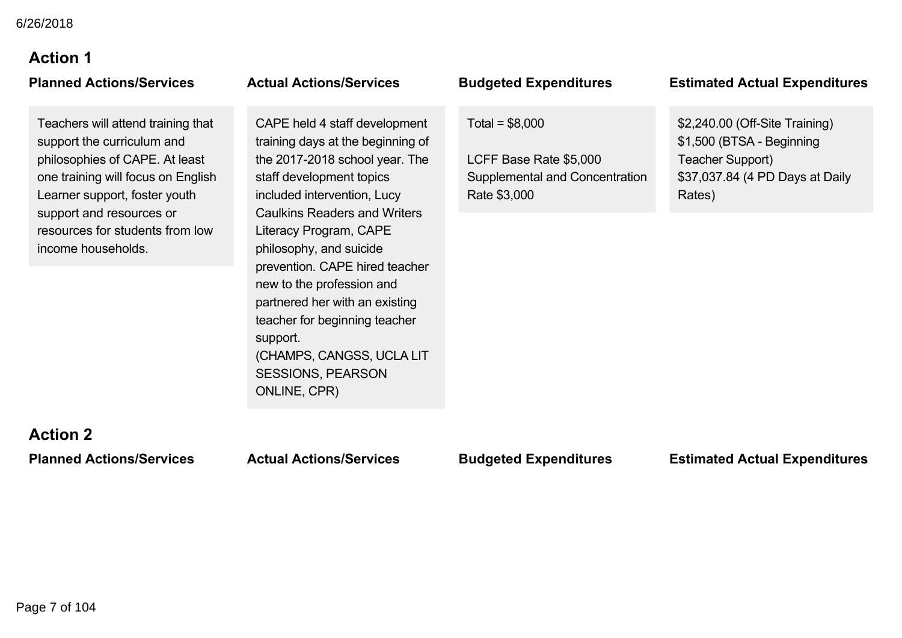6/26/2018

## Action 1

| Planned Actions/Services | Actual Actions/Services | Budgeted Expenditures | Estimated Actual Expenditures |
|---|---|---|---|
| Teachers will attend training that support the curriculum and philosophies of CAPE. At least one training will focus on English Learner support, foster youth support and resources or resources for students from low income households. | CAPE held 4 staff development training days at the beginning of the 2017-2018 school year. The staff development topics included intervention, Lucy Caulkins Readers and Writers Literacy Program, CAPE philosophy, and suicide prevention. CAPE hired teacher new to the profession and partnered her with an existing teacher for beginning teacher support. (CHAMPS, CANGSS, UCLA LIT SESSIONS, PEARSON ONLINE, CPR) | Total = $8,000<br><br>LCFF Base Rate $5,000<br>Supplemental and Concentration Rate $3,000 | $2,240.00 (Off-Site Training)<br>$1,500 (BTSA - Beginning Teacher Support)<br>$37,037.84 (4 PD Days at Daily Rates) |

## Action 2

| Planned Actions/Services | Actual Actions/Services | Budgeted Expenditures | Estimated Actual Expenditures |
|---|---|---|---|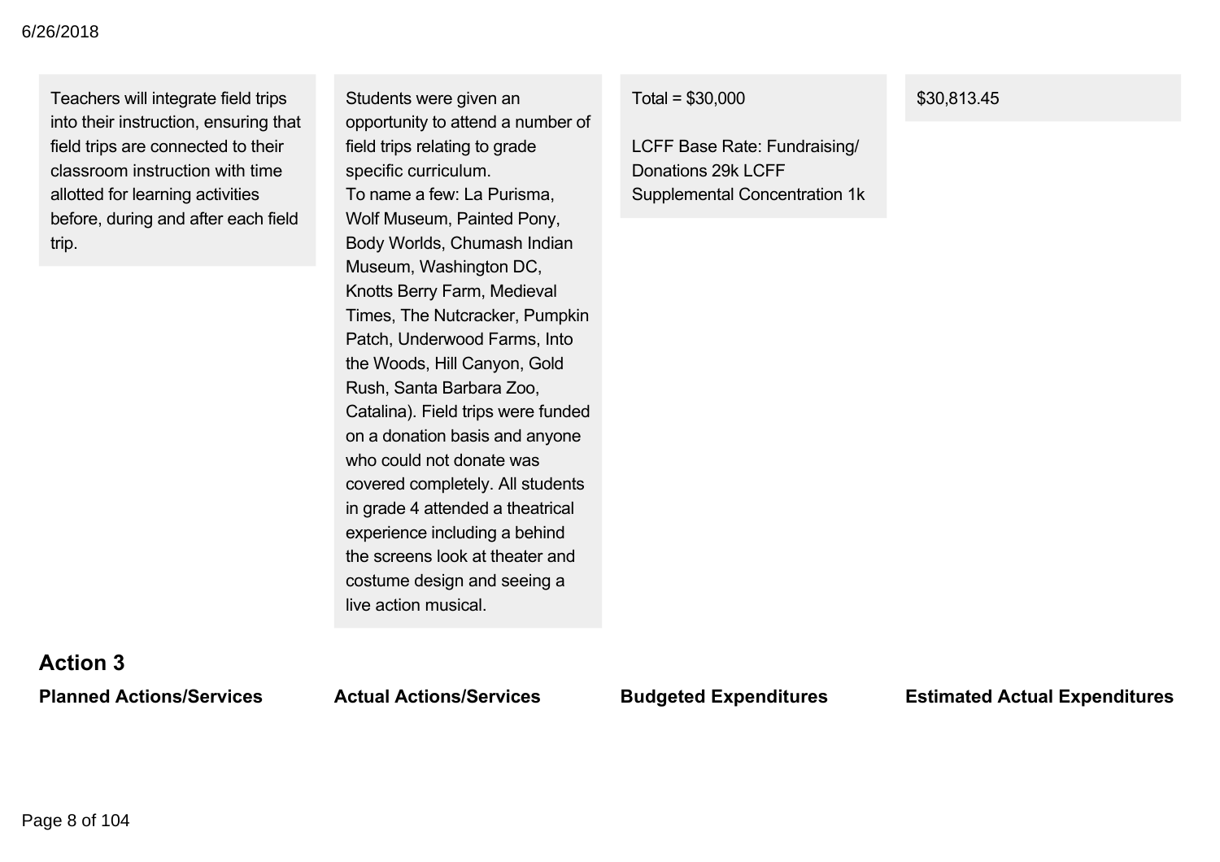| | | | |
|---|---|---|---|
| Teachers will integrate field trips into their instruction, ensuring that field trips are connected to their classroom instruction with time allotted for learning activities before, during and after each field trip. | Students were given an opportunity to attend a number of field trips relating to grade specific curriculum.<br>To name a few: La Purisma, Wolf Museum, Painted Pony, Body Worlds, Chumash Indian Museum, Washington DC, Knotts Berry Farm, Medieval Times, The Nutcracker, Pumpkin Patch, Underwood Farms, Into the Woods, Hill Canyon, Gold Rush, Santa Barbara Zoo, Catalina). Field trips were funded on a donation basis and anyone who could not donate was covered completely. All students in grade 4 attended a theatrical experience including a behind the screens look at theater and costume design and seeing a live action musical. | Total = $30,000<br><br>LCFF Base Rate: Fundraising/ Donations 29k LCFF Supplemental Concentration 1k | $30,813.45 |

### Action 3

| Planned Actions/Services | Actual Actions/Services | Budgeted Expenditures | Estimated Actual Expenditures |
|---|---|---|---|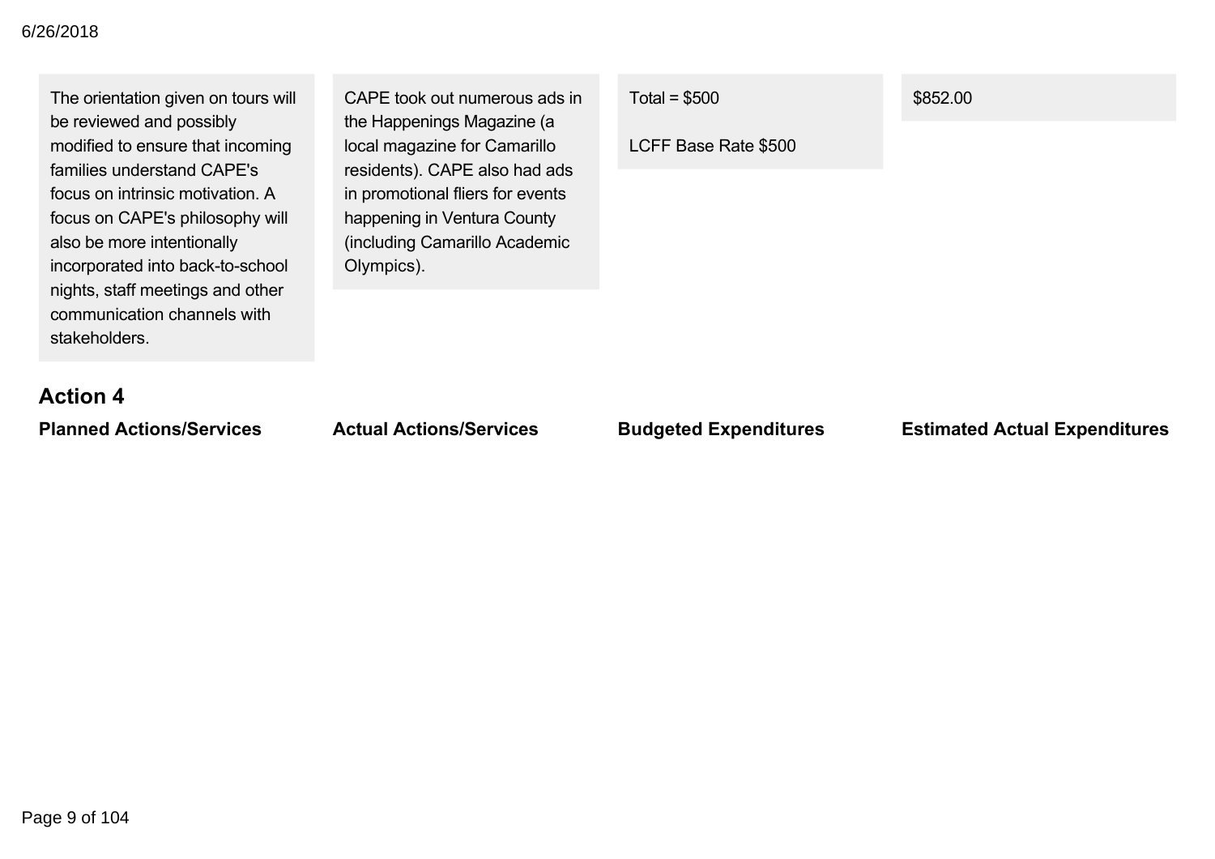| | | | |
|---|---|---|---|
| The orientation given on tours will be reviewed and possibly modified to ensure that incoming families understand CAPE's focus on intrinsic motivation. A focus on CAPE's philosophy will also be more intentionally incorporated into back-to-school nights, staff meetings and other communication channels with stakeholders. | CAPE took out numerous ads in the Happenings Magazine (a local magazine for Camarillo residents). CAPE also had ads in promotional fliers for events happening in Ventura County (including Camarillo Academic Olympics). | Total = $500<br><br>LCFF Base Rate $500 | $852.00 |

### Action 4

| Planned Actions/Services | Actual Actions/Services | Budgeted Expenditures | Estimated Actual Expenditures |
|---|---|---|---|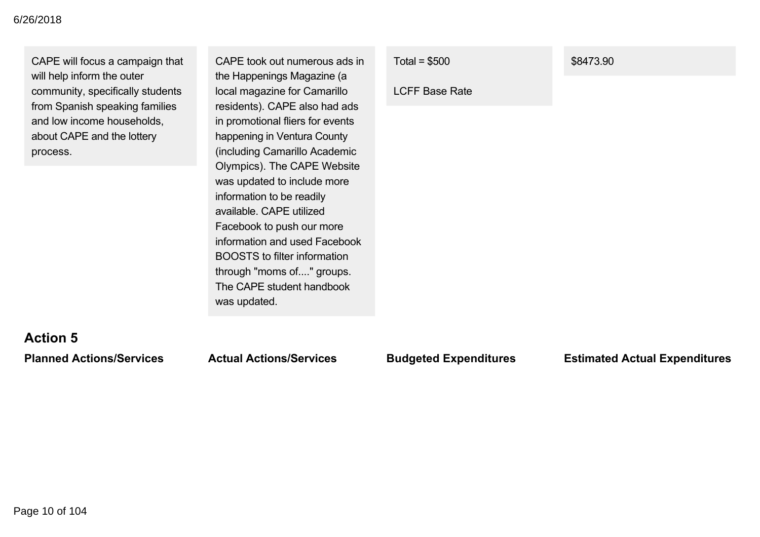| Planned Actions/Services | Actual Actions/Services | Budgeted Expenditures | Estimated Actual Expenditures |
| --- | --- | --- | --- |
| CAPE will focus a campaign that will help inform the outer community, specifically students from Spanish speaking families and low income households, about CAPE and the lottery process. | CAPE took out numerous ads in the Happenings Magazine (a local magazine for Camarillo residents). CAPE also had ads in promotional fliers for events happening in Ventura County (including Camarillo Academic Olympics). The CAPE Website was updated to include more information to be readily available. CAPE utilized Facebook to push our more information and used Facebook BOOSTS to filter information through "moms of...." groups. The CAPE student handbook was updated. | Total = $500<br><br>LCFF Base Rate | $8473.90 |

### Action 5

| Planned Actions/Services | Actual Actions/Services | Budgeted Expenditures | Estimated Actual Expenditures |
| --- | --- | --- | --- |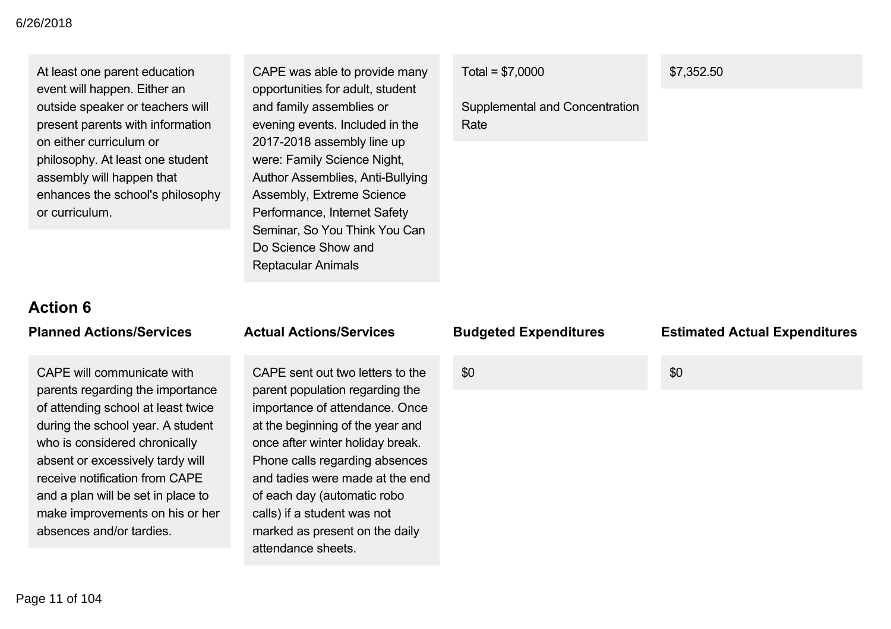| Planned Actions/Services | Actual Actions/Services | Budgeted Expenditures | Estimated Actual Expenditures |
|---|---|---|---|
| At least one parent education event will happen. Either an outside speaker or teachers will present parents with information on either curriculum or philosophy. At least one student assembly will happen that enhances the school's philosophy or curriculum. | CAPE was able to provide many opportunities for adult, student and family assemblies or evening events. Included in the 2017-2018 assembly line up were: Family Science Night, Author Assemblies, Anti-Bullying Assembly, Extreme Science Performance, Internet Safety Seminar, So You Think You Can Do Science Show and Reptacular Animals | Total = $7,0000<br><br>Supplemental and Concentration Rate | $7,352.50 |

### Action 6

| Planned Actions/Services | Actual Actions/Services | Budgeted Expenditures | Estimated Actual Expenditures |
|---|---|---|---|
| CAPE will communicate with parents regarding the importance of attending school at least twice during the school year. A student who is considered chronically absent or excessively tardy will receive notification from CAPE and a plan will be set in place to make improvements on his or her absences and/or tardies. | CAPE sent out two letters to the parent population regarding the importance of attendance. Once at the beginning of the year and once after winter holiday break. Phone calls regarding absences and tadies were made at the end of each day (automatic robo calls) if a student was not marked as present on the daily attendance sheets. | $0 | $0 |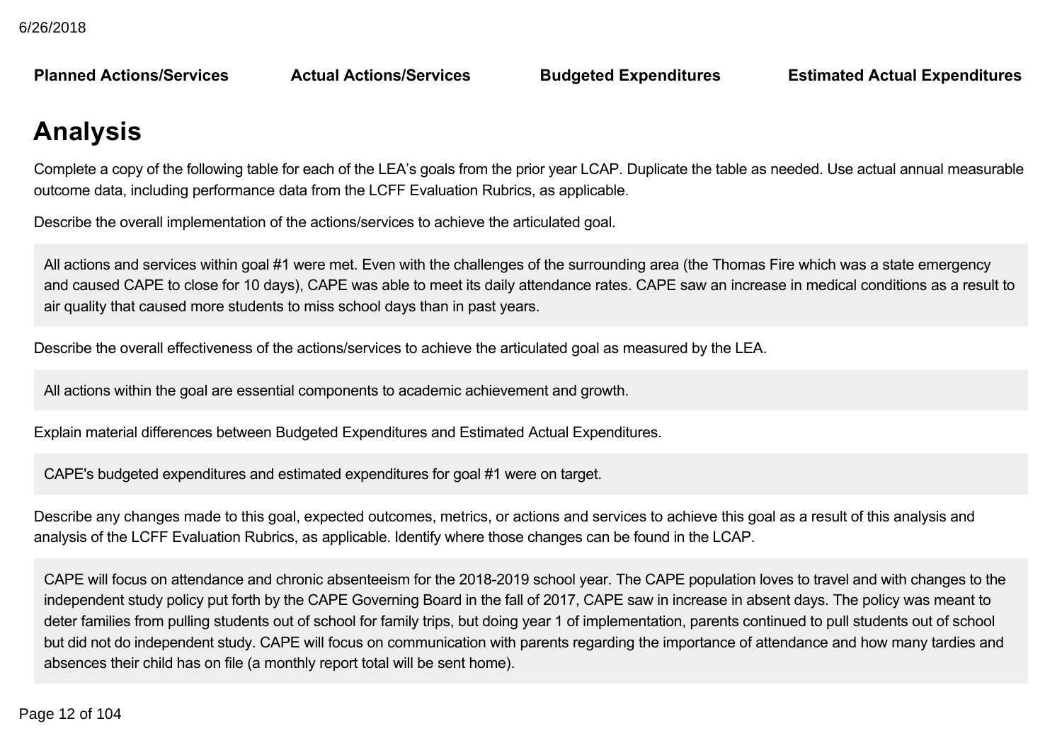| Planned Actions/Services | Actual Actions/Services | Budgeted Expenditures | Estimated Actual Expenditures |
| --- | --- | --- | --- |

# Analysis

Complete a copy of the following table for each of the LEA's goals from the prior year LCAP. Duplicate the table as needed. Use actual annual measurable outcome data, including performance data from the LCFF Evaluation Rubrics, as applicable.

Describe the overall implementation of the actions/services to achieve the articulated goal.

All actions and services within goal #1 were met. Even with the challenges of the surrounding area (the Thomas Fire which was a state emergency and caused CAPE to close for 10 days), CAPE was able to meet its daily attendance rates. CAPE saw an increase in medical conditions as a result to air quality that caused more students to miss school days than in past years.

Describe the overall effectiveness of the actions/services to achieve the articulated goal as measured by the LEA.

All actions within the goal are essential components to academic achievement and growth.

Explain material differences between Budgeted Expenditures and Estimated Actual Expenditures.

CAPE's budgeted expenditures and estimated expenditures for goal #1 were on target.

Describe any changes made to this goal, expected outcomes, metrics, or actions and services to achieve this goal as a result of this analysis and analysis of the LCFF Evaluation Rubrics, as applicable. Identify where those changes can be found in the LCAP.

CAPE will focus on attendance and chronic absenteeism for the 2018-2019 school year. The CAPE population loves to travel and with changes to the independent study policy put forth by the CAPE Governing Board in the fall of 2017, CAPE saw in increase in absent days. The policy was meant to deter families from pulling students out of school for family trips, but doing year 1 of implementation, parents continued to pull students out of school but did not do independent study. CAPE will focus on communication with parents regarding the importance of attendance and how many tardies and absences their child has on file (a monthly report total will be sent home).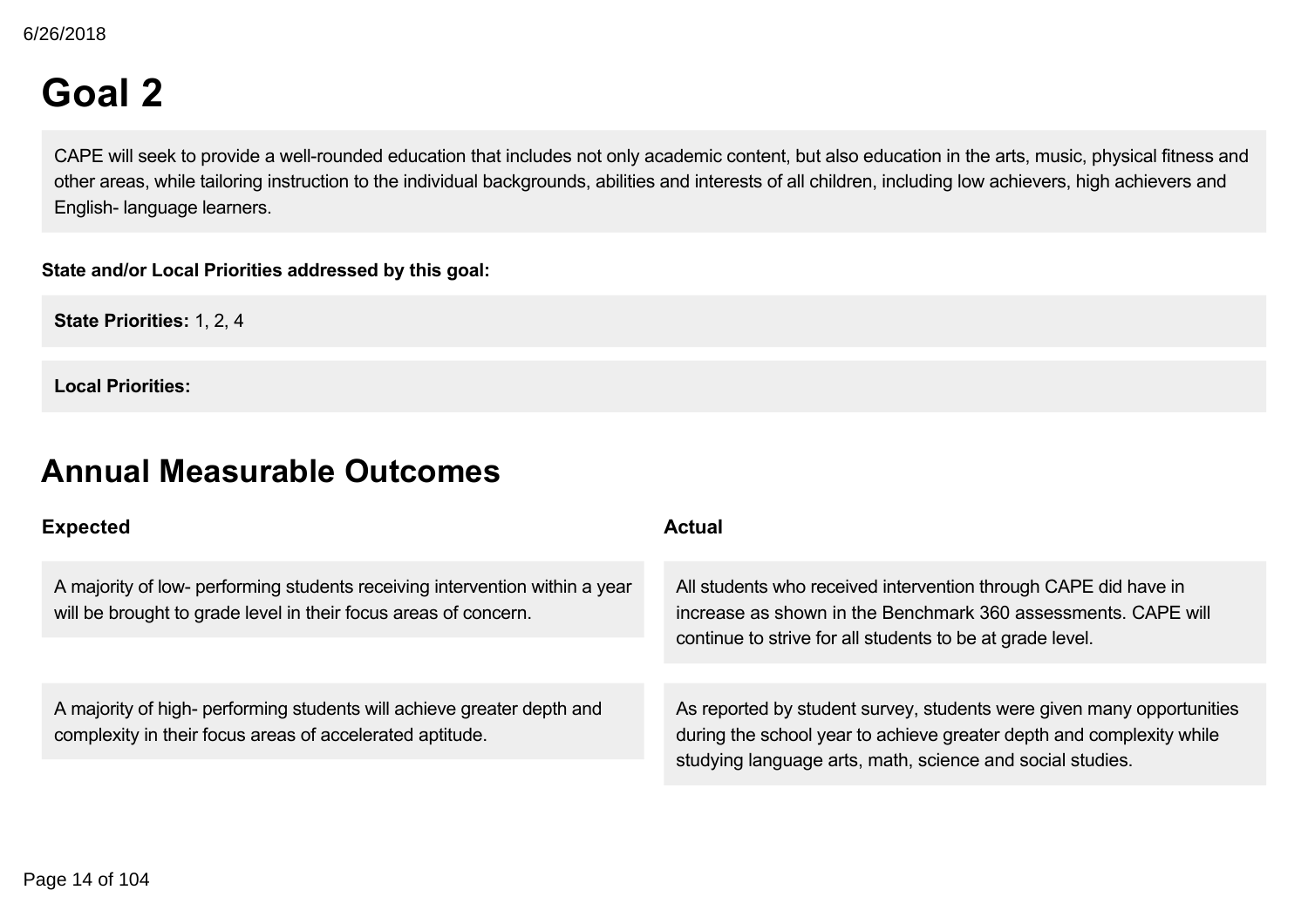# Goal 2

CAPE will seek to provide a well-rounded education that includes not only academic content, but also education in the arts, music, physical fitness and other areas, while tailoring instruction to the individual backgrounds, abilities and interests of all children, including low achievers, high achievers and English- language learners.

**State and/or Local Priorities addressed by this goal:**

**State Priorities:** 1, 2, 4

**Local Priorities:**

# Annual Measurable Outcomes

| Expected | Actual |
| --- | --- |
| A majority of low- performing students receiving intervention within a year will be brought to grade level in their focus areas of concern. | All students who received intervention through CAPE did have in increase as shown in the Benchmark 360 assessments. CAPE will continue to strive for all students to be at grade level. |
| A majority of high- performing students will achieve greater depth and complexity in their focus areas of accelerated aptitude. | As reported by student survey, students were given many opportunities during the school year to achieve greater depth and complexity while studying language arts, math, science and social studies. |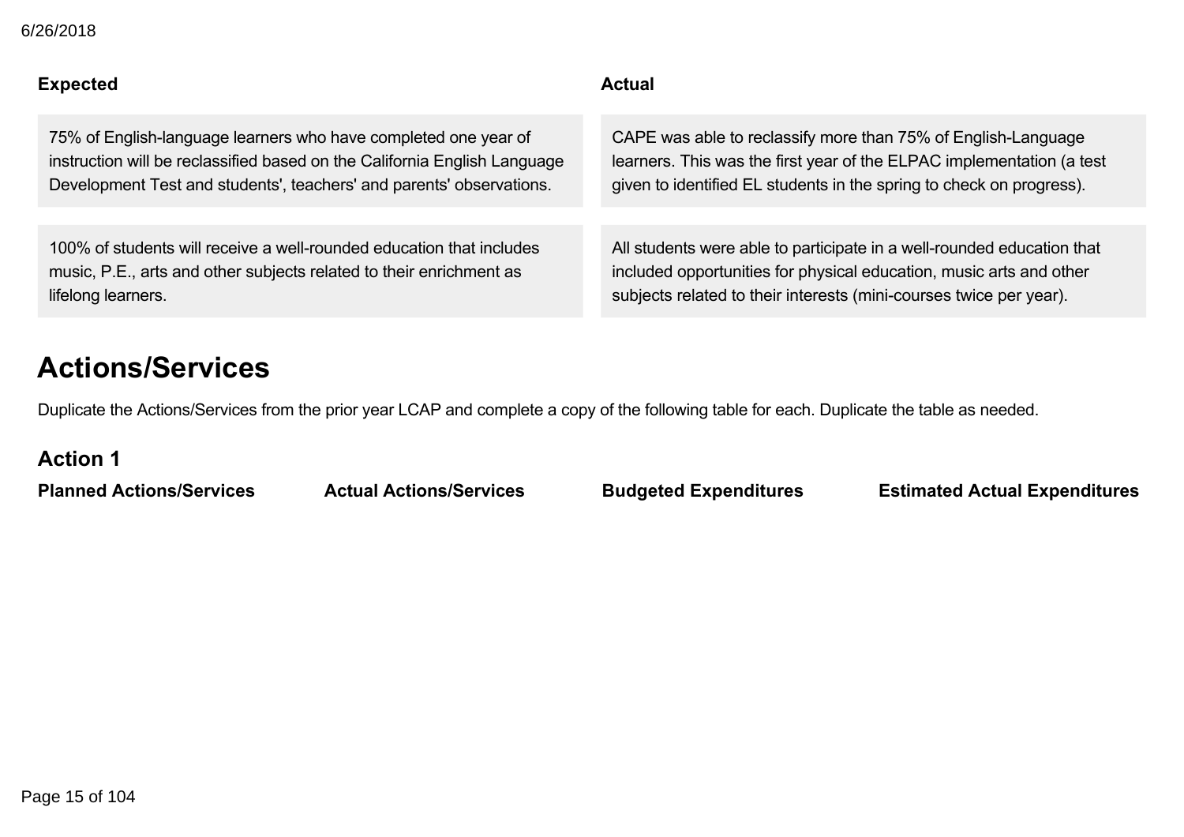| Expected | Actual |
| --- | --- |
| 75% of English-language learners who have completed one year of instruction will be reclassified based on the California English Language Development Test and students', teachers' and parents' observations. | CAPE was able to reclassify more than 75% of English-Language learners. This was the first year of the ELPAC implementation (a test given to identified EL students in the spring to check on progress). |
| 100% of students will receive a well-rounded education that includes music, P.E., arts and other subjects related to their enrichment as lifelong learners. | All students were able to participate in a well-rounded education that included opportunities for physical education, music arts and other subjects related to their interests (mini-courses twice per year). |

# Actions/Services

Duplicate the Actions/Services from the prior year LCAP and complete a copy of the following table for each. Duplicate the table as needed.

## Action 1

| Planned Actions/Services | Actual Actions/Services | Budgeted Expenditures | Estimated Actual Expenditures |
| --- | --- | --- | --- |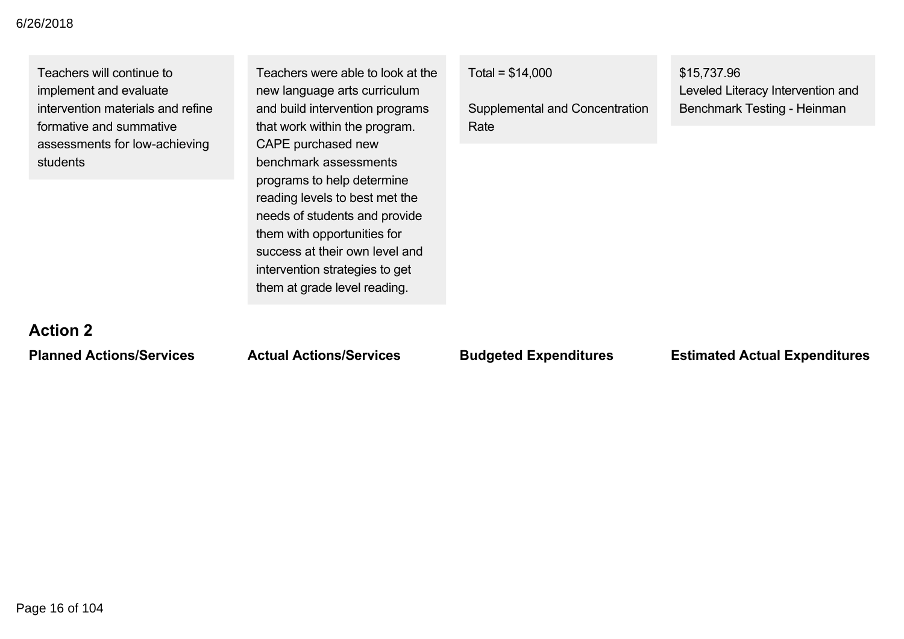| Planned Actions/Services | Actual Actions/Services | Budgeted Expenditures | Estimated Actual Expenditures |
| --- | --- | --- | --- |
| Teachers will continue to implement and evaluate intervention materials and refine formative and summative assessments for low-achieving students | Teachers were able to look at the new language arts curriculum and build intervention programs that work within the program. CAPE purchased new benchmark assessments programs to help determine reading levels to best met the needs of students and provide them with opportunities for success at their own level and intervention strategies to get them at grade level reading. | Total = $14,000<br><br>Supplemental and Concentration Rate | $15,737.96<br>Leveled Literacy Intervention and Benchmark Testing - Heinman |

## Action 2

| Planned Actions/Services | Actual Actions/Services | Budgeted Expenditures | Estimated Actual Expenditures |
| --- | --- | --- | --- |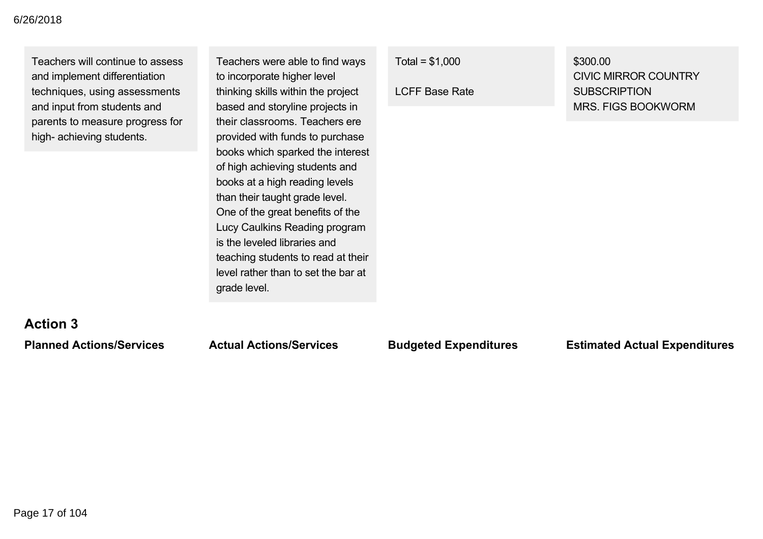| | | | |
|---|---|---|---|
| Teachers will continue to assess and implement differentiation techniques, using assessments and input from students and parents to measure progress for high- achieving students. | Teachers were able to find ways to incorporate higher level thinking skills within the project based and storyline projects in their classrooms. Teachers ere provided with funds to purchase books which sparked the interest of high achieving students and books at a high reading levels than their taught grade level. One of the great benefits of the Lucy Caulkins Reading program is the leveled libraries and teaching students to read at their level rather than to set the bar at grade level. | Total = $1,000<br><br>LCFF Base Rate | $300.00<br>CIVIC MIRROR COUNTRY SUBSCRIPTION<br>MRS. FIGS BOOKWORM |

## Action 3

| Planned Actions/Services | Actual Actions/Services | Budgeted Expenditures | Estimated Actual Expenditures |
|---|---|---|---|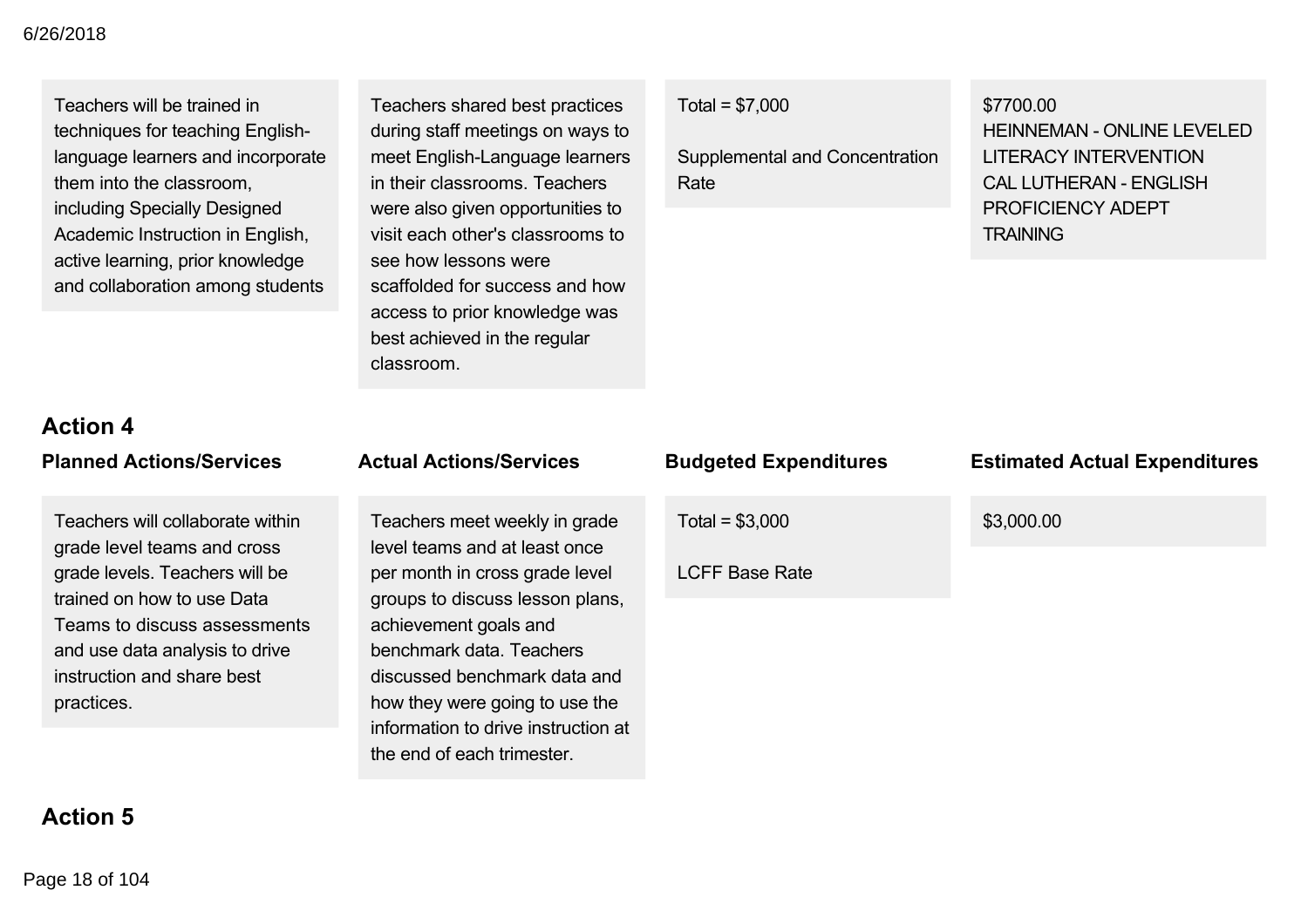| Planned Actions/Services | Actual Actions/Services | Budgeted Expenditures | Estimated Actual Expenditures |
|---|---|---|---|
| Teachers will be trained in techniques for teaching English-language learners and incorporate them into the classroom, including Specially Designed Academic Instruction in English, active learning, prior knowledge and collaboration among students | Teachers shared best practices during staff meetings on ways to meet English-Language learners in their classrooms. Teachers were also given opportunities to visit each other's classrooms to see how lessons were scaffolded for success and how access to prior knowledge was best achieved in the regular classroom. | Total = $7,000<br><br>Supplemental and Concentration Rate | $7700.00<br>HEINNEMAN - ONLINE LEVELED LITERACY INTERVENTION<br>CAL LUTHERAN - ENGLISH PROFICIENCY ADEPT TRAINING |

## Action 4

| Planned Actions/Services | Actual Actions/Services | Budgeted Expenditures | Estimated Actual Expenditures |
|---|---|---|---|
| Teachers will collaborate within grade level teams and cross grade levels. Teachers will be trained on how to use Data Teams to discuss assessments and use data analysis to drive instruction and share best practices. | Teachers meet weekly in grade level teams and at least once per month in cross grade level groups to discuss lesson plans, achievement goals and benchmark data. Teachers discussed benchmark data and how they were going to use the information to drive instruction at the end of each trimester. | Total = $3,000<br><br>LCFF Base Rate | $3,000.00 |

## Action 5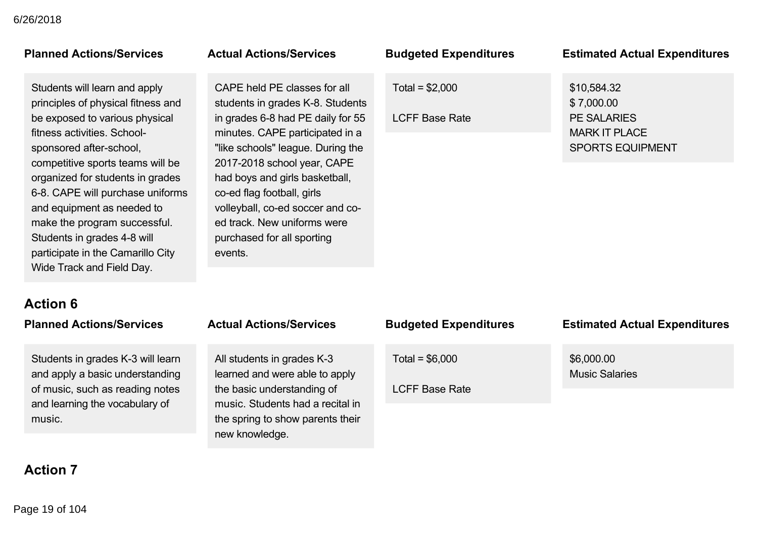| Planned Actions/Services | Actual Actions/Services | Budgeted Expenditures | Estimated Actual Expenditures |
|---|---|---|---|
| Students will learn and apply principles of physical fitness and be exposed to various physical fitness activities. School-sponsored after-school, competitive sports teams will be organized for students in grades 6-8. CAPE will purchase uniforms and equipment as needed to make the program successful. Students in grades 4-8 will participate in the Camarillo City Wide Track and Field Day. | CAPE held PE classes for all students in grades K-8. Students in grades 6-8 had PE daily for 55 minutes. CAPE participated in a "like schools" league. During the 2017-2018 school year, CAPE had boys and girls basketball, co-ed flag football, girls volleyball, co-ed soccer and co-ed track. New uniforms were purchased for all sporting events. | Total = $2,000<br><br>LCFF Base Rate | $10,584.32<br>$ 7,000.00<br>PE SALARIES<br>MARK IT PLACE<br>SPORTS EQUIPMENT |

## Action 6

| Planned Actions/Services | Actual Actions/Services | Budgeted Expenditures | Estimated Actual Expenditures |
|---|---|---|---|
| Students in grades K-3 will learn and apply a basic understanding of music, such as reading notes and learning the vocabulary of music. | All students in grades K-3 learned and were able to apply the basic understanding of music. Students had a recital in the spring to show parents their new knowledge. | Total = $6,000<br><br>LCFF Base Rate | $6,000.00<br>Music Salaries |

## Action 7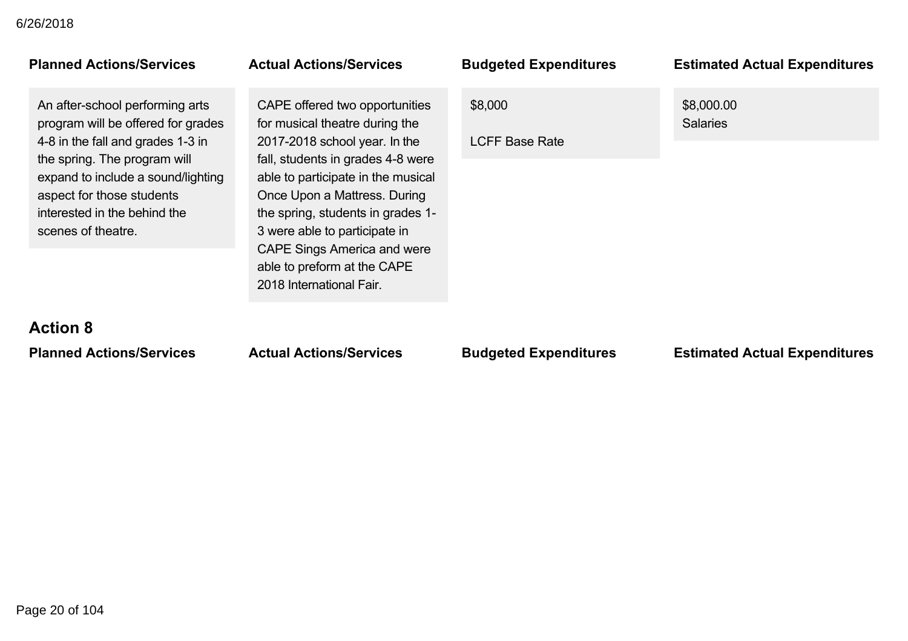| Planned Actions/Services | Actual Actions/Services | Budgeted Expenditures | Estimated Actual Expenditures |
| --- | --- | --- | --- |
| An after-school performing arts program will be offered for grades 4-8 in the fall and grades 1-3 in the spring. The program will expand to include a sound/lighting aspect for those students interested in the behind the scenes of theatre. | CAPE offered two opportunities for musical theatre during the 2017-2018 school year. In the fall, students in grades 4-8 were able to participate in the musical Once Upon a Mattress. During the spring, students in grades 1-3 were able to participate in CAPE Sings America and were able to preform at the CAPE 2018 International Fair. | $8,000<br><br>LCFF Base Rate | $8,000.00<br>Salaries |

## Action 8

| Planned Actions/Services | Actual Actions/Services | Budgeted Expenditures | Estimated Actual Expenditures |
| --- | --- | --- | --- |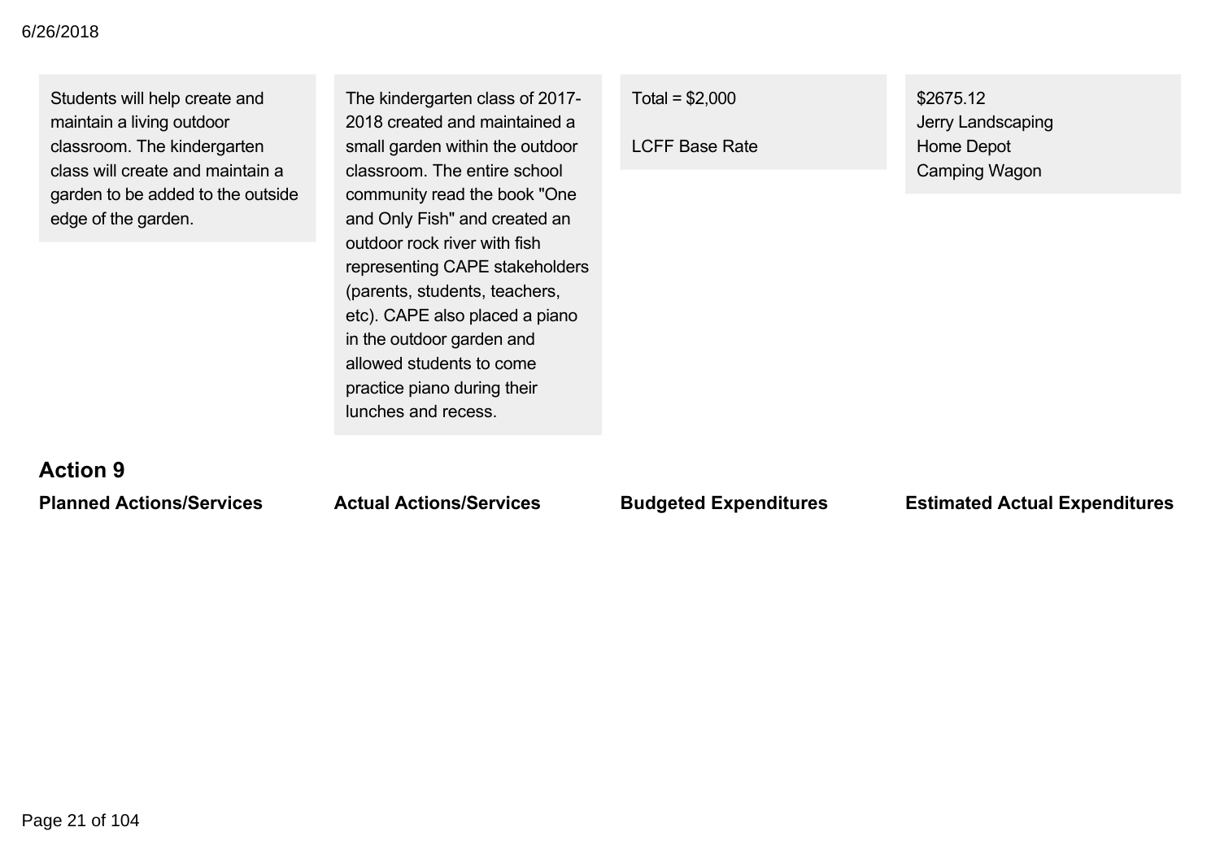| Planned Actions/Services | Actual Actions/Services | Budgeted Expenditures | Estimated Actual Expenditures |
|---|---|---|---|
| Students will help create and maintain a living outdoor classroom. The kindergarten class will create and maintain a garden to be added to the outside edge of the garden. | The kindergarten class of 2017-2018 created and maintained a small garden within the outdoor classroom. The entire school community read the book "One and Only Fish" and created an outdoor rock river with fish representing CAPE stakeholders (parents, students, teachers, etc). CAPE also placed a piano in the outdoor garden and allowed students to come practice piano during their lunches and recess. | Total = $2,000<br><br>LCFF Base Rate | $2675.12<br>Jerry Landscaping<br>Home Depot<br>Camping Wagon |

## Action 9

| Planned Actions/Services | Actual Actions/Services | Budgeted Expenditures | Estimated Actual Expenditures |
|---|---|---|---|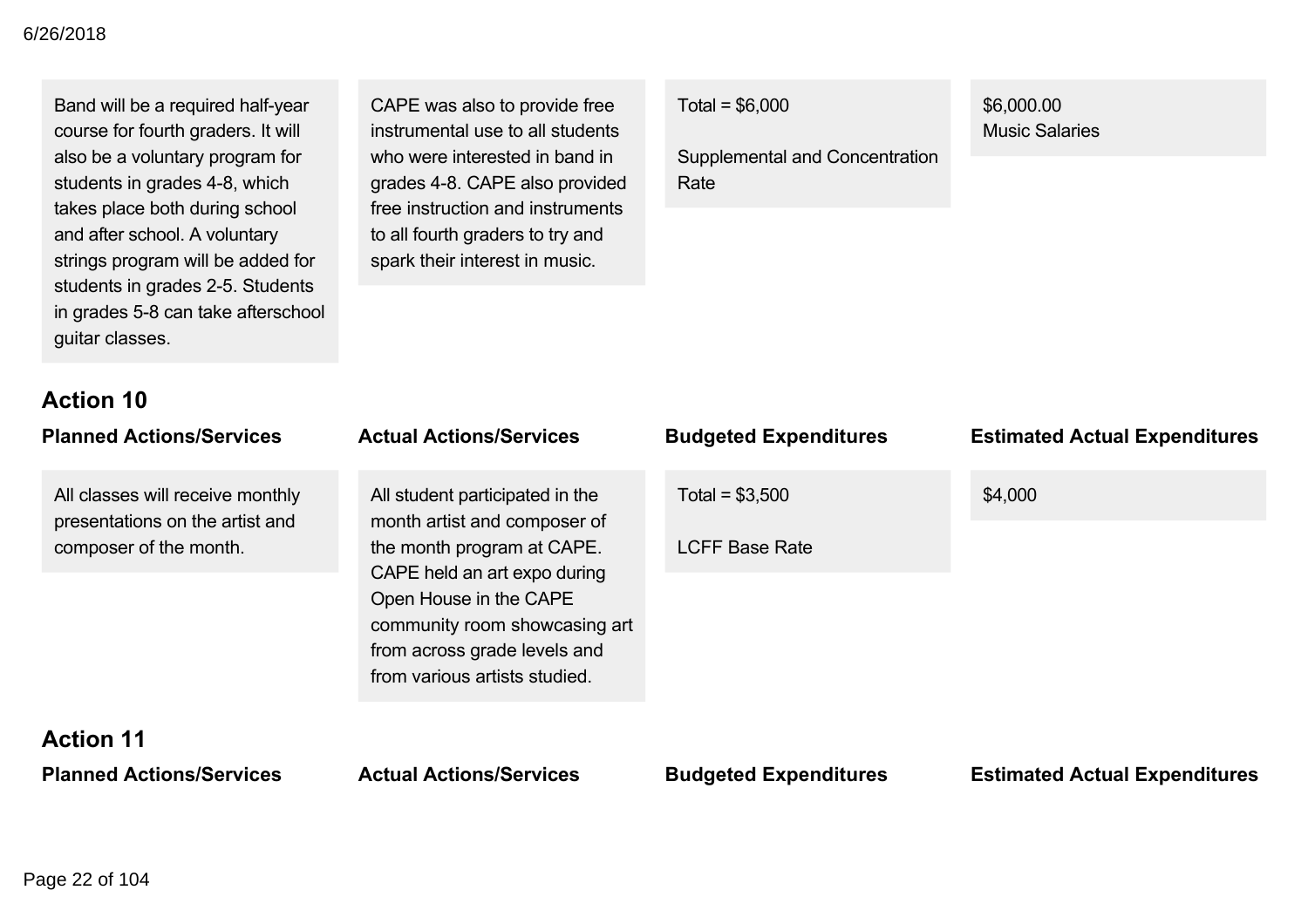| Planned Actions/Services | Actual Actions/Services | Budgeted Expenditures | Estimated Actual Expenditures |
|---|---|---|---|
| Band will be a required half-year course for fourth graders. It will also be a voluntary program for students in grades 4-8, which takes place both during school and after school. A voluntary strings program will be added for students in grades 2-5. Students in grades 5-8 can take afterschool guitar classes. | CAPE was also to provide free instrumental use to all students who were interested in band in grades 4-8. CAPE also provided free instruction and instruments to all fourth graders to try and spark their interest in music. | Total = $6,000<br><br>Supplemental and Concentration Rate | $6,000.00<br>Music Salaries |

### Action 10

| Planned Actions/Services | Actual Actions/Services | Budgeted Expenditures | Estimated Actual Expenditures |
|---|---|---|---|
| All classes will receive monthly presentations on the artist and composer of the month. | All student participated in the month artist and composer of the month program at CAPE. CAPE held an art expo during Open House in the CAPE community room showcasing art from across grade levels and from various artists studied. | Total = $3,500<br><br>LCFF Base Rate | $4,000 |

### Action 11

| Planned Actions/Services | Actual Actions/Services | Budgeted Expenditures | Estimated Actual Expenditures |
|---|---|---|---|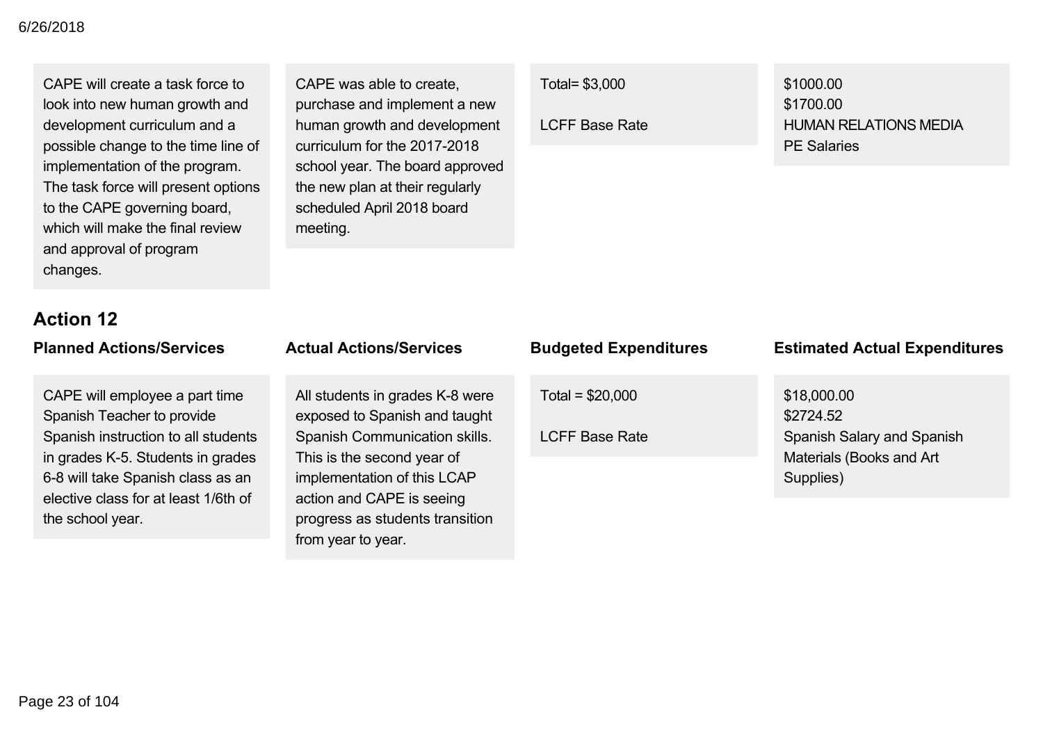| | | | |
|---|---|---|---|
| CAPE will create a task force to look into new human growth and development curriculum and a possible change to the time line of implementation of the program. The task force will present options to the CAPE governing board, which will make the final review and approval of program changes. | CAPE was able to create, purchase and implement a new human growth and development curriculum for the 2017-2018 school year. The board approved the new plan at their regularly scheduled April 2018 board meeting. | Total= $3,000<br><br>LCFF Base Rate | $1000.00<br>$1700.00<br>HUMAN RELATIONS MEDIA<br>PE Salaries |

## Action 12

| Planned Actions/Services | Actual Actions/Services | Budgeted Expenditures | Estimated Actual Expenditures |
|---|---|---|---|
| CAPE will employee a part time Spanish Teacher to provide Spanish instruction to all students in grades K-5. Students in grades 6-8 will take Spanish class as an elective class for at least 1/6th of the school year. | All students in grades K-8 were exposed to Spanish and taught Spanish Communication skills. This is the second year of implementation of this LCAP action and CAPE is seeing progress as students transition from year to year. | Total = $20,000<br><br>LCFF Base Rate | $18,000.00<br>$2724.52<br>Spanish Salary and Spanish Materials (Books and Art Supplies) |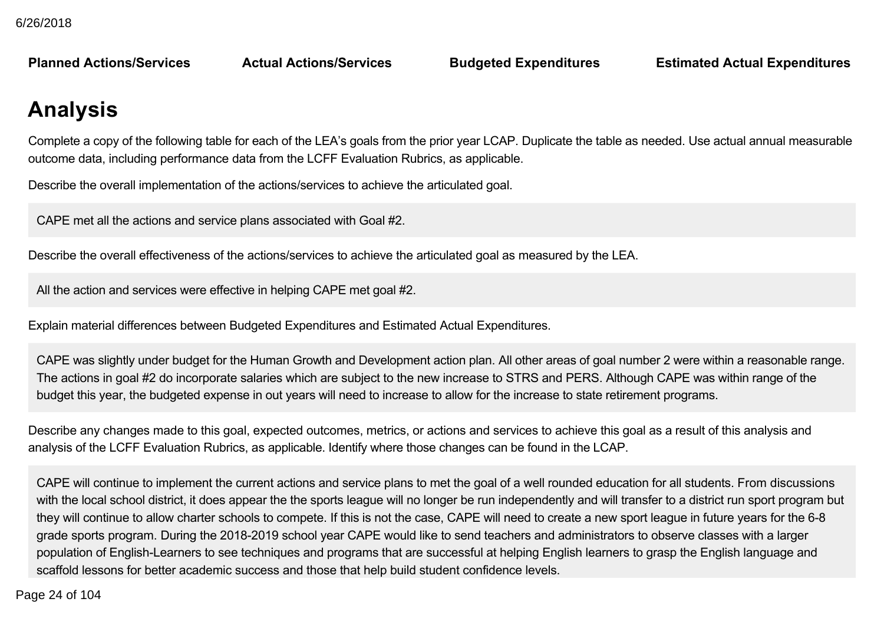| Planned Actions/Services | Actual Actions/Services | Budgeted Expenditures | Estimated Actual Expenditures |
|---|---|---|---|

# Analysis

Complete a copy of the following table for each of the LEA's goals from the prior year LCAP. Duplicate the table as needed. Use actual annual measurable outcome data, including performance data from the LCFF Evaluation Rubrics, as applicable.

Describe the overall implementation of the actions/services to achieve the articulated goal.

CAPE met all the actions and service plans associated with Goal #2.

Describe the overall effectiveness of the actions/services to achieve the articulated goal as measured by the LEA.

All the action and services were effective in helping CAPE met goal #2.

Explain material differences between Budgeted Expenditures and Estimated Actual Expenditures.

CAPE was slightly under budget for the Human Growth and Development action plan. All other areas of goal number 2 were within a reasonable range. The actions in goal #2 do incorporate salaries which are subject to the new increase to STRS and PERS. Although CAPE was within range of the budget this year, the budgeted expense in out years will need to increase to allow for the increase to state retirement programs.

Describe any changes made to this goal, expected outcomes, metrics, or actions and services to achieve this goal as a result of this analysis and analysis of the LCFF Evaluation Rubrics, as applicable. Identify where those changes can be found in the LCAP.

CAPE will continue to implement the current actions and service plans to met the goal of a well rounded education for all students. From discussions with the local school district, it does appear the the sports league will no longer be run independently and will transfer to a district run sport program but they will continue to allow charter schools to compete. If this is not the case, CAPE will need to create a new sport league in future years for the 6-8 grade sports program. During the 2018-2019 school year CAPE would like to send teachers and administrators to observe classes with a larger population of English-Learners to see techniques and programs that are successful at helping English learners to grasp the English language and scaffold lessons for better academic success and those that help build student confidence levels.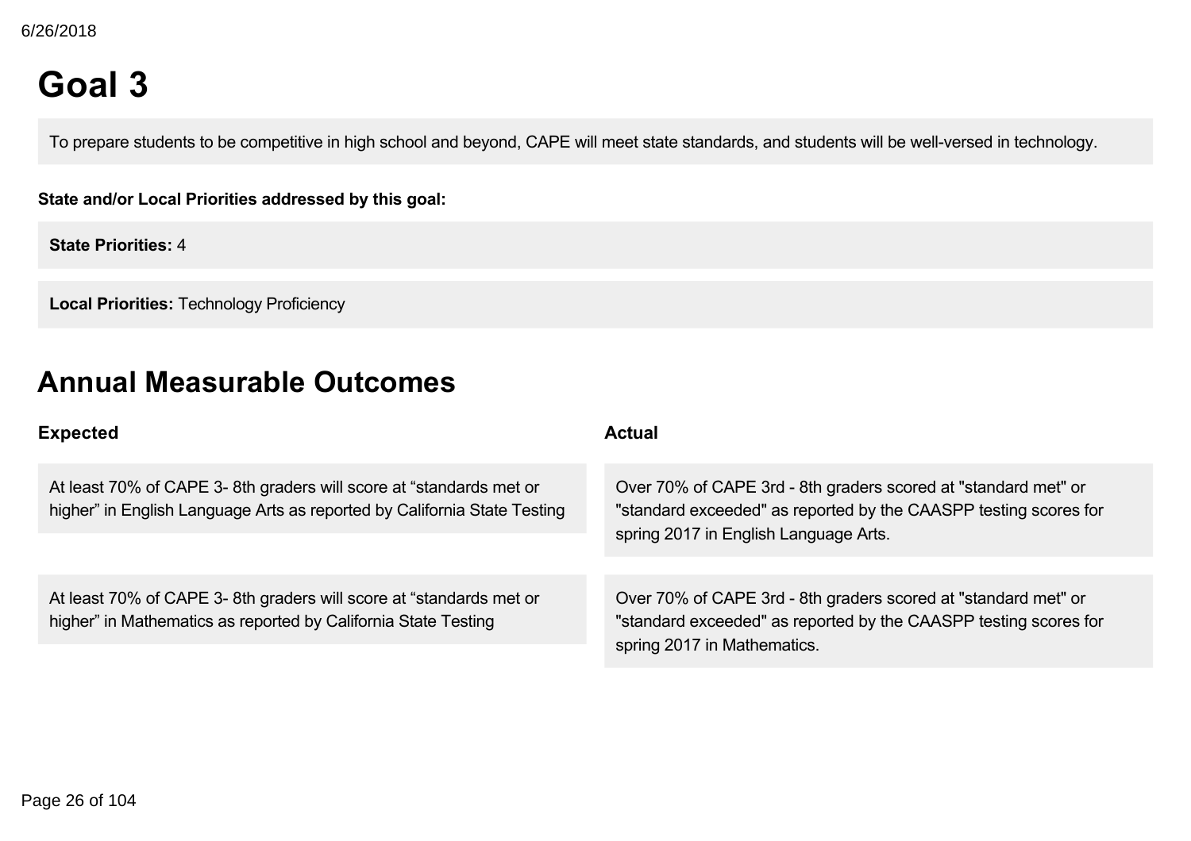# Goal 3

To prepare students to be competitive in high school and beyond, CAPE will meet state standards, and students will be well-versed in technology.

**State and/or Local Priorities addressed by this goal:**

**State Priorities:** 4

**Local Priorities:** Technology Proficiency

## Annual Measurable Outcomes

| Expected | Actual |
| --- | --- |
| At least 70% of CAPE 3- 8th graders will score at “standards met or higher” in English Language Arts as reported by California State Testing | Over 70% of CAPE 3rd - 8th graders scored at "standard met" or "standard exceeded" as reported by the CAASPP testing scores for spring 2017 in English Language Arts. |
| At least 70% of CAPE 3- 8th graders will score at “standards met or higher” in Mathematics as reported by California State Testing | Over 70% of CAPE 3rd - 8th graders scored at "standard met" or "standard exceeded" as reported by the CAASPP testing scores for spring 2017 in Mathematics. |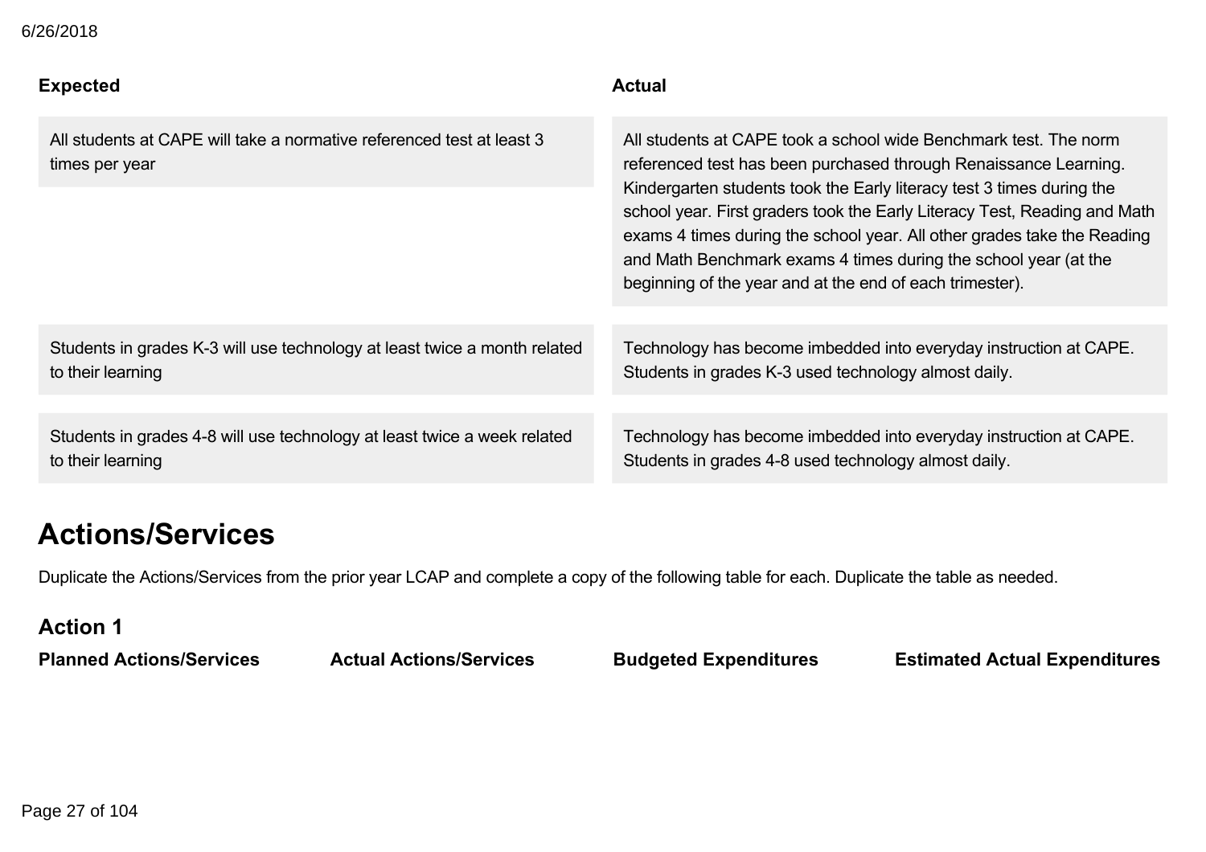| Expected | Actual |
| --- | --- |
| All students at CAPE will take a normative referenced test at least 3 times per year | All students at CAPE took a school wide Benchmark test. The norm referenced test has been purchased through Renaissance Learning. Kindergarten students took the Early literacy test 3 times during the school year. First graders took the Early Literacy Test, Reading and Math exams 4 times during the school year. All other grades take the Reading and Math Benchmark exams 4 times during the school year (at the beginning of the year and at the end of each trimester). |
| Students in grades K-3 will use technology at least twice a month related to their learning | Technology has become imbedded into everyday instruction at CAPE. Students in grades K-3 used technology almost daily. |
| Students in grades 4-8 will use technology at least twice a week related to their learning | Technology has become imbedded into everyday instruction at CAPE. Students in grades 4-8 used technology almost daily. |

## Actions/Services

Duplicate the Actions/Services from the prior year LCAP and complete a copy of the following table for each. Duplicate the table as needed.

### Action 1

| Planned Actions/Services | Actual Actions/Services | Budgeted Expenditures | Estimated Actual Expenditures |
| --- | --- | --- | --- |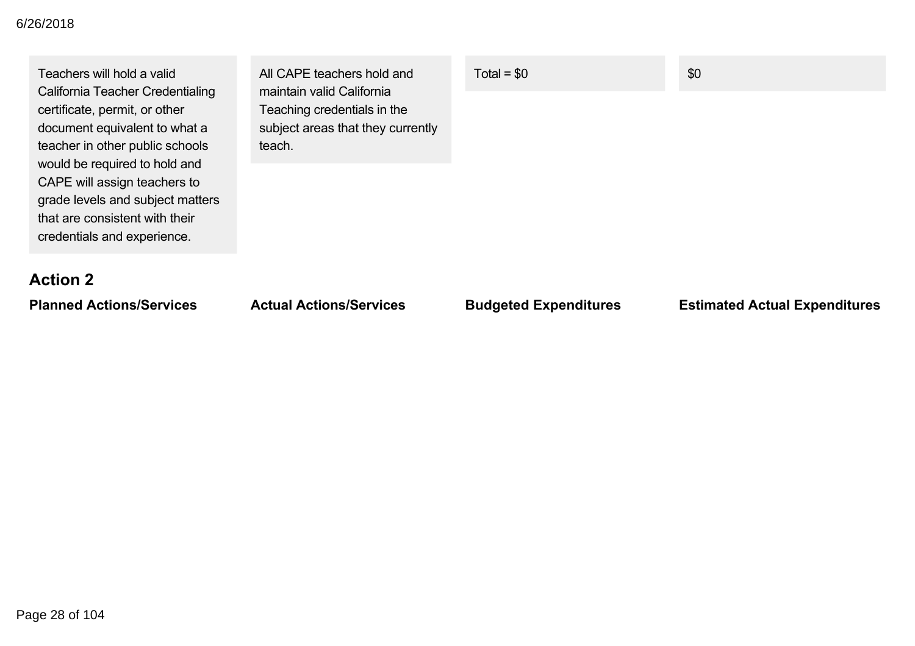| | | | |
|---|---|---|---|
| Teachers will hold a valid California Teacher Credentialing certificate, permit, or other document equivalent to what a teacher in other public schools would be required to hold and CAPE will assign teachers to grade levels and subject matters that are consistent with their credentials and experience. | All CAPE teachers hold and maintain valid California Teaching credentials in the subject areas that they currently teach. | Total = $0 | $0 |

## Action 2

| Planned Actions/Services | Actual Actions/Services | Budgeted Expenditures | Estimated Actual Expenditures |
|---|---|---|---|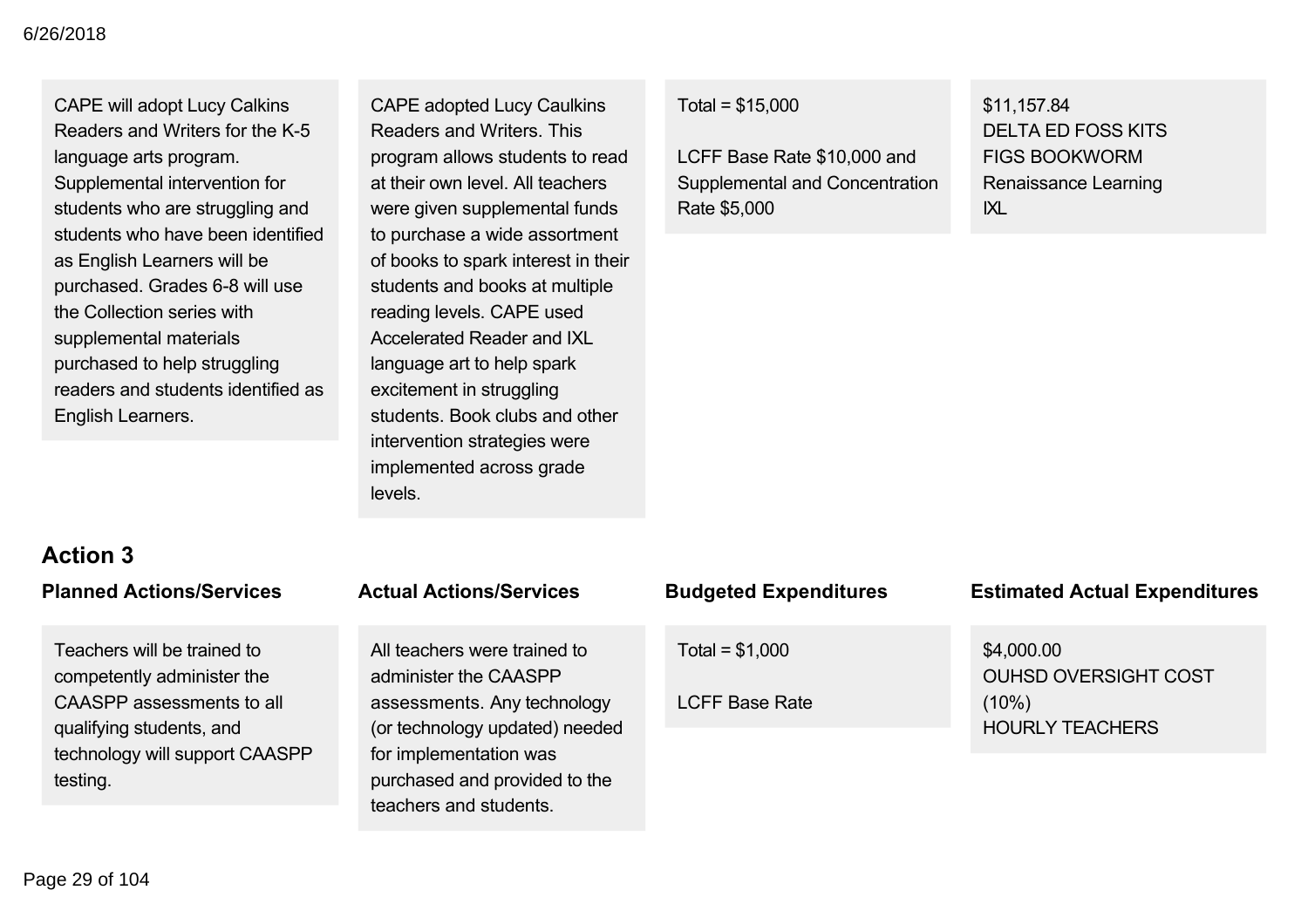| | | | |
|---|---|---|---|
| CAPE will adopt Lucy Calkins Readers and Writers for the K-5 language arts program. Supplemental intervention for students who are struggling and students who have been identified as English Learners will be purchased. Grades 6-8 will use the Collection series with supplemental materials purchased to help struggling readers and students identified as English Learners. | CAPE adopted Lucy Caulkins Readers and Writers. This program allows students to read at their own level. All teachers were given supplemental funds to purchase a wide assortment of books to spark interest in their students and books at multiple reading levels. CAPE used Accelerated Reader and IXL language art to help spark excitement in struggling students. Book clubs and other intervention strategies were implemented across grade levels. | Total = $15,000<br><br>LCFF Base Rate $10,000 and Supplemental and Concentration Rate $5,000 | $11,157.84<br>DELTA ED FOSS KITS<br>FIGS BOOKWORM<br>Renaissance Learning<br>IXL |

## Action 3

| Planned Actions/Services | Actual Actions/Services | Budgeted Expenditures | Estimated Actual Expenditures |
|---|---|---|---|
| Teachers will be trained to competently administer the CAASPP assessments to all qualifying students, and technology will support CAASPP testing. | All teachers were trained to administer the CAASPP assessments. Any technology (or technology updated) needed for implementation was purchased and provided to the teachers and students. | Total = $1,000<br><br>LCFF Base Rate | $4,000.00<br>OUHSD OVERSIGHT COST (10%)<br>HOURLY TEACHERS |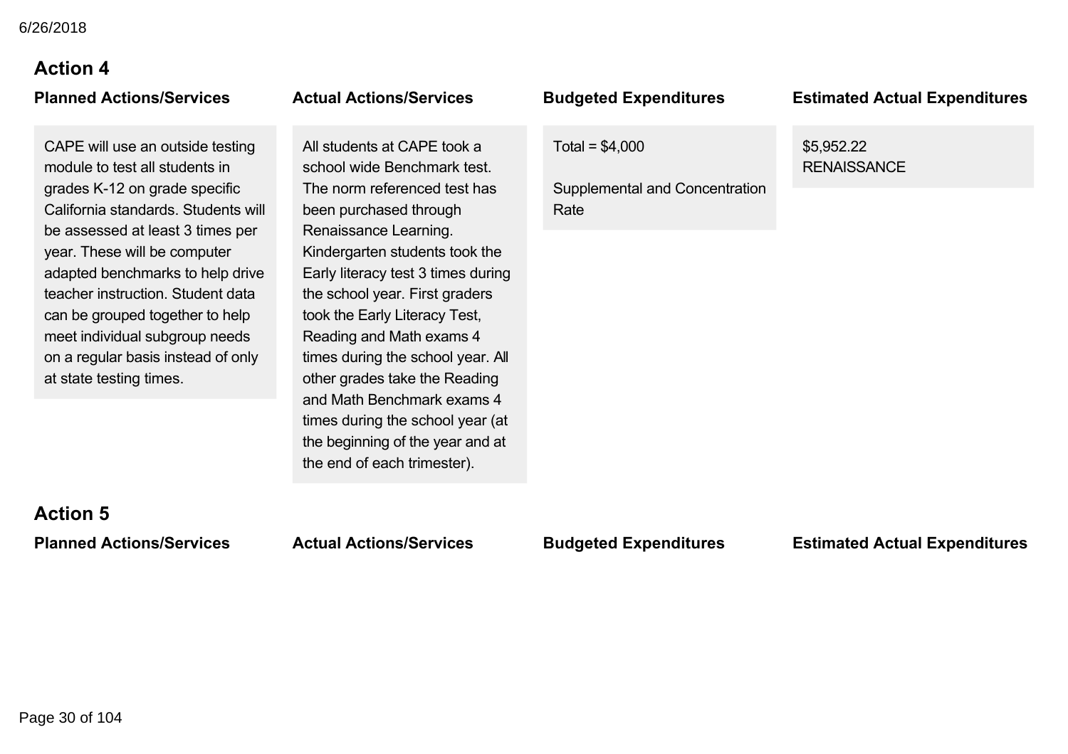## Action 4

| Planned Actions/Services | Actual Actions/Services | Budgeted Expenditures | Estimated Actual Expenditures |
| --- | --- | --- | --- |
| CAPE will use an outside testing module to test all students in grades K-12 on grade specific California standards. Students will be assessed at least 3 times per year. These will be computer adapted benchmarks to help drive teacher instruction. Student data can be grouped together to help meet individual subgroup needs on a regular basis instead of only at state testing times. | All students at CAPE took a school wide Benchmark test. The norm referenced test has been purchased through Renaissance Learning. Kindergarten students took the Early literacy test 3 times during the school year. First graders took the Early Literacy Test, Reading and Math exams 4 times during the school year. All other grades take the Reading and Math Benchmark exams 4 times during the school year (at the beginning of the year and at the end of each trimester). | Total = $4,000<br><br>Supplemental and Concentration Rate | $5,952.22<br>RENAISSANCE |

## Action 5

| Planned Actions/Services | Actual Actions/Services | Budgeted Expenditures | Estimated Actual Expenditures |
| --- | --- | --- | --- |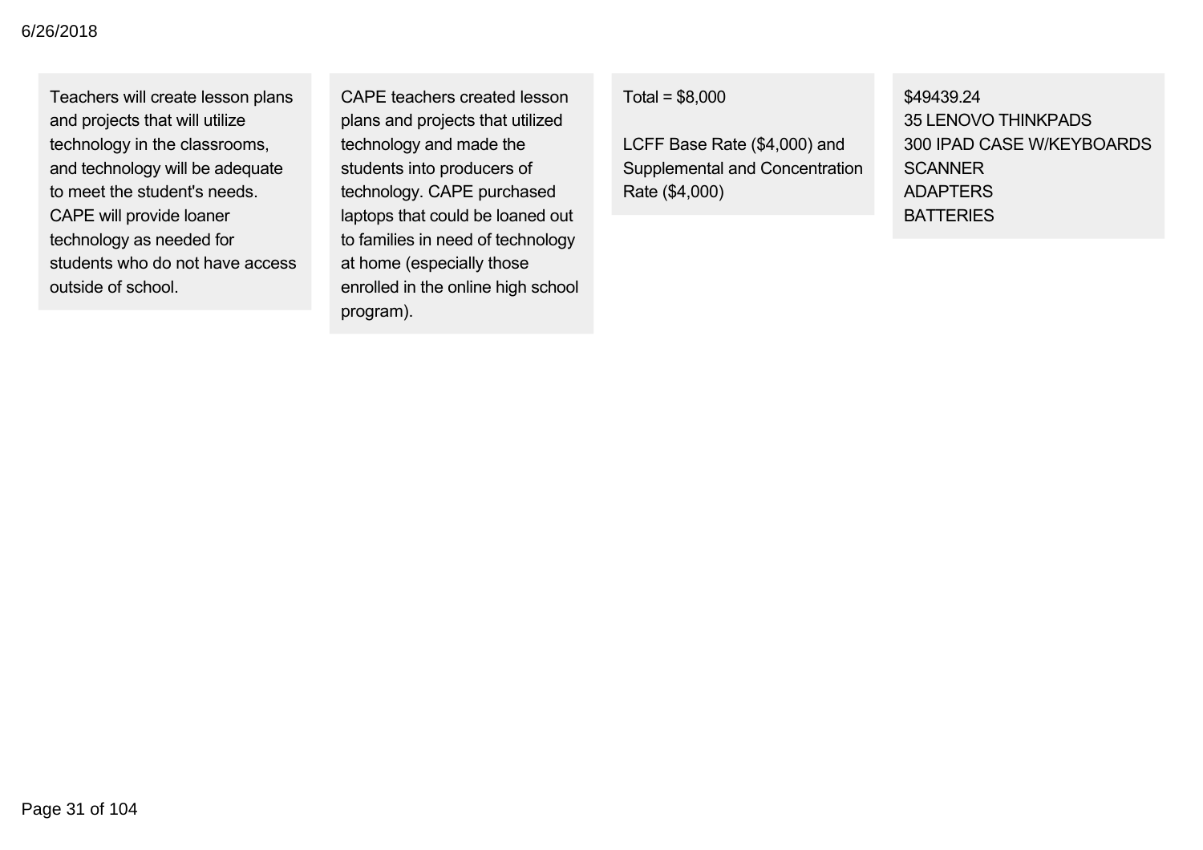| | | | |
|---|---|---|---|
| Teachers will create lesson plans and projects that will utilize technology in the classrooms, and technology will be adequate to meet the student's needs. CAPE will provide loaner technology as needed for students who do not have access outside of school. | CAPE teachers created lesson plans and projects that utilized technology and made the students into producers of technology. CAPE purchased laptops that could be loaned out to families in need of technology at home (especially those enrolled in the online high school program). | Total = $8,000<br><br>LCFF Base Rate ($4,000) and Supplemental and Concentration Rate ($4,000) | $49439.24<br>35 LENOVO THINKPADS<br>300 IPAD CASE W/KEYBOARDS<br>SCANNER<br>ADAPTERS<br>BATTERIES |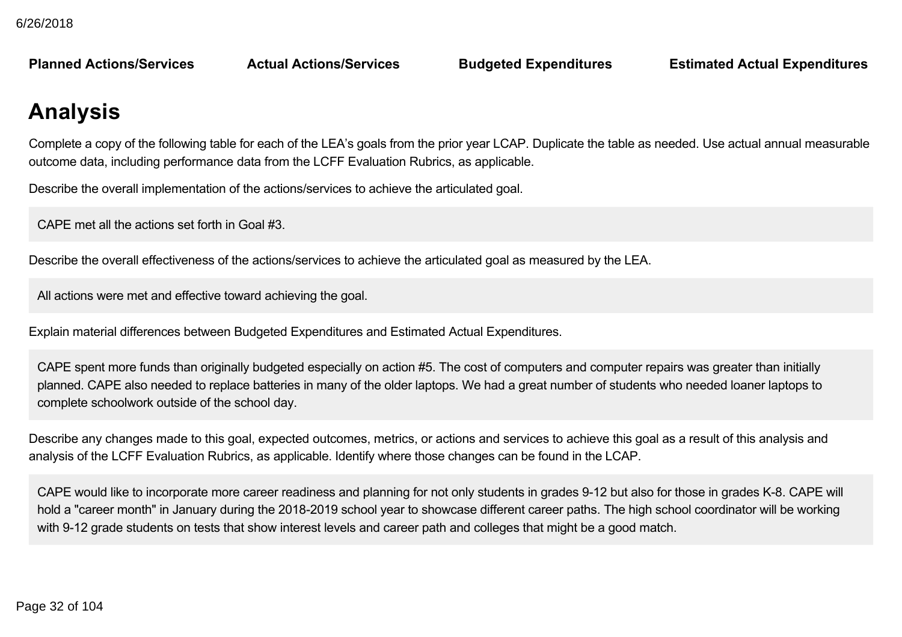| Planned Actions/Services | Actual Actions/Services | Budgeted Expenditures | Estimated Actual Expenditures |
|---|---|---|---|

# Analysis

Complete a copy of the following table for each of the LEA's goals from the prior year LCAP. Duplicate the table as needed. Use actual annual measurable outcome data, including performance data from the LCFF Evaluation Rubrics, as applicable.

Describe the overall implementation of the actions/services to achieve the articulated goal.

> CAPE met all the actions set forth in Goal #3.

Describe the overall effectiveness of the actions/services to achieve the articulated goal as measured by the LEA.

> All actions were met and effective toward achieving the goal.

Explain material differences between Budgeted Expenditures and Estimated Actual Expenditures.

> CAPE spent more funds than originally budgeted especially on action #5. The cost of computers and computer repairs was greater than initially planned. CAPE also needed to replace batteries in many of the older laptops. We had a great number of students who needed loaner laptops to complete schoolwork outside of the school day.

Describe any changes made to this goal, expected outcomes, metrics, or actions and services to achieve this goal as a result of this analysis and analysis of the LCFF Evaluation Rubrics, as applicable. Identify where those changes can be found in the LCAP.

> CAPE would like to incorporate more career readiness and planning for not only students in grades 9-12 but also for those in grades K-8. CAPE will hold a "career month" in January during the 2018-2019 school year to showcase different career paths. The high school coordinator will be working with 9-12 grade students on tests that show interest levels and career path and colleges that might be a good match.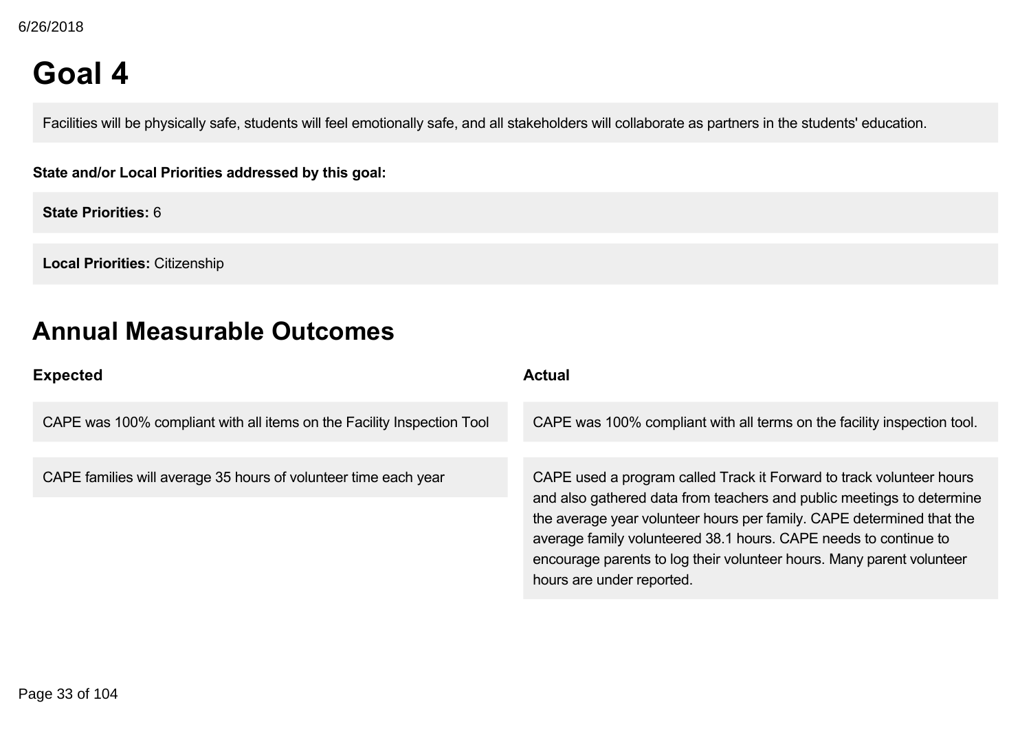# Goal 4

Facilities will be physically safe, students will feel emotionally safe, and all stakeholders will collaborate as partners in the students' education.

**State and/or Local Priorities addressed by this goal:**

**State Priorities:** 6

**Local Priorities:** Citizenship

## Annual Measurable Outcomes

| Expected | Actual |
|---|---|
| CAPE was 100% compliant with all items on the Facility Inspection Tool | CAPE was 100% compliant with all terms on the facility inspection tool. |
| CAPE families will average 35 hours of volunteer time each year | CAPE used a program called Track it Forward to track volunteer hours and also gathered data from teachers and public meetings to determine the average year volunteer hours per family. CAPE determined that the average family volunteered 38.1 hours. CAPE needs to continue to encourage parents to log their volunteer hours. Many parent volunteer hours are under reported. |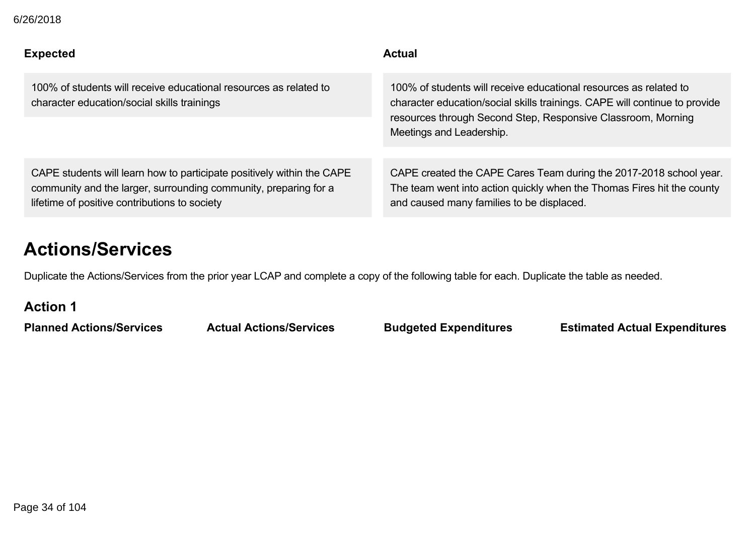| Expected | Actual |
| --- | --- |
| 100% of students will receive educational resources as related to character education/social skills trainings | 100% of students will receive educational resources as related to character education/social skills trainings. CAPE will continue to provide resources through Second Step, Responsive Classroom, Morning Meetings and Leadership. |
| CAPE students will learn how to participate positively within the CAPE community and the larger, surrounding community, preparing for a lifetime of positive contributions to society | CAPE created the CAPE Cares Team during the 2017-2018 school year. The team went into action quickly when the Thomas Fires hit the county and caused many families to be displaced. |

# Actions/Services

Duplicate the Actions/Services from the prior year LCAP and complete a copy of the following table for each. Duplicate the table as needed.

## Action 1

| Planned Actions/Services | Actual Actions/Services | Budgeted Expenditures | Estimated Actual Expenditures |
| --- | --- | --- | --- |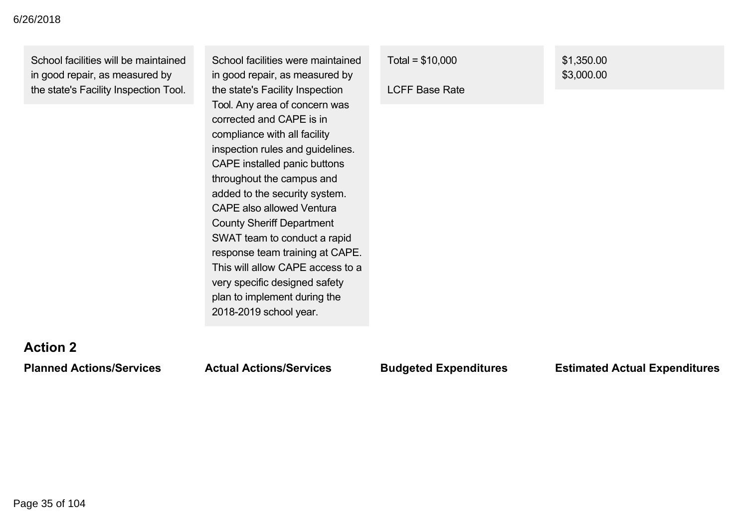| | | | |
|---|---|---|---|
| School facilities will be maintained in good repair, as measured by the state's Facility Inspection Tool. | School facilities were maintained in good repair, as measured by the state's Facility Inspection Tool. Any area of concern was corrected and CAPE is in compliance with all facility inspection rules and guidelines. CAPE installed panic buttons throughout the campus and added to the security system. CAPE also allowed Ventura County Sheriff Department SWAT team to conduct a rapid response team training at CAPE. This will allow CAPE access to a very specific designed safety plan to implement during the 2018-2019 school year. | Total = $10,000<br><br>LCFF Base Rate | $1,350.00<br>$3,000.00 |

## Action 2

| Planned Actions/Services | Actual Actions/Services | Budgeted Expenditures | Estimated Actual Expenditures |
|---|---|---|---|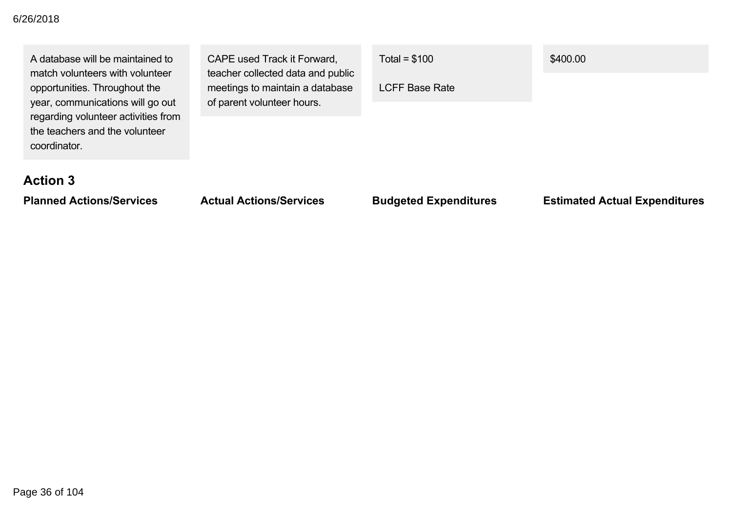| Planned Actions/Services | Actual Actions/Services | Budgeted Expenditures | Estimated Actual Expenditures |
|---|---|---|---|
| A database will be maintained to match volunteers with volunteer opportunities. Throughout the year, communications will go out regarding volunteer activities from the teachers and the volunteer coordinator. | CAPE used Track it Forward, teacher collected data and public meetings to maintain a database of parent volunteer hours. | Total = $100<br><br>LCFF Base Rate | $400.00 |

### Action 3

| Planned Actions/Services | Actual Actions/Services | Budgeted Expenditures | Estimated Actual Expenditures |
|---|---|---|---|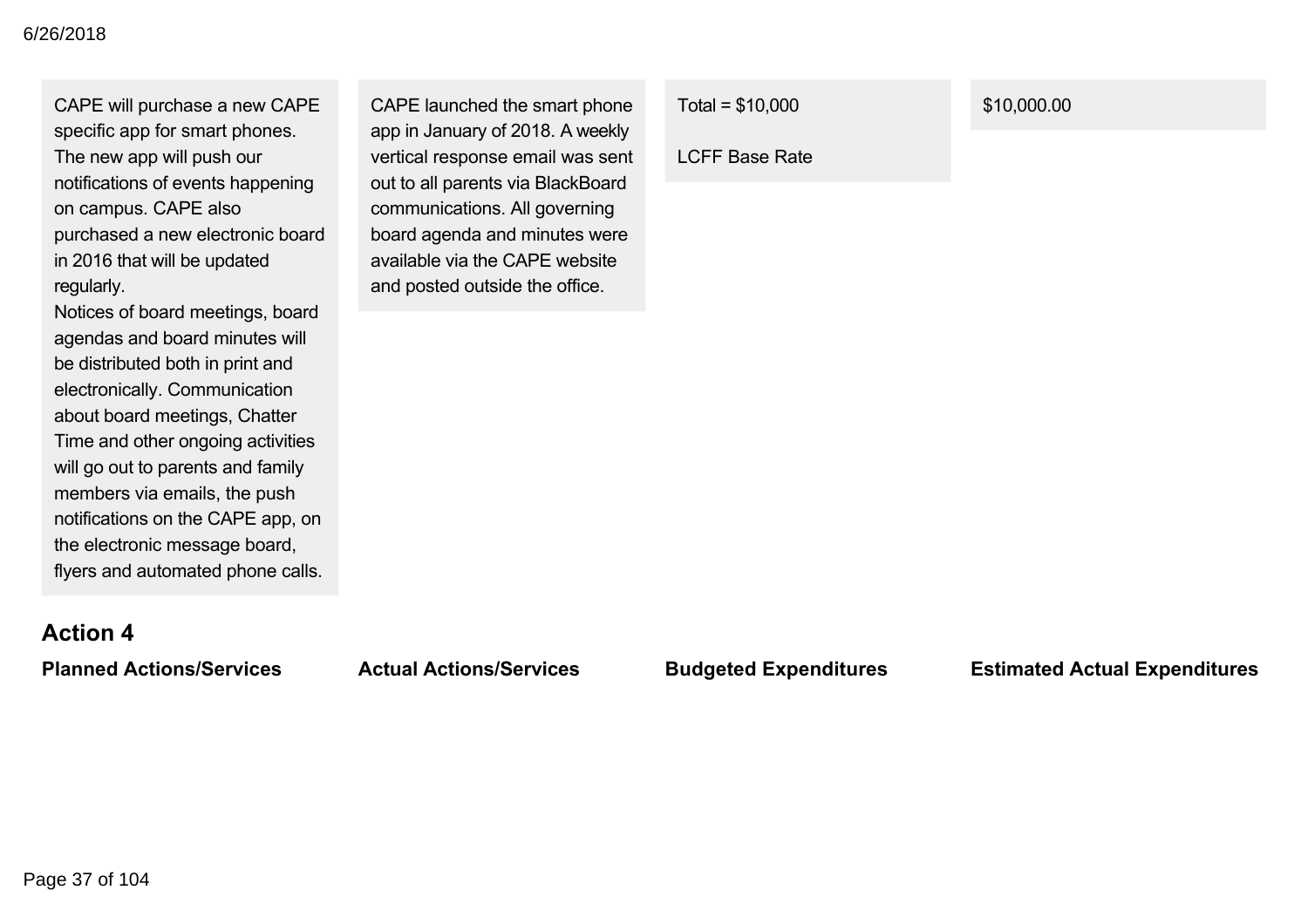| | | | |
|---|---|---|---|
| CAPE will purchase a new CAPE specific app for smart phones. The new app will push our notifications of events happening on campus. CAPE also purchased a new electronic board in 2016 that will be updated regularly.<br>Notices of board meetings, board agendas and board minutes will be distributed both in print and electronically. Communication about board meetings, Chatter Time and other ongoing activities will go out to parents and family members via emails, the push notifications on the CAPE app, on the electronic message board, flyers and automated phone calls. | CAPE launched the smart phone app in January of 2018. A weekly vertical response email was sent out to all parents via BlackBoard communications. All governing board agenda and minutes were available via the CAPE website and posted outside the office. | Total = $10,000<br><br>LCFF Base Rate | $10,000.00 |

## Action 4

| Planned Actions/Services | Actual Actions/Services | Budgeted Expenditures | Estimated Actual Expenditures |
|---|---|---|---|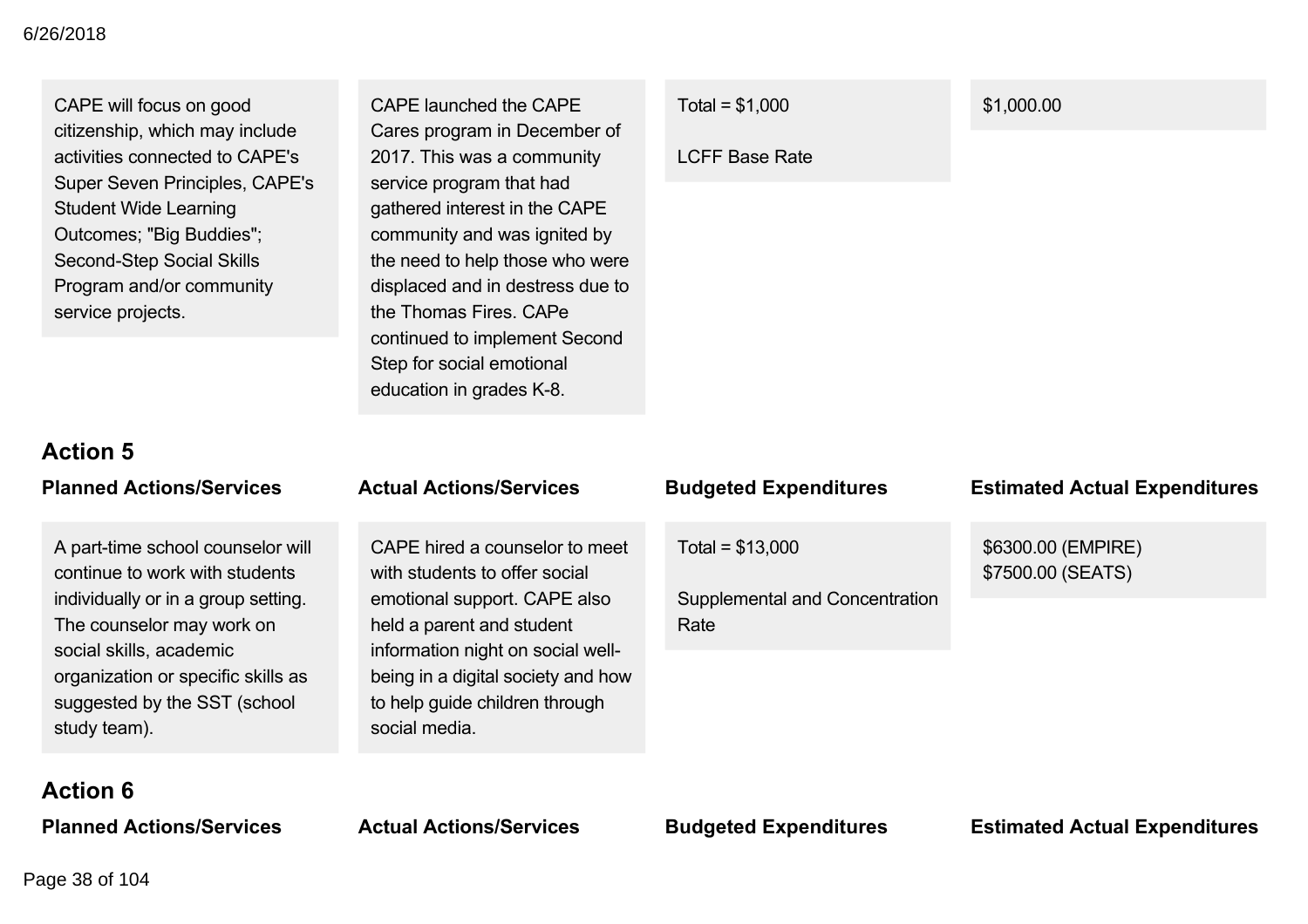| Planned Actions/Services | Actual Actions/Services | Budgeted Expenditures | Estimated Actual Expenditures |
|---|---|---|---|
| CAPE will focus on good citizenship, which may include activities connected to CAPE's Super Seven Principles, CAPE's Student Wide Learning Outcomes; "Big Buddies"; Second-Step Social Skills Program and/or community service projects. | CAPE launched the CAPE Cares program in December of 2017. This was a community service program that had gathered interest in the CAPE community and was ignited by the need to help those who were displaced and in destress due to the Thomas Fires. CAPe continued to implement Second Step for social emotional education in grades K-8. | Total = $1,000<br><br>LCFF Base Rate | $1,000.00 |

### Action 5

| Planned Actions/Services | Actual Actions/Services | Budgeted Expenditures | Estimated Actual Expenditures |
|---|---|---|---|
| A part-time school counselor will continue to work with students individually or in a group setting. The counselor may work on social skills, academic organization or specific skills as suggested by the SST (school study team). | CAPE hired a counselor to meet with students to offer social emotional support. CAPE also held a parent and student information night on social well-being in a digital society and how to help guide children through social media. | Total = $13,000<br><br>Supplemental and Concentration Rate | $6300.00 (EMPIRE)<br>$7500.00 (SEATS) |

### Action 6

| Planned Actions/Services | Actual Actions/Services | Budgeted Expenditures | Estimated Actual Expenditures |
|---|---|---|---|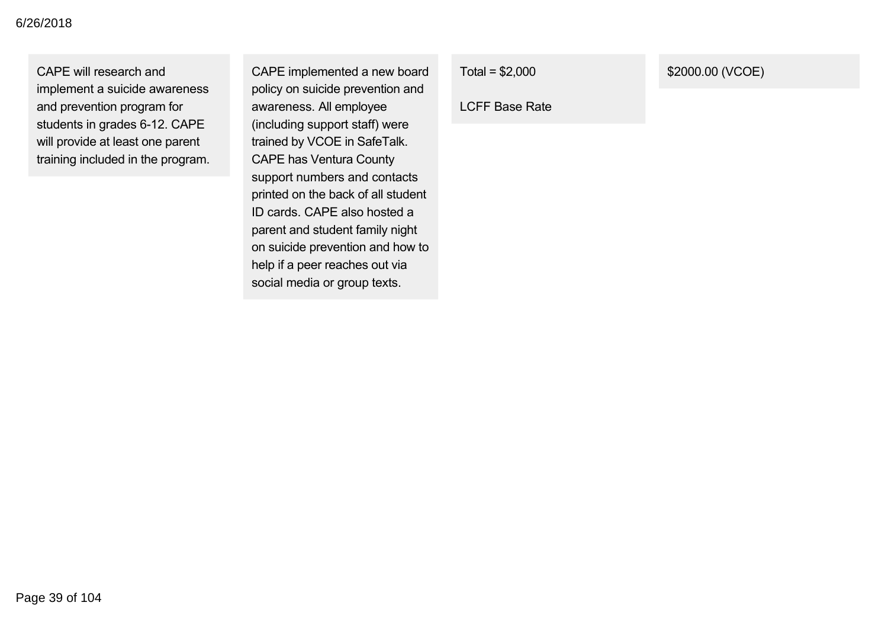| | | | |
|---|---|---|---|
| CAPE will research and implement a suicide awareness and prevention program for students in grades 6-12. CAPE will provide at least one parent training included in the program. | CAPE implemented a new board policy on suicide prevention and awareness. All employee (including support staff) were trained by VCOE in SafeTalk. CAPE has Ventura County support numbers and contacts printed on the back of all student ID cards. CAPE also hosted a parent and student family night on suicide prevention and how to help if a peer reaches out via social media or group texts. | Total = $2,000<br><br>LCFF Base Rate | $2000.00 (VCOE) |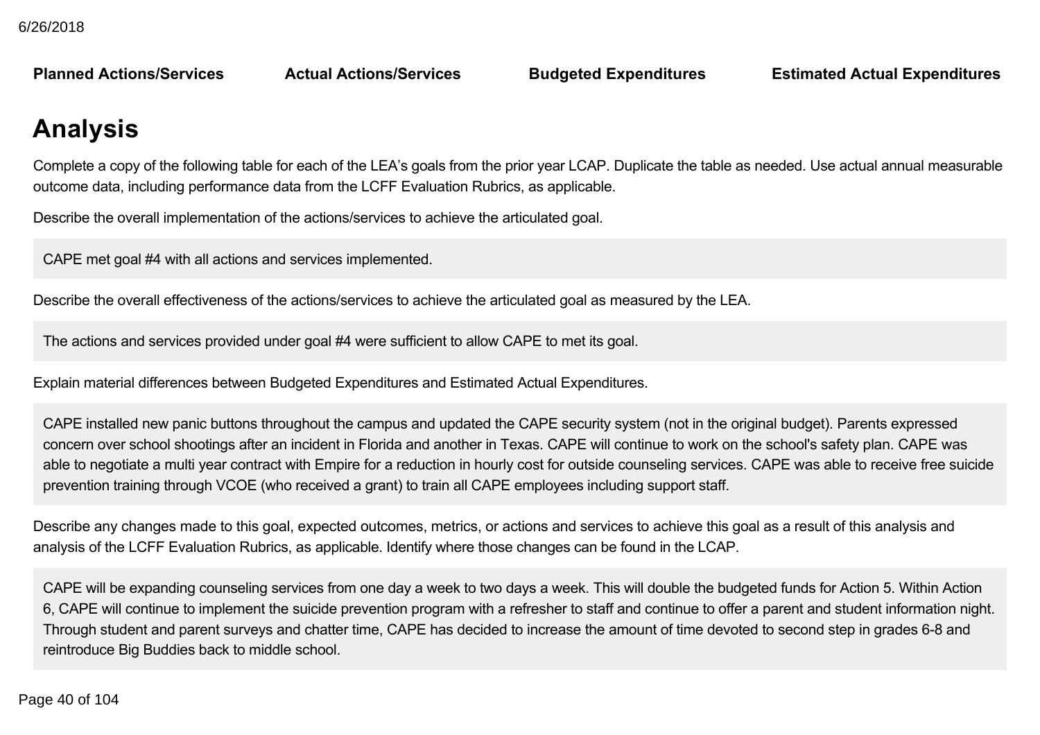| Planned Actions/Services | Actual Actions/Services | Budgeted Expenditures | Estimated Actual Expenditures |
| --- | --- | --- | --- |

# Analysis

Complete a copy of the following table for each of the LEA's goals from the prior year LCAP. Duplicate the table as needed. Use actual annual measurable outcome data, including performance data from the LCFF Evaluation Rubrics, as applicable.

Describe the overall implementation of the actions/services to achieve the articulated goal.

CAPE met goal #4 with all actions and services implemented.

Describe the overall effectiveness of the actions/services to achieve the articulated goal as measured by the LEA.

The actions and services provided under goal #4 were sufficient to allow CAPE to met its goal.

Explain material differences between Budgeted Expenditures and Estimated Actual Expenditures.

CAPE installed new panic buttons throughout the campus and updated the CAPE security system (not in the original budget). Parents expressed concern over school shootings after an incident in Florida and another in Texas. CAPE will continue to work on the school's safety plan. CAPE was able to negotiate a multi year contract with Empire for a reduction in hourly cost for outside counseling services. CAPE was able to receive free suicide prevention training through VCOE (who received a grant) to train all CAPE employees including support staff.

Describe any changes made to this goal, expected outcomes, metrics, or actions and services to achieve this goal as a result of this analysis and analysis of the LCFF Evaluation Rubrics, as applicable. Identify where those changes can be found in the LCAP.

CAPE will be expanding counseling services from one day a week to two days a week. This will double the budgeted funds for Action 5. Within Action 6, CAPE will continue to implement the suicide prevention program with a refresher to staff and continue to offer a parent and student information night. Through student and parent surveys and chatter time, CAPE has decided to increase the amount of time devoted to second step in grades 6-8 and reintroduce Big Buddies back to middle school.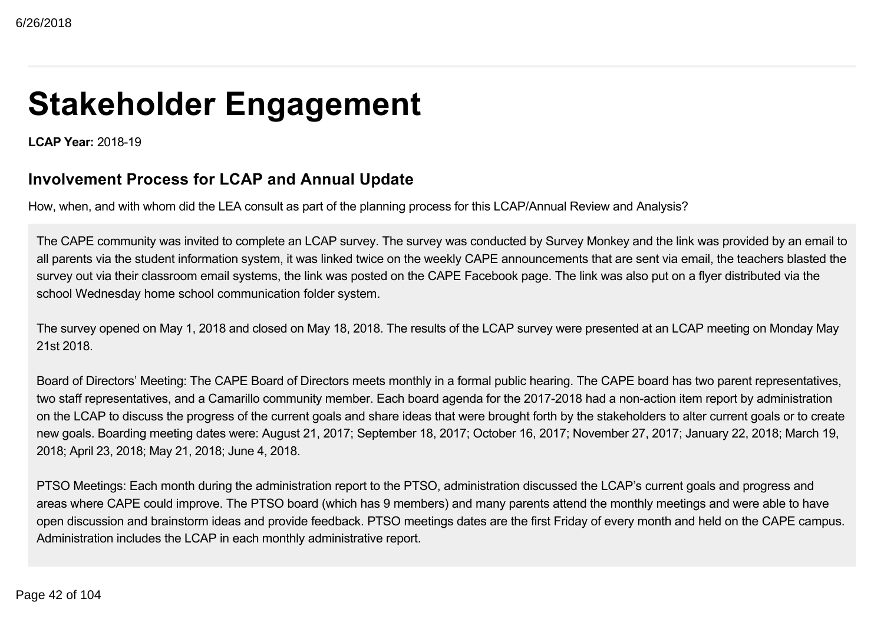# Stakeholder Engagement

**LCAP Year:** 2018-19

## Involvement Process for LCAP and Annual Update

How, when, and with whom did the LEA consult as part of the planning process for this LCAP/Annual Review and Analysis?

The CAPE community was invited to complete an LCAP survey. The survey was conducted by Survey Monkey and the link was provided by an email to all parents via the student information system, it was linked twice on the weekly CAPE announcements that are sent via email, the teachers blasted the survey out via their classroom email systems, the link was posted on the CAPE Facebook page. The link was also put on a flyer distributed via the school Wednesday home school communication folder system.

The survey opened on May 1, 2018 and closed on May 18, 2018. The results of the LCAP survey were presented at an LCAP meeting on Monday May 21st 2018.

Board of Directors' Meeting: The CAPE Board of Directors meets monthly in a formal public hearing. The CAPE board has two parent representatives, two staff representatives, and a Camarillo community member. Each board agenda for the 2017-2018 had a non-action item report by administration on the LCAP to discuss the progress of the current goals and share ideas that were brought forth by the stakeholders to alter current goals or to create new goals. Boarding meeting dates were: August 21, 2017; September 18, 2017; October 16, 2017; November 27, 2017; January 22, 2018; March 19, 2018; April 23, 2018; May 21, 2018; June 4, 2018.

PTSO Meetings: Each month during the administration report to the PTSO, administration discussed the LCAP's current goals and progress and areas where CAPE could improve. The PTSO board (which has 9 members) and many parents attend the monthly meetings and were able to have open discussion and brainstorm ideas and provide feedback. PTSO meetings dates are the first Friday of every month and held on the CAPE campus. Administration includes the LCAP in each monthly administrative report.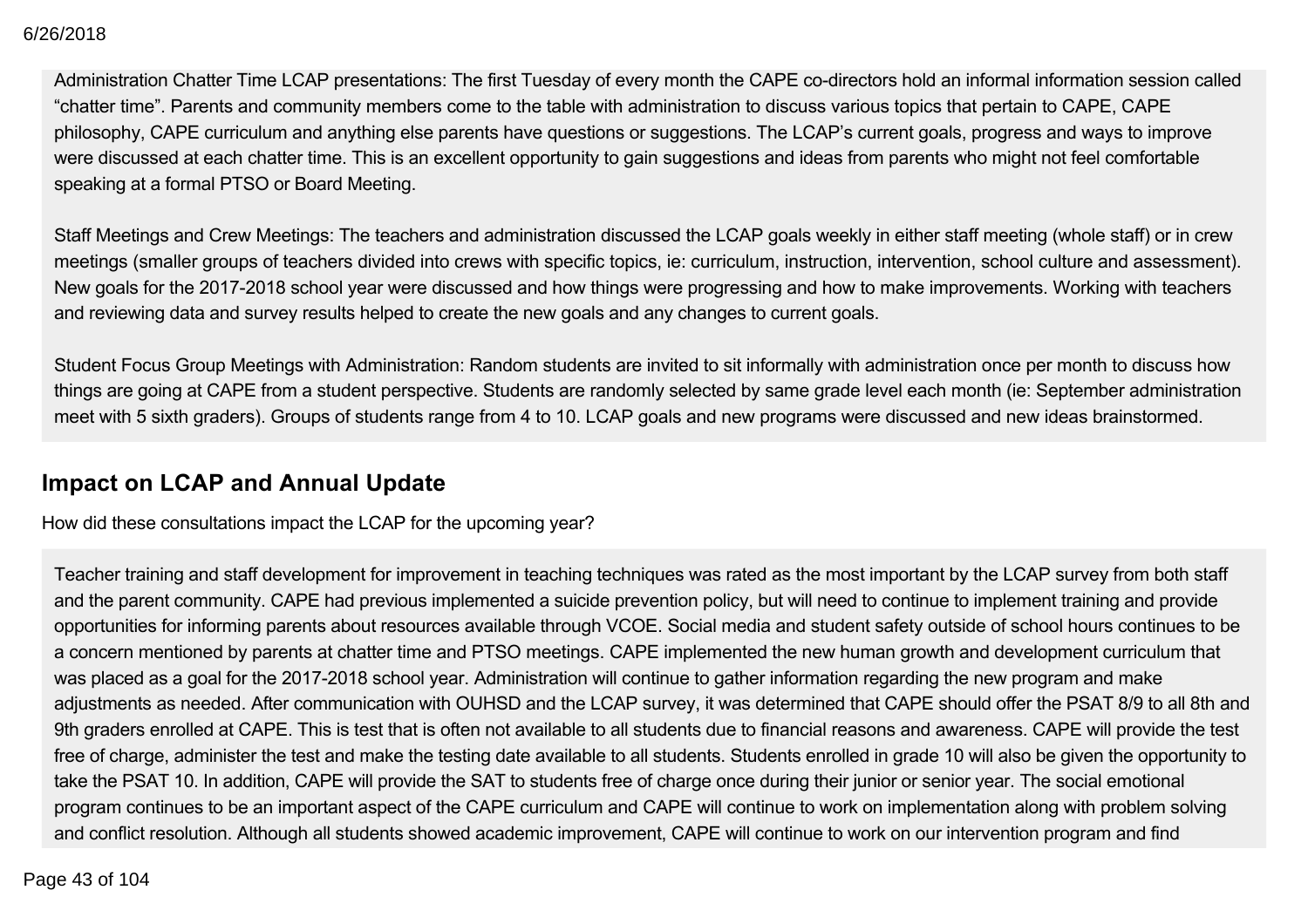Administration Chatter Time LCAP presentations: The first Tuesday of every month the CAPE co-directors hold an informal information session called “chatter time”. Parents and community members come to the table with administration to discuss various topics that pertain to CAPE, CAPE philosophy, CAPE curriculum and anything else parents have questions or suggestions. The LCAP’s current goals, progress and ways to improve were discussed at each chatter time. This is an excellent opportunity to gain suggestions and ideas from parents who might not feel comfortable speaking at a formal PTSO or Board Meeting.

Staff Meetings and Crew Meetings: The teachers and administration discussed the LCAP goals weekly in either staff meeting (whole staff) or in crew meetings (smaller groups of teachers divided into crews with specific topics, ie: curriculum, instruction, intervention, school culture and assessment). New goals for the 2017-2018 school year were discussed and how things were progressing and how to make improvements. Working with teachers and reviewing data and survey results helped to create the new goals and any changes to current goals.

Student Focus Group Meetings with Administration: Random students are invited to sit informally with administration once per month to discuss how things are going at CAPE from a student perspective. Students are randomly selected by same grade level each month (ie: September administration meet with 5 sixth graders). Groups of students range from 4 to 10. LCAP goals and new programs were discussed and new ideas brainstormed.

## Impact on LCAP and Annual Update

How did these consultations impact the LCAP for the upcoming year?

Teacher training and staff development for improvement in teaching techniques was rated as the most important by the LCAP survey from both staff and the parent community. CAPE had previous implemented a suicide prevention policy, but will need to continue to implement training and provide opportunities for informing parents about resources available through VCOE. Social media and student safety outside of school hours continues to be a concern mentioned by parents at chatter time and PTSO meetings. CAPE implemented the new human growth and development curriculum that was placed as a goal for the 2017-2018 school year. Administration will continue to gather information regarding the new program and make adjustments as needed. After communication with OUHSD and the LCAP survey, it was determined that CAPE should offer the PSAT 8/9 to all 8th and 9th graders enrolled at CAPE. This is test that is often not available to all students due to financial reasons and awareness. CAPE will provide the test free of charge, administer the test and make the testing date available to all students. Students enrolled in grade 10 will also be given the opportunity to take the PSAT 10. In addition, CAPE will provide the SAT to students free of charge once during their junior or senior year. The social emotional program continues to be an important aspect of the CAPE curriculum and CAPE will continue to work on implementation along with problem solving and conflict resolution. Although all students showed academic improvement, CAPE will continue to work on our intervention program and find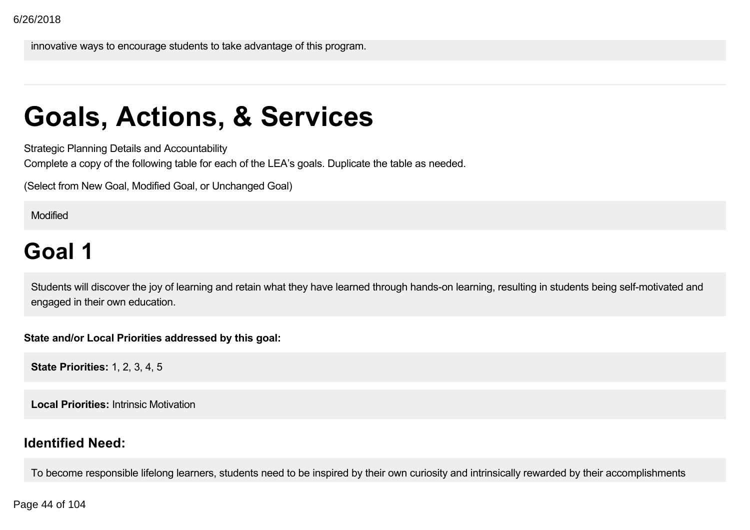innovative ways to encourage students to take advantage of this program.

---

# Goals, Actions, & Services

Strategic Planning Details and Accountability
Complete a copy of the following table for each of the LEA's goals. Duplicate the table as needed.

(Select from New Goal, Modified Goal, or Unchanged Goal)

Modified

# Goal 1

Students will discover the joy of learning and retain what they have learned through hands-on learning, resulting in students being self-motivated and engaged in their own education.

**State and/or Local Priorities addressed by this goal:**

**State Priorities:** 1, 2, 3, 4, 5

**Local Priorities:** Intrinsic Motivation

## Identified Need:

To become responsible lifelong learners, students need to be inspired by their own curiosity and intrinsically rewarded by their accomplishments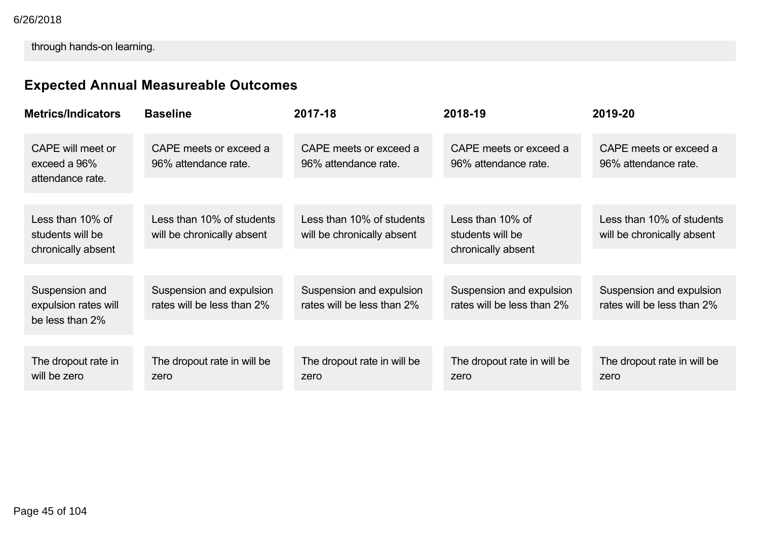through hands-on learning.

## Expected Annual Measureable Outcomes

| Metrics/Indicators | Baseline | 2017-18 | 2018-19 | 2019-20 |
| --- | --- | --- | --- | --- |
| CAPE will meet or exceed a 96% attendance rate. | CAPE meets or exceed a 96% attendance rate. | CAPE meets or exceed a 96% attendance rate. | CAPE meets or exceed a 96% attendance rate. | CAPE meets or exceed a 96% attendance rate. |
| Less than 10% of students will be chronically absent | Less than 10% of students will be chronically absent | Less than 10% of students will be chronically absent | Less than 10% of students will be chronically absent | Less than 10% of students will be chronically absent |
| Suspension and expulsion rates will be less than 2% | Suspension and expulsion rates will be less than 2% | Suspension and expulsion rates will be less than 2% | Suspension and expulsion rates will be less than 2% | Suspension and expulsion rates will be less than 2% |
| The dropout rate in will be zero | The dropout rate in will be zero | The dropout rate in will be zero | The dropout rate in will be zero | The dropout rate in will be zero |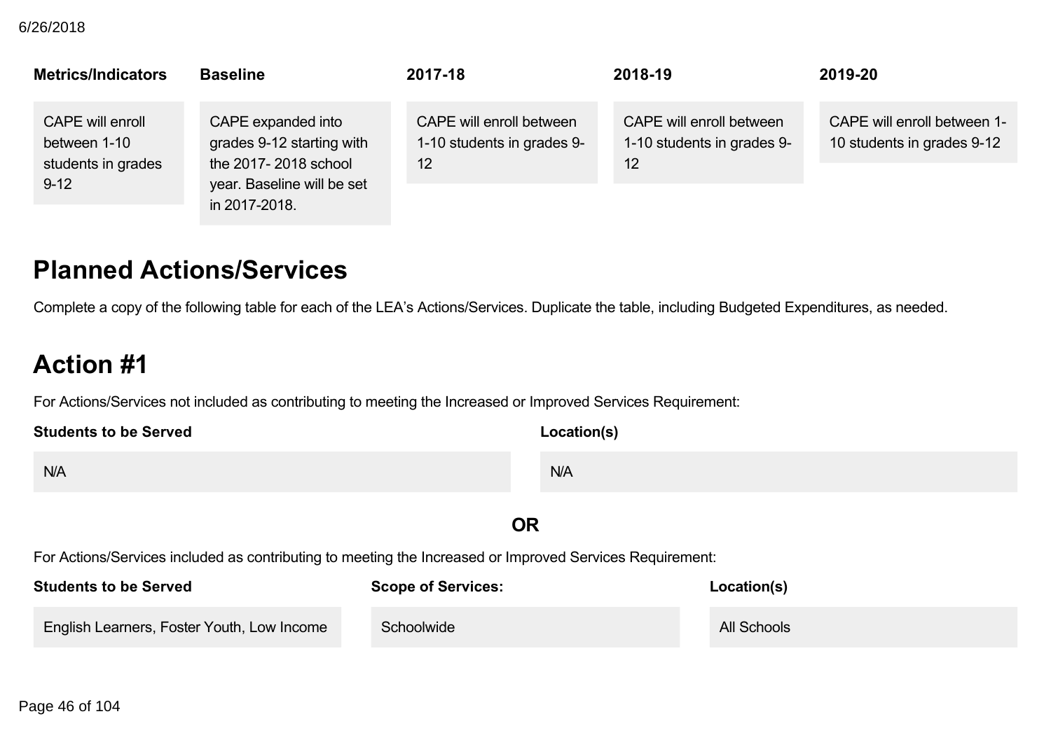| Metrics/Indicators | Baseline | 2017-18 | 2018-19 | 2019-20 |
| --- | --- | --- | --- | --- |
| CAPE will enroll between 1-10 students in grades 9-12 | CAPE expanded into grades 9-12 starting with the 2017- 2018 school year. Baseline will be set in 2017-2018. | CAPE will enroll between 1-10 students in grades 9-12 | CAPE will enroll between 1-10 students in grades 9-12 | CAPE will enroll between 1-10 students in grades 9-12 |

# Planned Actions/Services

Complete a copy of the following table for each of the LEA's Actions/Services. Duplicate the table, including Budgeted Expenditures, as needed.

# Action #1

For Actions/Services not included as contributing to meeting the Increased or Improved Services Requirement:

| Students to be Served | Location(s) |
| --- | --- |
| N/A | N/A |

**OR**

For Actions/Services included as contributing to meeting the Increased or Improved Services Requirement:

| Students to be Served | Scope of Services: | Location(s) |
| --- | --- | --- |
| English Learners, Foster Youth, Low Income | Schoolwide | All Schools |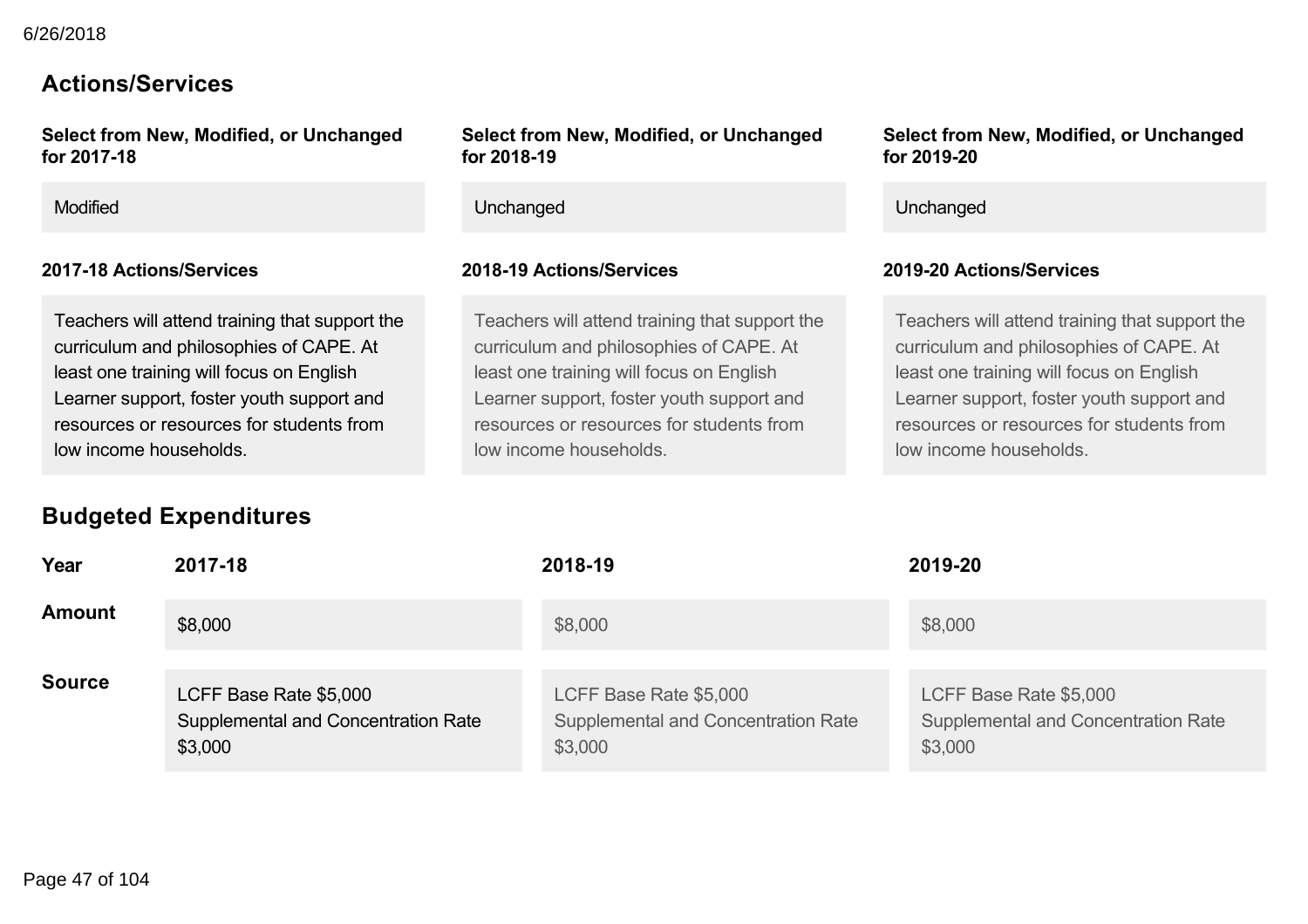## Actions/Services

| Select from New, Modified, or Unchanged for 2017-18 | Select from New, Modified, or Unchanged for 2018-19 | Select from New, Modified, or Unchanged for 2019-20 |
|---|---|---|
| Modified | Unchanged | Unchanged |

| 2017-18 Actions/Services | 2018-19 Actions/Services | 2019-20 Actions/Services |
|---|---|---|
| Teachers will attend training that support the curriculum and philosophies of CAPE. At least one training will focus on English Learner support, foster youth support and resources or resources for students from low income households. | Teachers will attend training that support the curriculum and philosophies of CAPE. At least one training will focus on English Learner support, foster youth support and resources or resources for students from low income households. | Teachers will attend training that support the curriculum and philosophies of CAPE. At least one training will focus on English Learner support, foster youth support and resources or resources for students from low income households. |

## Budgeted Expenditures

| Year | 2017-18 | 2018-19 | 2019-20 |
|---|---|---|---|
| Amount | $8,000 | $8,000 | $8,000 |
| Source | LCFF Base Rate $5,000<br>Supplemental and Concentration Rate $3,000 | LCFF Base Rate $5,000<br>Supplemental and Concentration Rate $3,000 | LCFF Base Rate $5,000<br>Supplemental and Concentration Rate $3,000 |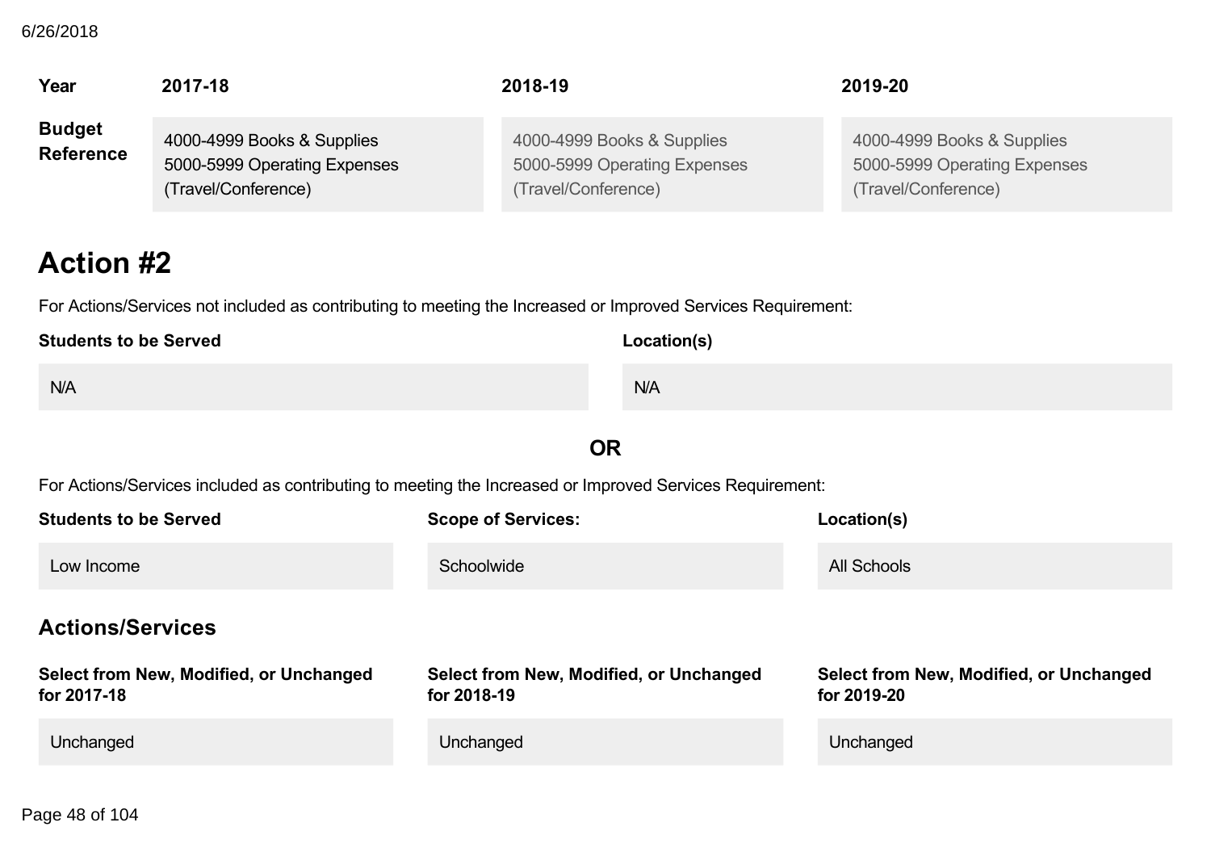| Year | 2017-18 | 2018-19 | 2019-20 |
| --- | --- | --- | --- |
| **Budget Reference** | 4000-4999 Books & Supplies<br>5000-5999 Operating Expenses (Travel/Conference) | 4000-4999 Books & Supplies<br>5000-5999 Operating Expenses (Travel/Conference) | 4000-4999 Books & Supplies<br>5000-5999 Operating Expenses (Travel/Conference) |

# Action #2

For Actions/Services not included as contributing to meeting the Increased or Improved Services Requirement:

| Students to be Served | Location(s) |
| --- | --- |
| N/A | N/A |

**OR**

For Actions/Services included as contributing to meeting the Increased or Improved Services Requirement:

| Students to be Served | Scope of Services: | Location(s) |
| --- | --- | --- |
| Low Income | Schoolwide | All Schools |

## Actions/Services

| Select from New, Modified, or Unchanged for 2017-18 | Select from New, Modified, or Unchanged for 2018-19 | Select from New, Modified, or Unchanged for 2019-20 |
| --- | --- | --- |
| Unchanged | Unchanged | Unchanged |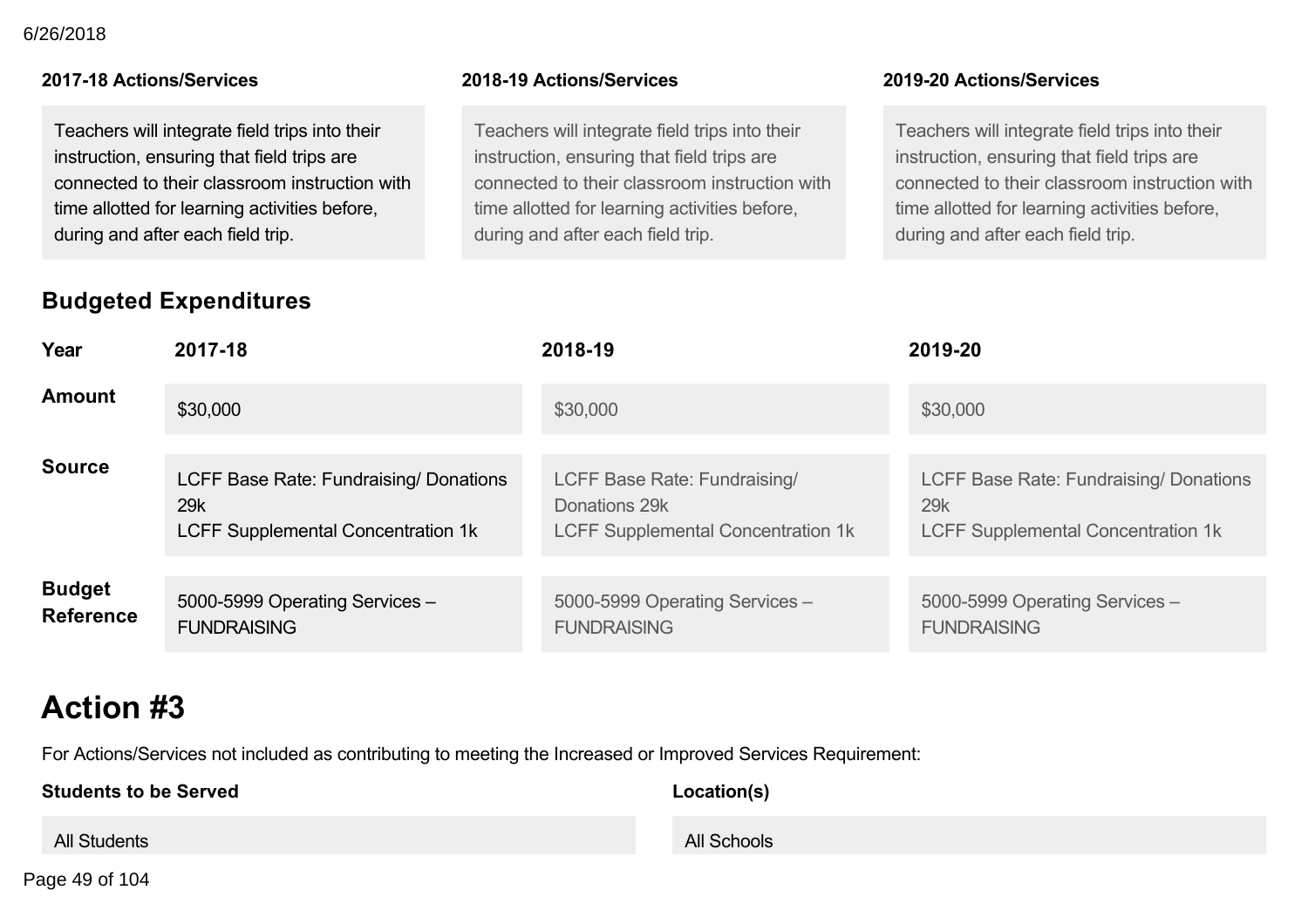| 2017-18 Actions/Services | 2018-19 Actions/Services | 2019-20 Actions/Services |
|---|---|---|
| Teachers will integrate field trips into their instruction, ensuring that field trips are connected to their classroom instruction with time allotted for learning activities before, during and after each field trip. | Teachers will integrate field trips into their instruction, ensuring that field trips are connected to their classroom instruction with time allotted for learning activities before, during and after each field trip. | Teachers will integrate field trips into their instruction, ensuring that field trips are connected to their classroom instruction with time allotted for learning activities before, during and after each field trip. |

## Budgeted Expenditures

| Year | 2017-18 | 2018-19 | 2019-20 |
|---|---|---|---|
| **Amount** | $30,000 | $30,000 | $30,000 |
| **Source** | LCFF Base Rate: Fundraising/ Donations 29k<br>LCFF Supplemental Concentration 1k | LCFF Base Rate: Fundraising/ Donations 29k<br>LCFF Supplemental Concentration 1k | LCFF Base Rate: Fundraising/ Donations 29k<br>LCFF Supplemental Concentration 1k |
| **Budget Reference** | 5000-5999 Operating Services – FUNDRAISING | 5000-5999 Operating Services – FUNDRAISING | 5000-5999 Operating Services – FUNDRAISING |

# Action #3

For Actions/Services not included as contributing to meeting the Increased or Improved Services Requirement:

| Students to be Served | Location(s) |
|---|---|
| All Students | All Schools |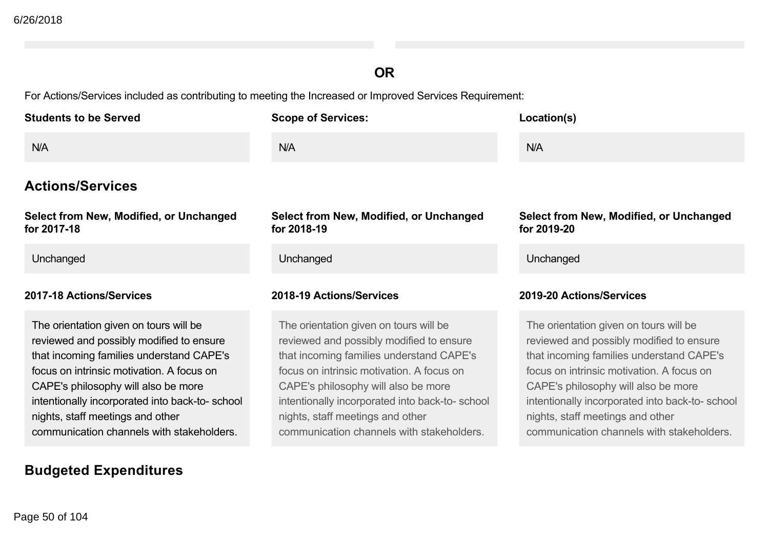**OR**

For Actions/Services included as contributing to meeting the Increased or Improved Services Requirement:

| Students to be Served | Scope of Services: | Location(s) |
|---|---|---|
| N/A | N/A | N/A |

## Actions/Services

| Select from New, Modified, or Unchanged for 2017-18 | Select from New, Modified, or Unchanged for 2018-19 | Select from New, Modified, or Unchanged for 2019-20 |
|---|---|---|
| Unchanged | Unchanged | Unchanged |

| 2017-18 Actions/Services | 2018-19 Actions/Services | 2019-20 Actions/Services |
|---|---|---|
| The orientation given on tours will be reviewed and possibly modified to ensure that incoming families understand CAPE's focus on intrinsic motivation. A focus on CAPE's philosophy will also be more intentionally incorporated into back-to- school nights, staff meetings and other communication channels with stakeholders. | The orientation given on tours will be reviewed and possibly modified to ensure that incoming families understand CAPE's focus on intrinsic motivation. A focus on CAPE's philosophy will also be more intentionally incorporated into back-to- school nights, staff meetings and other communication channels with stakeholders. | The orientation given on tours will be reviewed and possibly modified to ensure that incoming families understand CAPE's focus on intrinsic motivation. A focus on CAPE's philosophy will also be more intentionally incorporated into back-to- school nights, staff meetings and other communication channels with stakeholders. |

## Budgeted Expenditures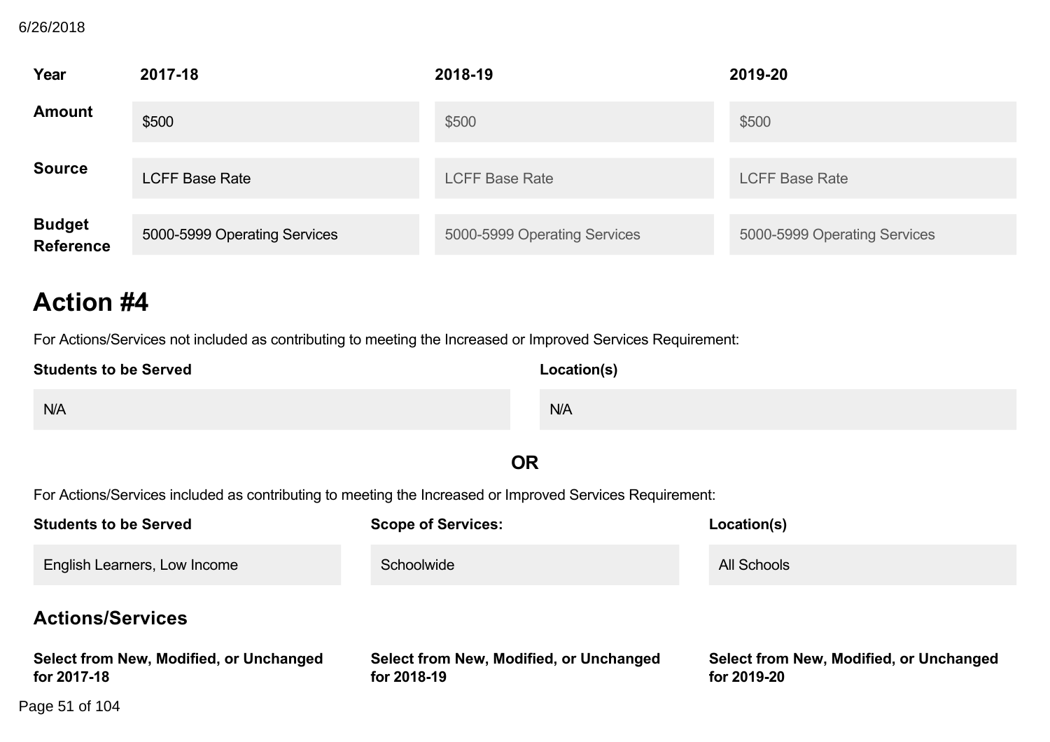| Year | 2017-18 | 2018-19 | 2019-20 |
|---|---|---|---|
| Amount | $500 | $500 | $500 |
| Source | LCFF Base Rate | LCFF Base Rate | LCFF Base Rate |
| Budget Reference | 5000-5999 Operating Services | 5000-5999 Operating Services | 5000-5999 Operating Services |

# Action #4

For Actions/Services not included as contributing to meeting the Increased or Improved Services Requirement:

| Students to be Served | Location(s) |
|---|---|
| N/A | N/A |

**OR**

For Actions/Services included as contributing to meeting the Increased or Improved Services Requirement:

| Students to be Served | Scope of Services: | Location(s) |
|---|---|---|
| English Learners, Low Income | Schoolwide | All Schools |

## Actions/Services

| Select from New, Modified, or Unchanged for 2017-18 | Select from New, Modified, or Unchanged for 2018-19 | Select from New, Modified, or Unchanged for 2019-20 |
|---|---|---|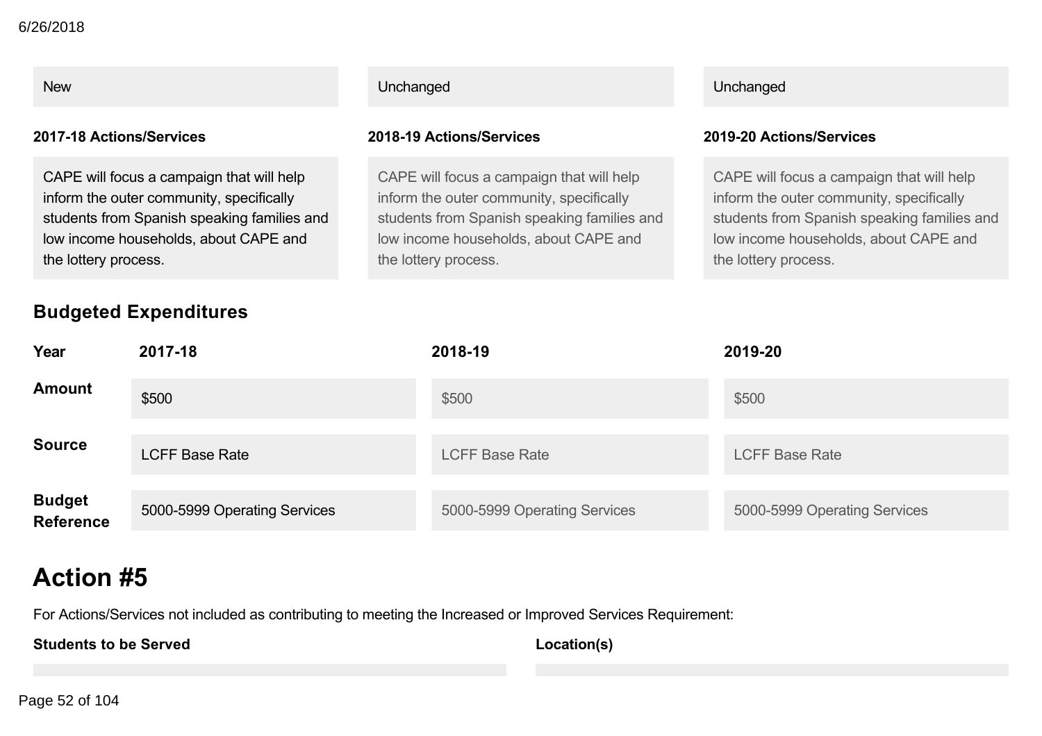| New | Unchanged | Unchanged |
|---|---|---|

| 2017-18 Actions/Services | 2018-19 Actions/Services | 2019-20 Actions/Services |
|---|---|---|
| CAPE will focus a campaign that will help inform the outer community, specifically students from Spanish speaking families and low income households, about CAPE and the lottery process. | CAPE will focus a campaign that will help inform the outer community, specifically students from Spanish speaking families and low income households, about CAPE and the lottery process. | CAPE will focus a campaign that will help inform the outer community, specifically students from Spanish speaking families and low income households, about CAPE and the lottery process. |

## Budgeted Expenditures

| Year | 2017-18 | 2018-19 | 2019-20 |
|---|---|---|---|
| Amount | $500 | $500 | $500 |
| Source | LCFF Base Rate | LCFF Base Rate | LCFF Base Rate |
| Budget Reference | 5000-5999 Operating Services | 5000-5999 Operating Services | 5000-5999 Operating Services |

# Action #5

For Actions/Services not included as contributing to meeting the Increased or Improved Services Requirement:

| Students to be Served | Location(s) |
|---|---|
| | |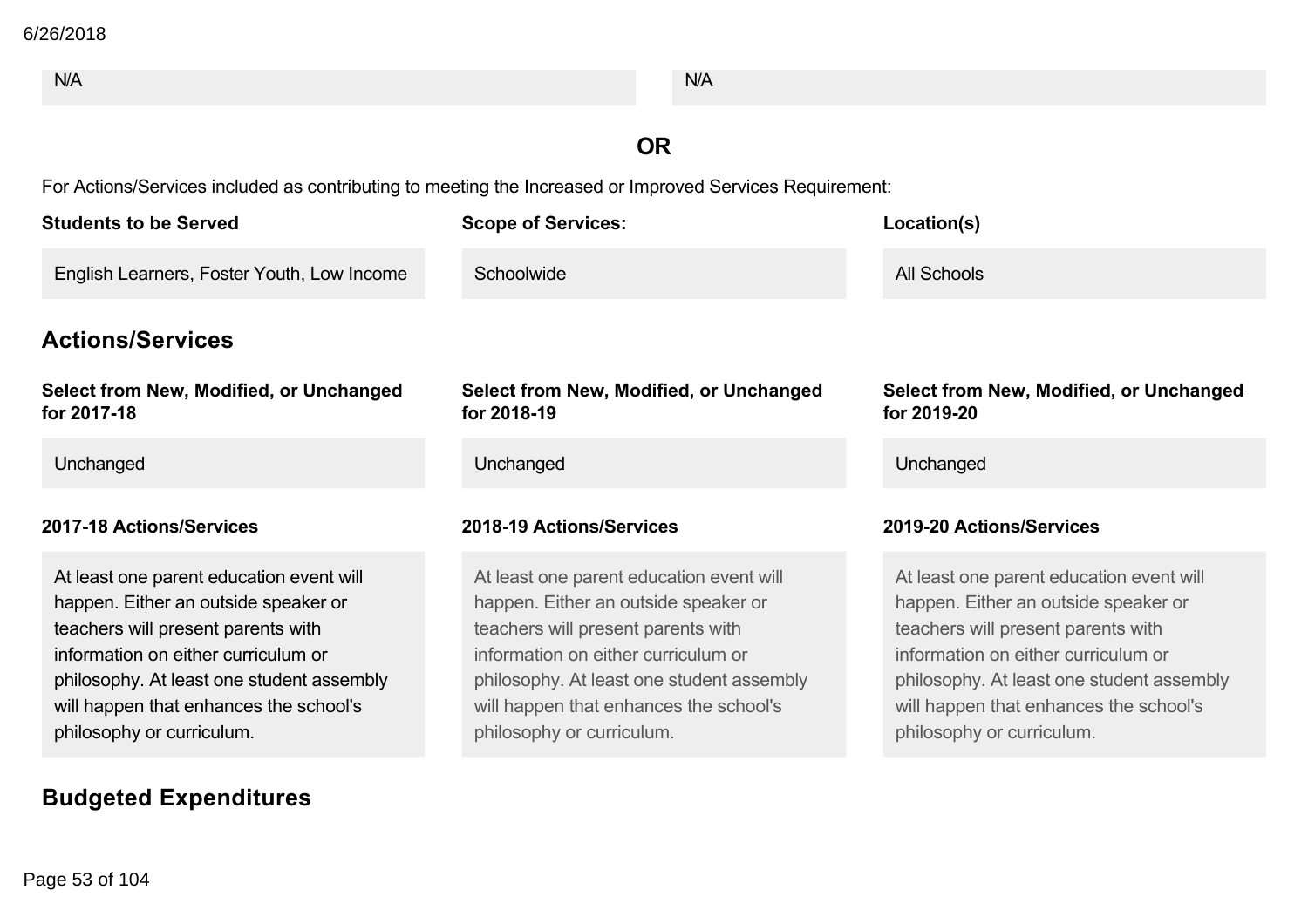| | |
|---|---|
| N/A | N/A |

**OR**

For Actions/Services included as contributing to meeting the Increased or Improved Services Requirement:

| Students to be Served | Scope of Services: | Location(s) |
|---|---|---|
| English Learners, Foster Youth, Low Income | Schoolwide | All Schools |

## Actions/Services

| Select from New, Modified, or Unchanged for 2017-18 | Select from New, Modified, or Unchanged for 2018-19 | Select from New, Modified, or Unchanged for 2019-20 |
|---|---|---|
| Unchanged | Unchanged | Unchanged |

| 2017-18 Actions/Services | 2018-19 Actions/Services | 2019-20 Actions/Services |
|---|---|---|
| At least one parent education event will happen. Either an outside speaker or teachers will present parents with information on either curriculum or philosophy. At least one student assembly will happen that enhances the school's philosophy or curriculum. | At least one parent education event will happen. Either an outside speaker or teachers will present parents with information on either curriculum or philosophy. At least one student assembly will happen that enhances the school's philosophy or curriculum. | At least one parent education event will happen. Either an outside speaker or teachers will present parents with information on either curriculum or philosophy. At least one student assembly will happen that enhances the school's philosophy or curriculum. |

## Budgeted Expenditures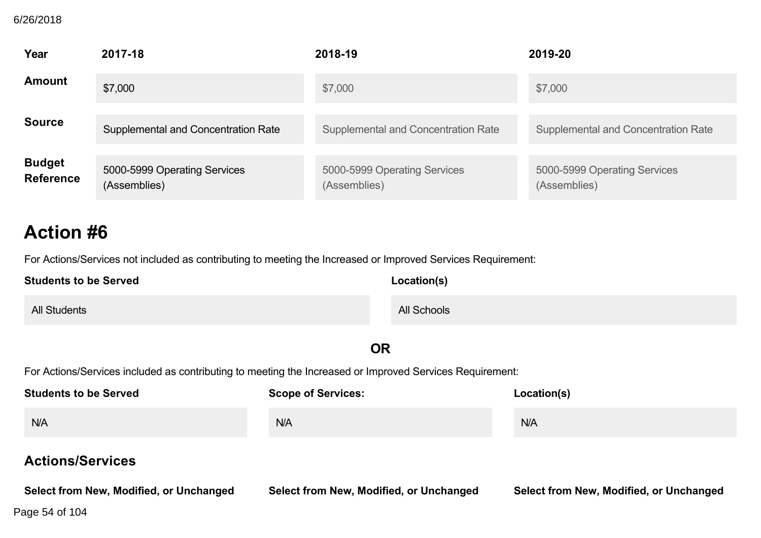| Year | 2017-18 | 2018-19 | 2019-20 |
|---|---|---|---|
| Amount | $7,000 | $7,000 | $7,000 |
| Source | Supplemental and Concentration Rate | Supplemental and Concentration Rate | Supplemental and Concentration Rate |
| Budget Reference | 5000-5999 Operating Services (Assemblies) | 5000-5999 Operating Services (Assemblies) | 5000-5999 Operating Services (Assemblies) |

# Action #6

For Actions/Services not included as contributing to meeting the Increased or Improved Services Requirement:

| Students to be Served | Location(s) |
|---|---|
| All Students | All Schools |

**OR**

For Actions/Services included as contributing to meeting the Increased or Improved Services Requirement:

| Students to be Served | Scope of Services: | Location(s) |
|---|---|---|
| N/A | N/A | N/A |

## Actions/Services

| Select from New, Modified, or Unchanged | Select from New, Modified, or Unchanged | Select from New, Modified, or Unchanged |
|---|---|---|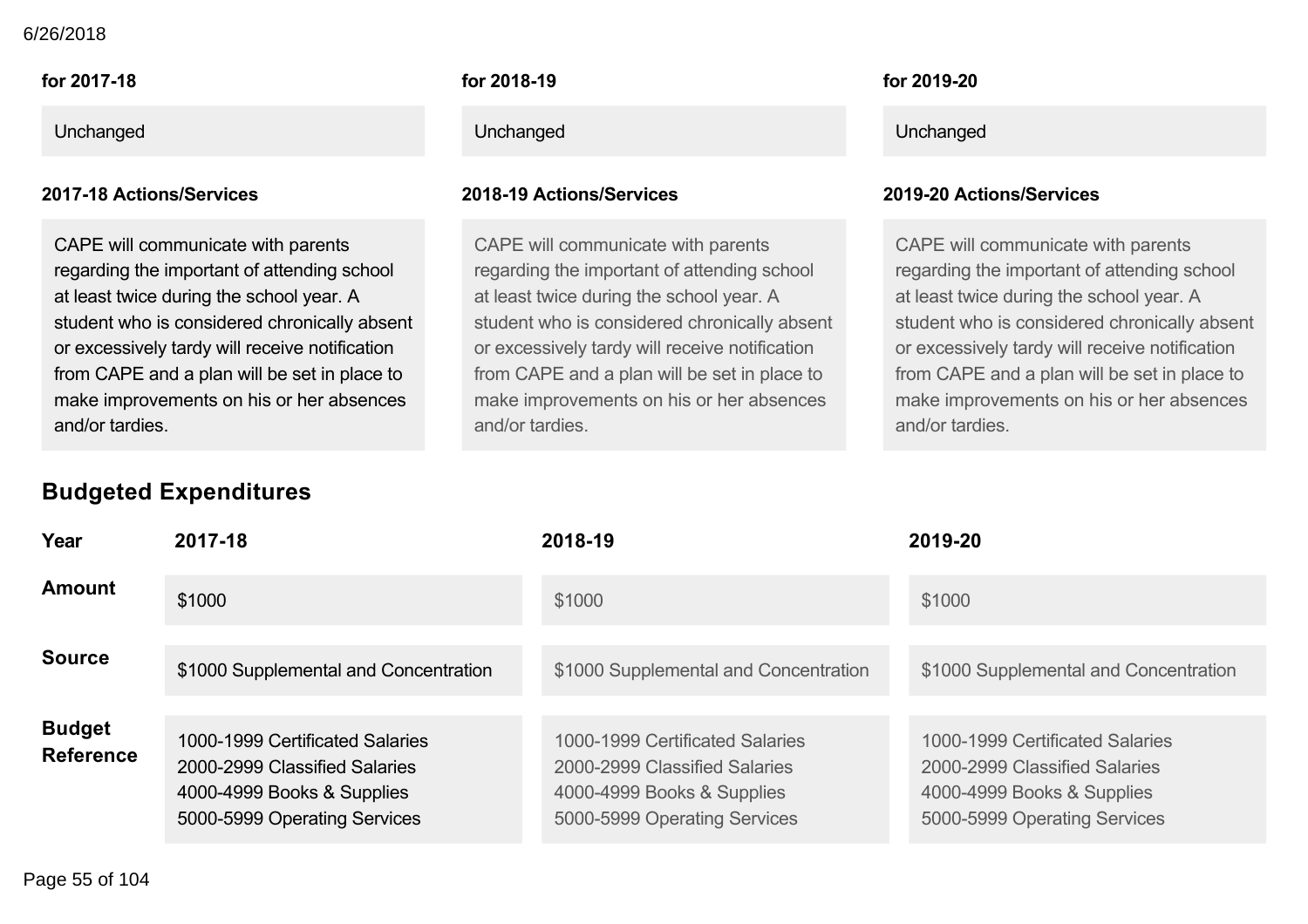| for 2017-18 | for 2018-19 | for 2019-20 |
|---|---|---|
| Unchanged | Unchanged | Unchanged |

| 2017-18 Actions/Services | 2018-19 Actions/Services | 2019-20 Actions/Services |
|---|---|---|
| CAPE will communicate with parents regarding the important of attending school at least twice during the school year. A student who is considered chronically absent or excessively tardy will receive notification from CAPE and a plan will be set in place to make improvements on his or her absences and/or tardies. | CAPE will communicate with parents regarding the important of attending school at least twice during the school year. A student who is considered chronically absent or excessively tardy will receive notification from CAPE and a plan will be set in place to make improvements on his or her absences and/or tardies. | CAPE will communicate with parents regarding the important of attending school at least twice during the school year. A student who is considered chronically absent or excessively tardy will receive notification from CAPE and a plan will be set in place to make improvements on his or her absences and/or tardies. |

## Budgeted Expenditures

| Year | 2017-18 | 2018-19 | 2019-20 |
|---|---|---|---|
| **Amount** | $1000 | $1000 | $1000 |
| **Source** | $1000 Supplemental and Concentration | $1000 Supplemental and Concentration | $1000 Supplemental and Concentration |
| **Budget Reference** | 1000-1999 Certificated Salaries<br>2000-2999 Classified Salaries<br>4000-4999 Books & Supplies<br>5000-5999 Operating Services | 1000-1999 Certificated Salaries<br>2000-2999 Classified Salaries<br>4000-4999 Books & Supplies<br>5000-5999 Operating Services | 1000-1999 Certificated Salaries<br>2000-2999 Classified Salaries<br>4000-4999 Books & Supplies<br>5000-5999 Operating Services |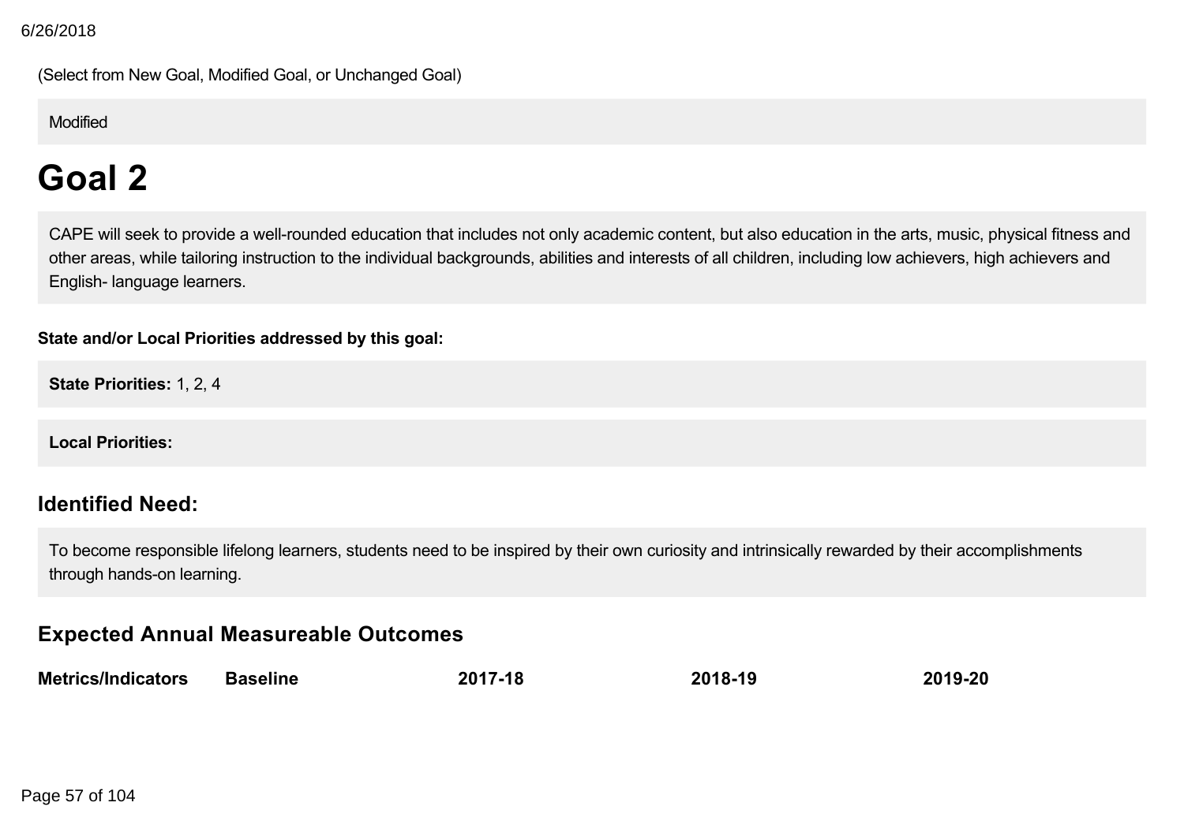(Select from New Goal, Modified Goal, or Unchanged Goal)

Modified

# Goal 2

CAPE will seek to provide a well-rounded education that includes not only academic content, but also education in the arts, music, physical fitness and other areas, while tailoring instruction to the individual backgrounds, abilities and interests of all children, including low achievers, high achievers and English- language learners.

**State and/or Local Priorities addressed by this goal:**

**State Priorities:** 1, 2, 4

**Local Priorities:**

## Identified Need:

To become responsible lifelong learners, students need to be inspired by their own curiosity and intrinsically rewarded by their accomplishments through hands-on learning.

## Expected Annual Measureable Outcomes

| Metrics/Indicators | Baseline | 2017-18 | 2018-19 | 2019-20 |
| --- | --- | --- | --- | --- |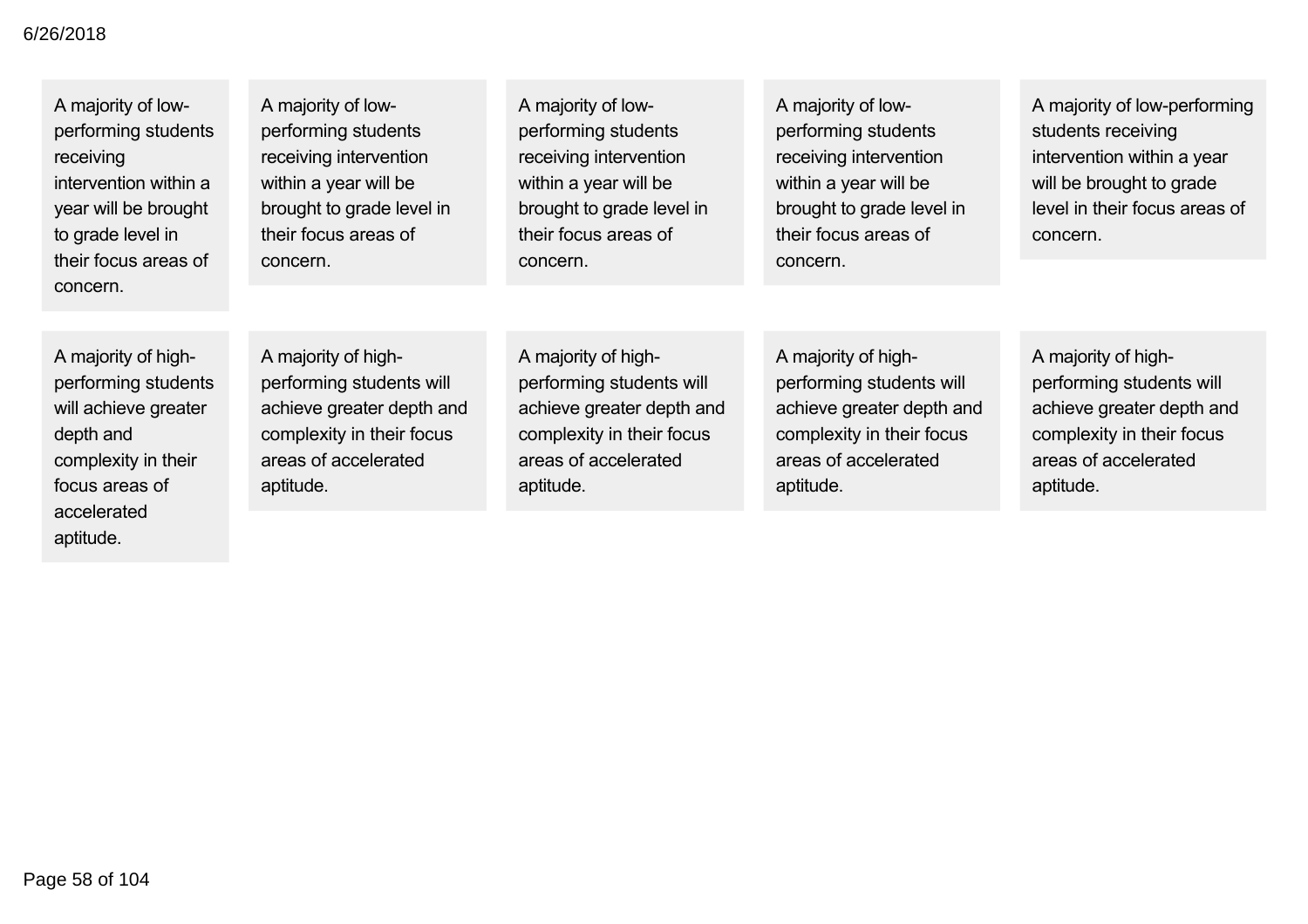| | | | | |
|---|---|---|---|---|
| A majority of low-performing students receiving intervention within a year will be brought to grade level in their focus areas of concern. | A majority of low-performing students receiving intervention within a year will be brought to grade level in their focus areas of concern. | A majority of low-performing students receiving intervention within a year will be brought to grade level in their focus areas of concern. | A majority of low-performing students receiving intervention within a year will be brought to grade level in their focus areas of concern. | A majority of low-performing students receiving intervention within a year will be brought to grade level in their focus areas of concern. |
| A majority of high-performing students will achieve greater depth and complexity in their focus areas of accelerated aptitude. | A majority of high-performing students will achieve greater depth and complexity in their focus areas of accelerated aptitude. | A majority of high-performing students will achieve greater depth and complexity in their focus areas of accelerated aptitude. | A majority of high-performing students will achieve greater depth and complexity in their focus areas of accelerated aptitude. | A majority of high-performing students will achieve greater depth and complexity in their focus areas of accelerated aptitude. |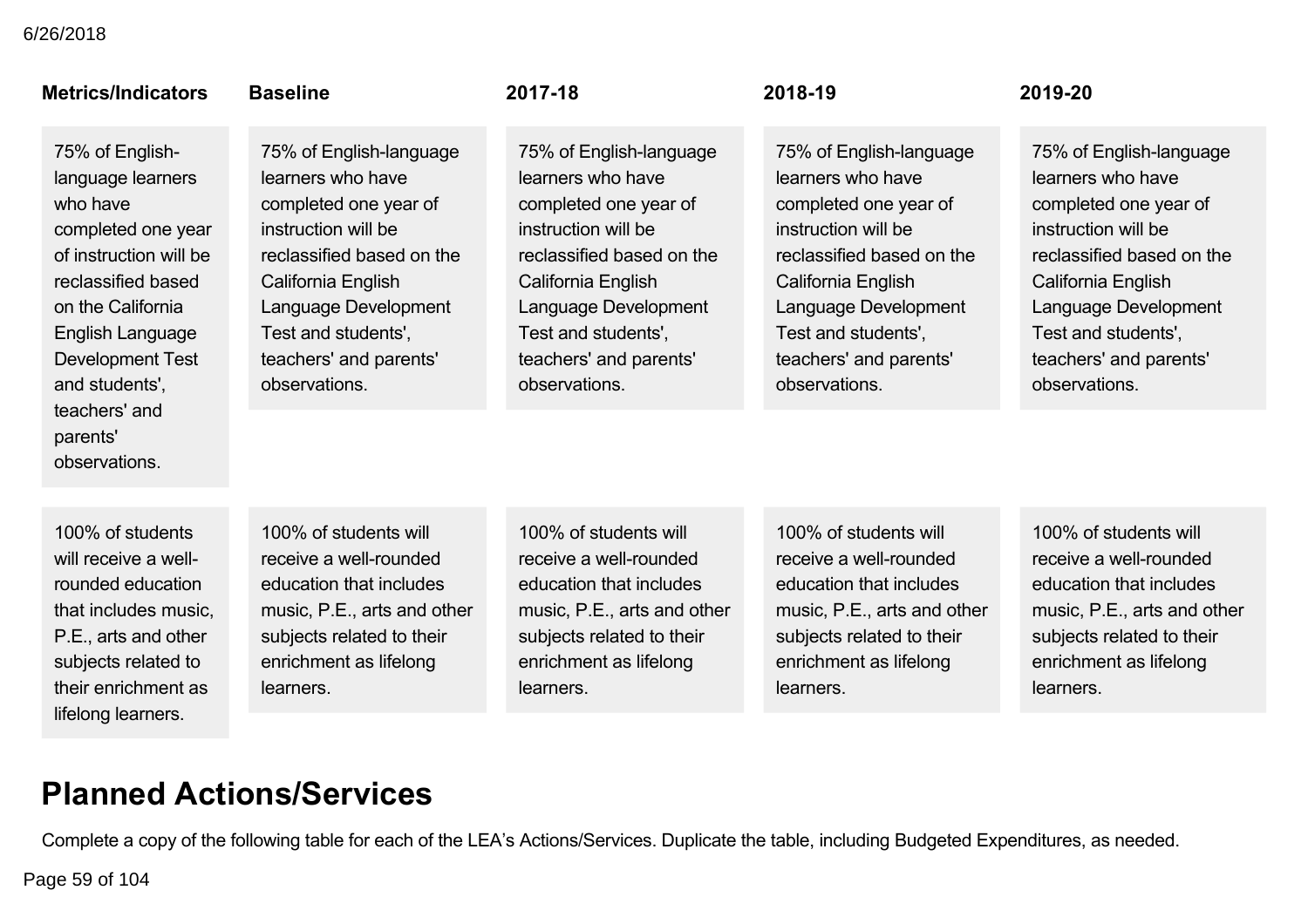| Metrics/Indicators | Baseline | 2017-18 | 2018-19 | 2019-20 |
|---|---|---|---|---|
| 75% of English-language learners who have completed one year of instruction will be reclassified based on the California English Language Development Test and students', teachers' and parents' observations. | 75% of English-language learners who have completed one year of instruction will be reclassified based on the California English Language Development Test and students', teachers' and parents' observations. | 75% of English-language learners who have completed one year of instruction will be reclassified based on the California English Language Development Test and students', teachers' and parents' observations. | 75% of English-language learners who have completed one year of instruction will be reclassified based on the California English Language Development Test and students', teachers' and parents' observations. | 75% of English-language learners who have completed one year of instruction will be reclassified based on the California English Language Development Test and students', teachers' and parents' observations. |
| 100% of students will receive a well-rounded education that includes music, P.E., arts and other subjects related to their enrichment as lifelong learners. | 100% of students will receive a well-rounded education that includes music, P.E., arts and other subjects related to their enrichment as lifelong learners. | 100% of students will receive a well-rounded education that includes music, P.E., arts and other subjects related to their enrichment as lifelong learners. | 100% of students will receive a well-rounded education that includes music, P.E., arts and other subjects related to their enrichment as lifelong learners. | 100% of students will receive a well-rounded education that includes music, P.E., arts and other subjects related to their enrichment as lifelong learners. |

# Planned Actions/Services

Complete a copy of the following table for each of the LEA's Actions/Services. Duplicate the table, including Budgeted Expenditures, as needed.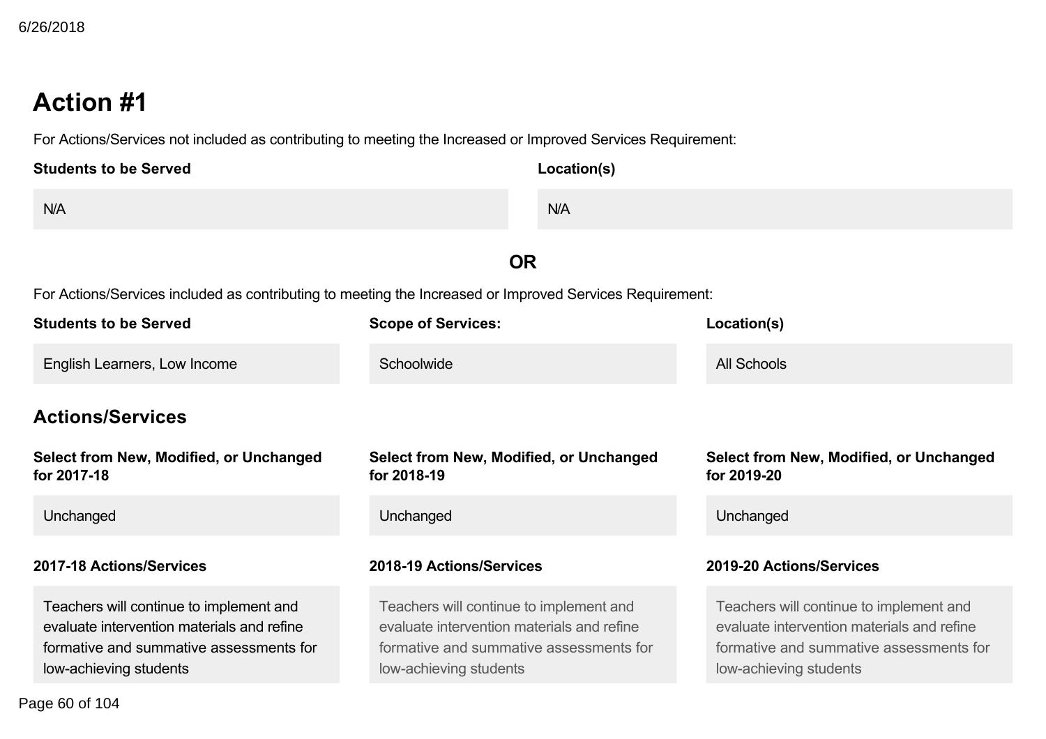## Action #1

For Actions/Services not included as contributing to meeting the Increased or Improved Services Requirement:

| Students to be Served | Location(s) |
| --- | --- |
| N/A | N/A |

**OR**

For Actions/Services included as contributing to meeting the Increased or Improved Services Requirement:

| Students to be Served | Scope of Services: | Location(s) |
| --- | --- | --- |
| English Learners, Low Income | Schoolwide | All Schools |

### Actions/Services

| Select from New, Modified, or Unchanged for 2017-18 | Select from New, Modified, or Unchanged for 2018-19 | Select from New, Modified, or Unchanged for 2019-20 |
| --- | --- | --- |
| Unchanged | Unchanged | Unchanged |

| 2017-18 Actions/Services | 2018-19 Actions/Services | 2019-20 Actions/Services |
| --- | --- | --- |
| Teachers will continue to implement and evaluate intervention materials and refine formative and summative assessments for low-achieving students | Teachers will continue to implement and evaluate intervention materials and refine formative and summative assessments for low-achieving students | Teachers will continue to implement and evaluate intervention materials and refine formative and summative assessments for low-achieving students |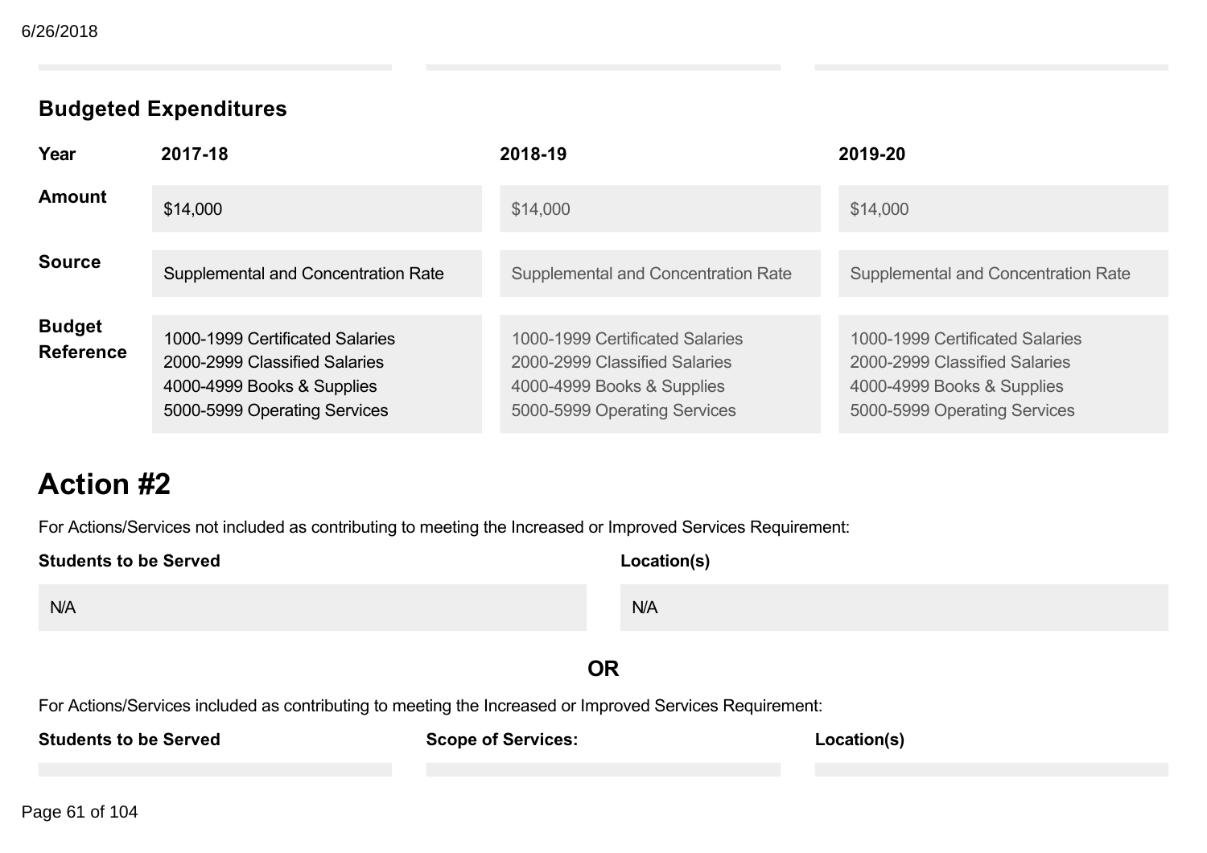### Budgeted Expenditures

| Year | 2017-18 | 2018-19 | 2019-20 |
|---|---|---|---|
| Amount | $14,000 | $14,000 | $14,000 |
| Source | Supplemental and Concentration Rate | Supplemental and Concentration Rate | Supplemental and Concentration Rate |
| Budget Reference | 1000-1999 Certificated Salaries<br>2000-2999 Classified Salaries<br>4000-4999 Books & Supplies<br>5000-5999 Operating Services | 1000-1999 Certificated Salaries<br>2000-2999 Classified Salaries<br>4000-4999 Books & Supplies<br>5000-5999 Operating Services | 1000-1999 Certificated Salaries<br>2000-2999 Classified Salaries<br>4000-4999 Books & Supplies<br>5000-5999 Operating Services |

# Action #2

For Actions/Services not included as contributing to meeting the Increased or Improved Services Requirement:

| Students to be Served | Location(s) |
|---|---|
| N/A | N/A |

**OR**

For Actions/Services included as contributing to meeting the Increased or Improved Services Requirement:

| Students to be Served | Scope of Services: | Location(s) |
|---|---|---|
| | | |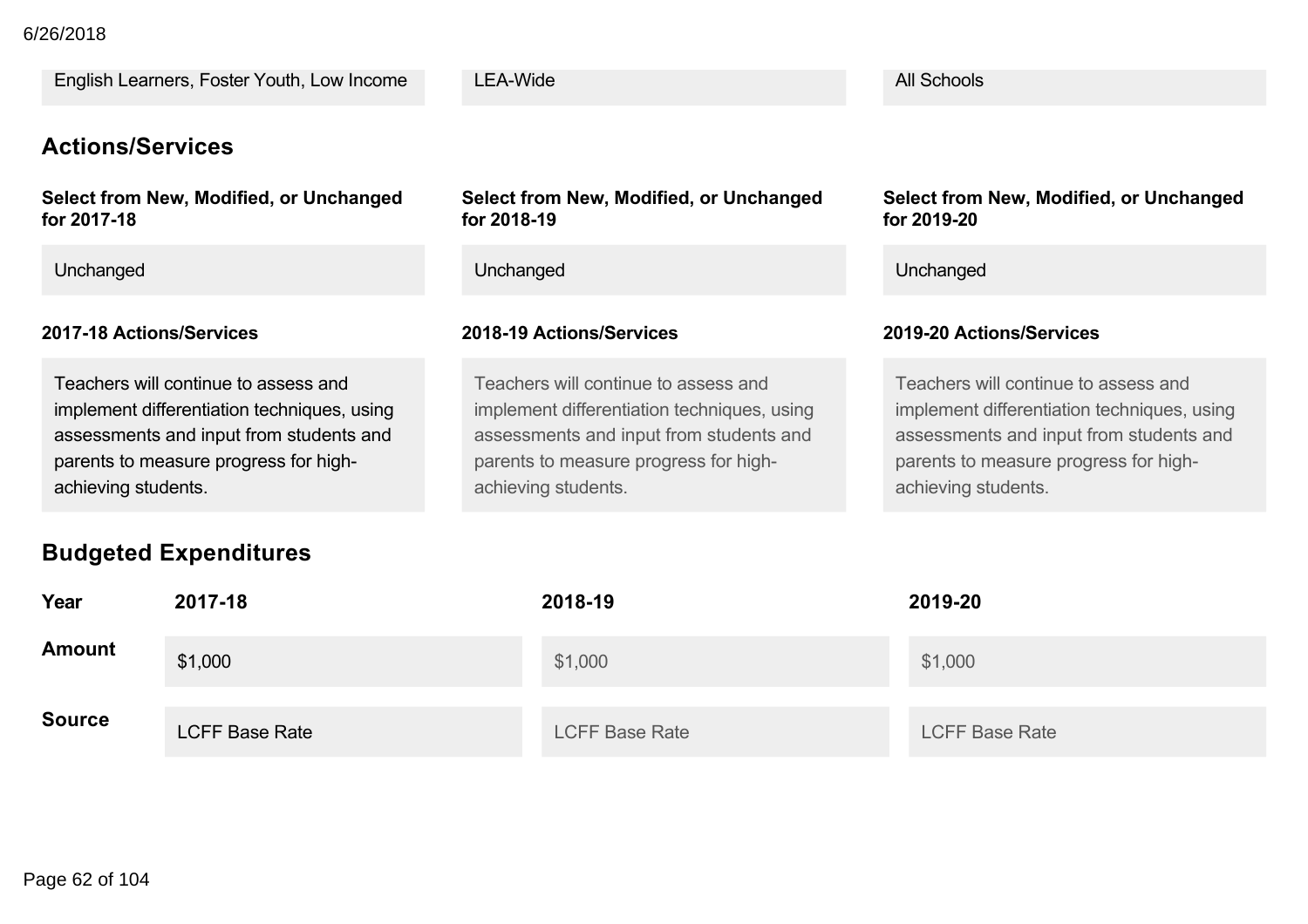| | | |
|---|---|---|
| English Learners, Foster Youth, Low Income | LEA-Wide | All Schools |

## Actions/Services

| Select from New, Modified, or Unchanged for 2017-18 | Select from New, Modified, or Unchanged for 2018-19 | Select from New, Modified, or Unchanged for 2019-20 |
|---|---|---|
| Unchanged | Unchanged | Unchanged |

| 2017-18 Actions/Services | 2018-19 Actions/Services | 2019-20 Actions/Services |
|---|---|---|
| Teachers will continue to assess and implement differentiation techniques, using assessments and input from students and parents to measure progress for high-achieving students. | Teachers will continue to assess and implement differentiation techniques, using assessments and input from students and parents to measure progress for high-achieving students. | Teachers will continue to assess and implement differentiation techniques, using assessments and input from students and parents to measure progress for high-achieving students. |

## Budgeted Expenditures

| Year | 2017-18 | 2018-19 | 2019-20 |
|---|---|---|---|
| Amount | $1,000 | $1,000 | $1,000 |
| Source | LCFF Base Rate | LCFF Base Rate | LCFF Base Rate |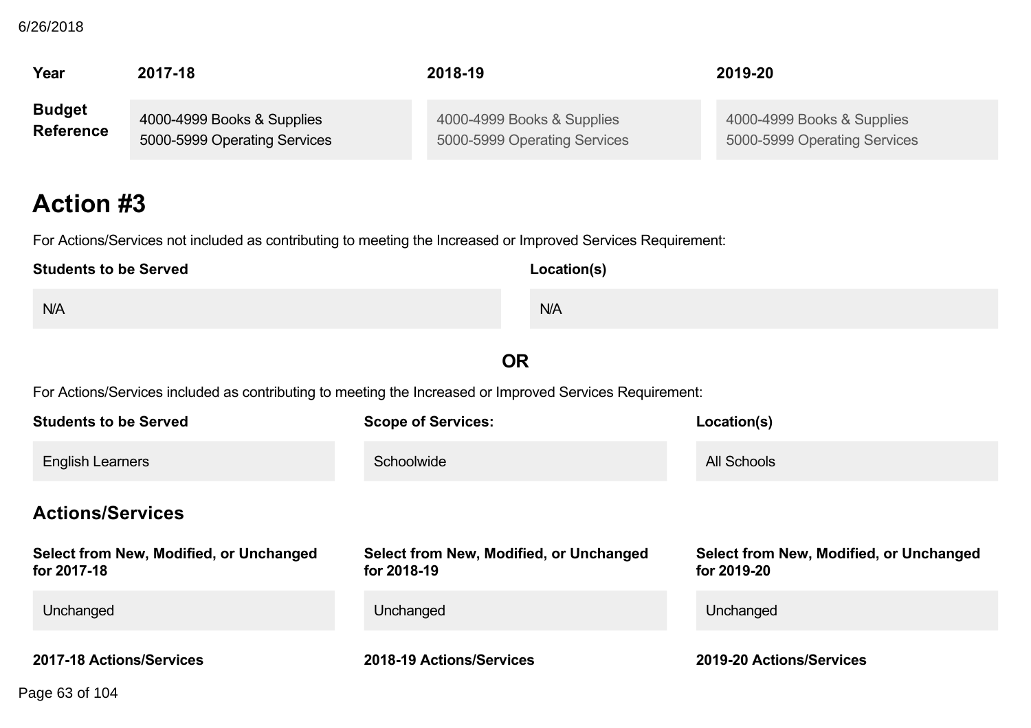| Year | 2017-18 | 2018-19 | 2019-20 |
| --- | --- | --- | --- |
| **Budget Reference** | 4000-4999 Books & Supplies<br>5000-5999 Operating Services | 4000-4999 Books & Supplies<br>5000-5999 Operating Services | 4000-4999 Books & Supplies<br>5000-5999 Operating Services |

# Action #3

For Actions/Services not included as contributing to meeting the Increased or Improved Services Requirement:

| Students to be Served | Location(s) |
| --- | --- |
| N/A | N/A |

**OR**

For Actions/Services included as contributing to meeting the Increased or Improved Services Requirement:

| Students to be Served | Scope of Services: | Location(s) |
| --- | --- | --- |
| English Learners | Schoolwide | All Schools |

## Actions/Services

| Select from New, Modified, or Unchanged for 2017-18 | Select from New, Modified, or Unchanged for 2018-19 | Select from New, Modified, or Unchanged for 2019-20 |
| --- | --- | --- |
| Unchanged | Unchanged | Unchanged |

| 2017-18 Actions/Services | 2018-19 Actions/Services | 2019-20 Actions/Services |
| --- | --- | --- |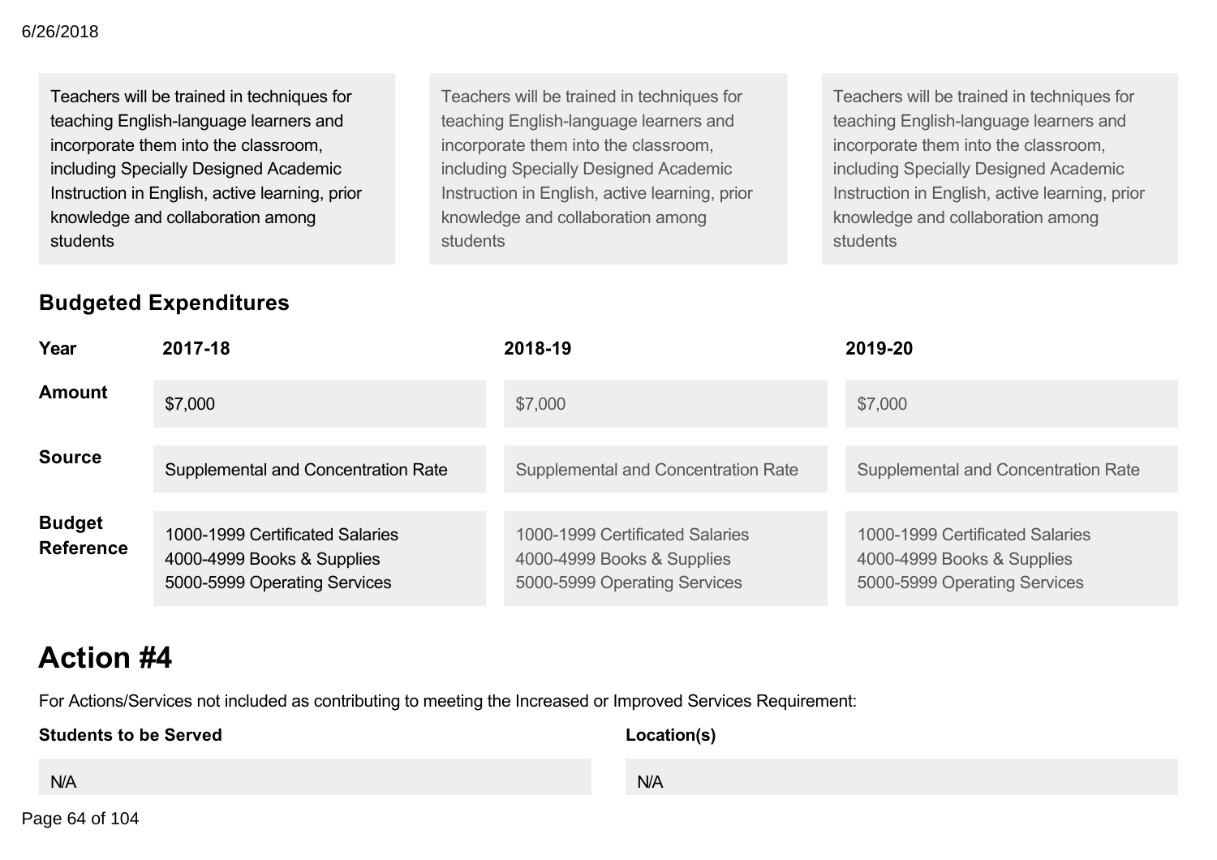| | | |
|---|---|---|
| Teachers will be trained in techniques for teaching English-language learners and incorporate them into the classroom, including Specially Designed Academic Instruction in English, active learning, prior knowledge and collaboration among students | Teachers will be trained in techniques for teaching English-language learners and incorporate them into the classroom, including Specially Designed Academic Instruction in English, active learning, prior knowledge and collaboration among students | Teachers will be trained in techniques for teaching English-language learners and incorporate them into the classroom, including Specially Designed Academic Instruction in English, active learning, prior knowledge and collaboration among students |

### Budgeted Expenditures

| Year | 2017-18 | 2018-19 | 2019-20 |
|---|---|---|---|
| Amount | $7,000 | $7,000 | $7,000 |
| Source | Supplemental and Concentration Rate | Supplemental and Concentration Rate | Supplemental and Concentration Rate |
| Budget Reference | 1000-1999 Certificated Salaries<br>4000-4999 Books & Supplies<br>5000-5999 Operating Services | 1000-1999 Certificated Salaries<br>4000-4999 Books & Supplies<br>5000-5999 Operating Services | 1000-1999 Certificated Salaries<br>4000-4999 Books & Supplies<br>5000-5999 Operating Services |

# Action #4

For Actions/Services not included as contributing to meeting the Increased or Improved Services Requirement:

| Students to be Served | Location(s) |
|---|---|
| N/A | N/A |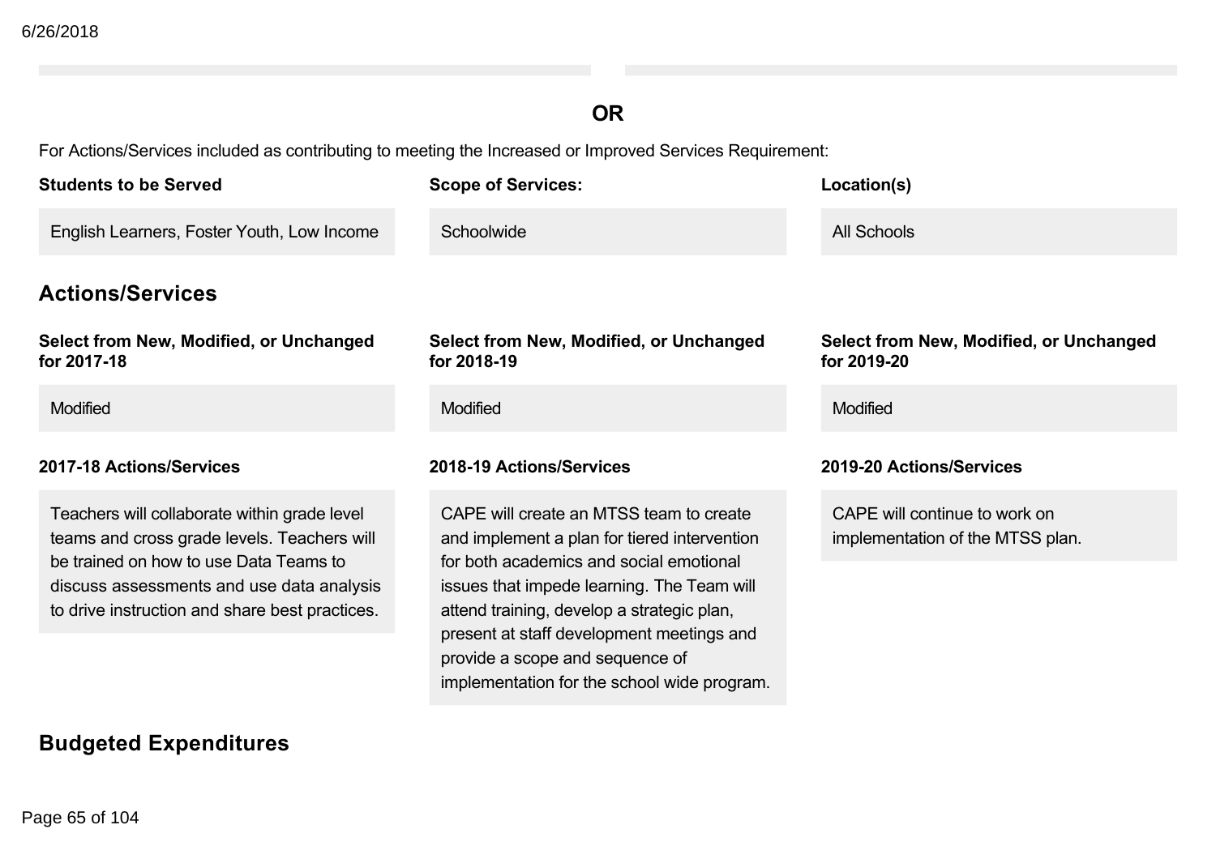**OR**

For Actions/Services included as contributing to meeting the Increased or Improved Services Requirement:

| Students to be Served | Scope of Services: | Location(s) |
|---|---|---|
| English Learners, Foster Youth, Low Income | Schoolwide | All Schools |

## Actions/Services

| Select from New, Modified, or Unchanged for 2017-18 | Select from New, Modified, or Unchanged for 2018-19 | Select from New, Modified, or Unchanged for 2019-20 |
|---|---|---|
| Modified | Modified | Modified |

| 2017-18 Actions/Services | 2018-19 Actions/Services | 2019-20 Actions/Services |
|---|---|---|
| Teachers will collaborate within grade level teams and cross grade levels. Teachers will be trained on how to use Data Teams to discuss assessments and use data analysis to drive instruction and share best practices. | CAPE will create an MTSS team to create and implement a plan for tiered intervention for both academics and social emotional issues that impede learning. The Team will attend training, develop a strategic plan, present at staff development meetings and provide a scope and sequence of implementation for the school wide program. | CAPE will continue to work on implementation of the MTSS plan. |

## Budgeted Expenditures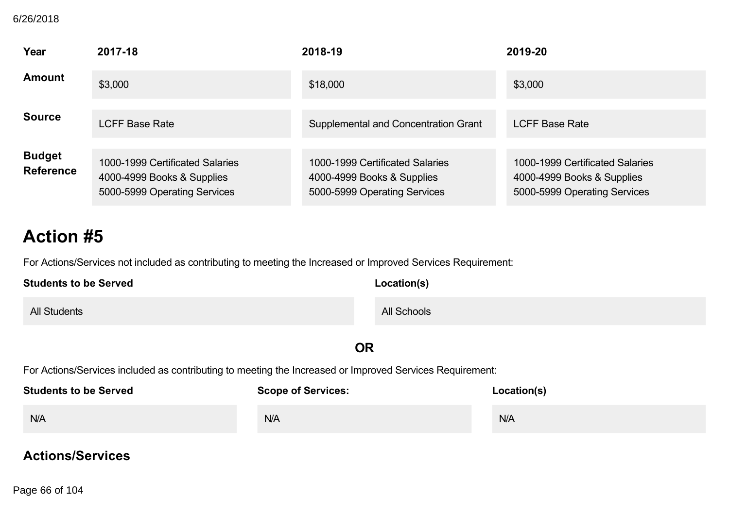| Year | 2017-18 | 2018-19 | 2019-20 |
|---|---|---|---|
| **Amount** | $3,000 | $18,000 | $3,000 |
| **Source** | LCFF Base Rate | Supplemental and Concentration Grant | LCFF Base Rate |
| **Budget Reference** | 1000-1999 Certificated Salaries<br>4000-4999 Books & Supplies<br>5000-5999 Operating Services | 1000-1999 Certificated Salaries<br>4000-4999 Books & Supplies<br>5000-5999 Operating Services | 1000-1999 Certificated Salaries<br>4000-4999 Books & Supplies<br>5000-5999 Operating Services |

# Action #5

For Actions/Services not included as contributing to meeting the Increased or Improved Services Requirement:

| Students to be Served | Location(s) |
|---|---|
| All Students | All Schools |

**OR**

For Actions/Services included as contributing to meeting the Increased or Improved Services Requirement:

| Students to be Served | Scope of Services: | Location(s) |
|---|---|---|
| N/A | N/A | N/A |

## Actions/Services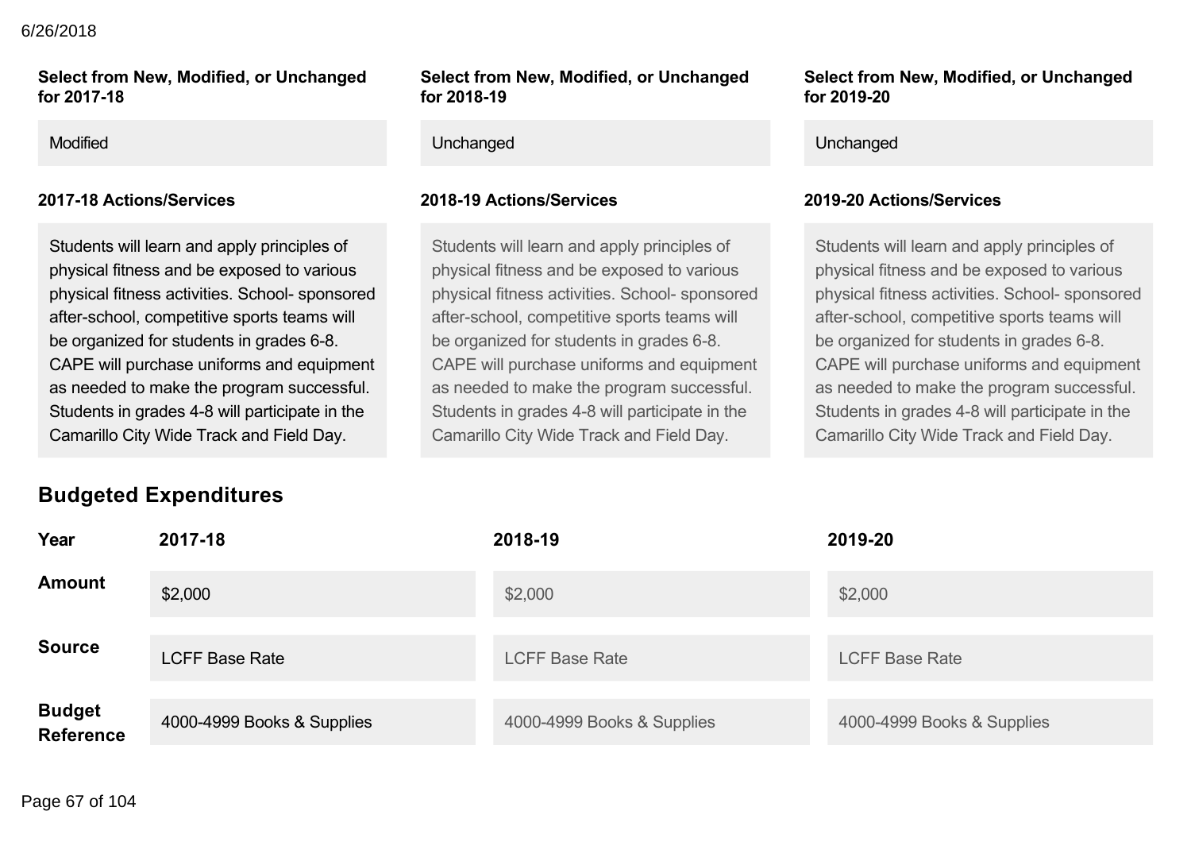| Select from New, Modified, or Unchanged for 2017-18 | Select from New, Modified, or Unchanged for 2018-19 | Select from New, Modified, or Unchanged for 2019-20 |
| --- | --- | --- |
| Modified | Unchanged | Unchanged |

| 2017-18 Actions/Services | 2018-19 Actions/Services | 2019-20 Actions/Services |
| --- | --- | --- |
| Students will learn and apply principles of physical fitness and be exposed to various physical fitness activities. School- sponsored after-school, competitive sports teams will be organized for students in grades 6-8. CAPE will purchase uniforms and equipment as needed to make the program successful. Students in grades 4-8 will participate in the Camarillo City Wide Track and Field Day. | Students will learn and apply principles of physical fitness and be exposed to various physical fitness activities. School- sponsored after-school, competitive sports teams will be organized for students in grades 6-8. CAPE will purchase uniforms and equipment as needed to make the program successful. Students in grades 4-8 will participate in the Camarillo City Wide Track and Field Day. | Students will learn and apply principles of physical fitness and be exposed to various physical fitness activities. School- sponsored after-school, competitive sports teams will be organized for students in grades 6-8. CAPE will purchase uniforms and equipment as needed to make the program successful. Students in grades 4-8 will participate in the Camarillo City Wide Track and Field Day. |

## Budgeted Expenditures

| Year | 2017-18 | 2018-19 | 2019-20 |
| --- | --- | --- | --- |
| Amount | $2,000 | $2,000 | $2,000 |
| Source | LCFF Base Rate | LCFF Base Rate | LCFF Base Rate |
| Budget Reference | 4000-4999 Books & Supplies | 4000-4999 Books & Supplies | 4000-4999 Books & Supplies |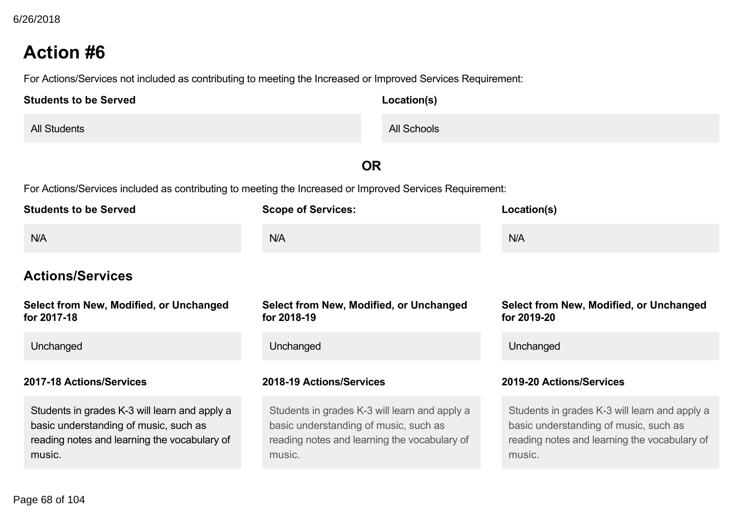# Action #6

For Actions/Services not included as contributing to meeting the Increased or Improved Services Requirement:

| Students to be Served | Location(s) |
|---|---|
| All Students | All Schools |

**OR**

For Actions/Services included as contributing to meeting the Increased or Improved Services Requirement:

| Students to be Served | Scope of Services: | Location(s) |
|---|---|---|
| N/A | N/A | N/A |

## Actions/Services

| Select from New, Modified, or Unchanged for 2017-18 | Select from New, Modified, or Unchanged for 2018-19 | Select from New, Modified, or Unchanged for 2019-20 |
|---|---|---|
| Unchanged | Unchanged | Unchanged |

| 2017-18 Actions/Services | 2018-19 Actions/Services | 2019-20 Actions/Services |
|---|---|---|
| Students in grades K-3 will learn and apply a basic understanding of music, such as reading notes and learning the vocabulary of music. | Students in grades K-3 will learn and apply a basic understanding of music, such as reading notes and learning the vocabulary of music. | Students in grades K-3 will learn and apply a basic understanding of music, such as reading notes and learning the vocabulary of music. |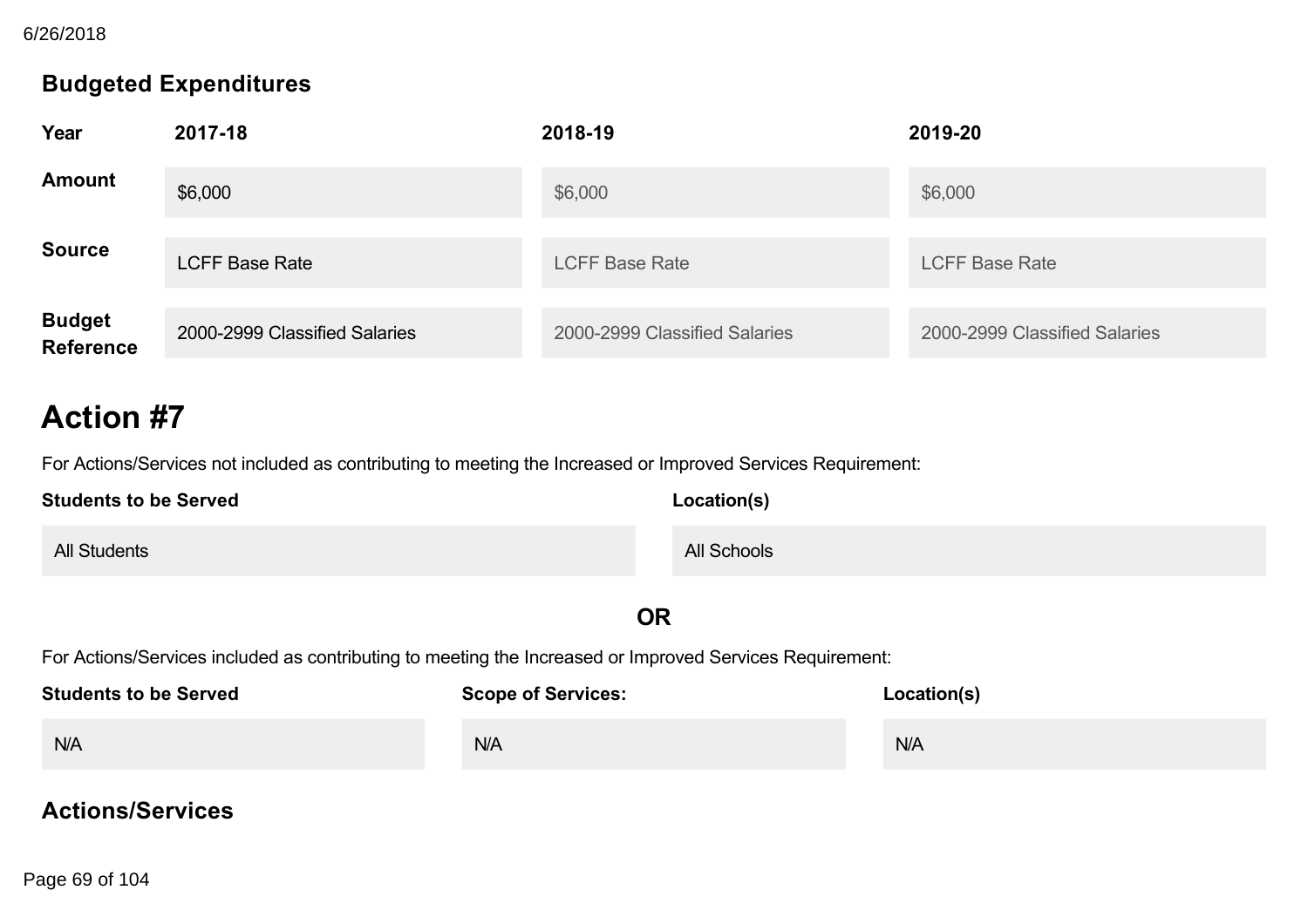### Budgeted Expenditures

| Year | 2017-18 | 2018-19 | 2019-20 |
|---|---|---|---|
| Amount | $6,000 | $6,000 | $6,000 |
| Source | LCFF Base Rate | LCFF Base Rate | LCFF Base Rate |
| Budget Reference | 2000-2999 Classified Salaries | 2000-2999 Classified Salaries | 2000-2999 Classified Salaries |

# Action #7

For Actions/Services not included as contributing to meeting the Increased or Improved Services Requirement:

| Students to be Served | Location(s) |
|---|---|
| All Students | All Schools |

**OR**

For Actions/Services included as contributing to meeting the Increased or Improved Services Requirement:

| Students to be Served | Scope of Services: | Location(s) |
|---|---|---|
| N/A | N/A | N/A |

### Actions/Services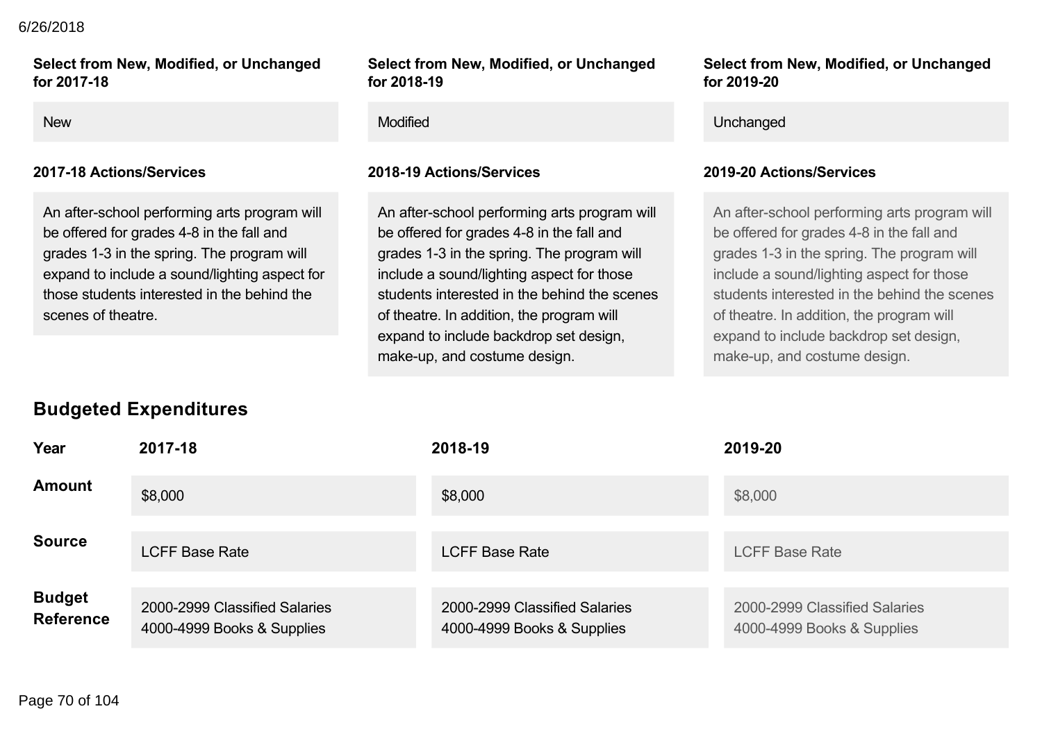| Select from New, Modified, or Unchanged for 2017-18 | Select from New, Modified, or Unchanged for 2018-19 | Select from New, Modified, or Unchanged for 2019-20 |
| --- | --- | --- |
| New | Modified | Unchanged |

| 2017-18 Actions/Services | 2018-19 Actions/Services | 2019-20 Actions/Services |
| --- | --- | --- |
| An after-school performing arts program will be offered for grades 4-8 in the fall and grades 1-3 in the spring. The program will expand to include a sound/lighting aspect for those students interested in the behind the scenes of theatre. | An after-school performing arts program will be offered for grades 4-8 in the fall and grades 1-3 in the spring. The program will include a sound/lighting aspect for those students interested in the behind the scenes of theatre. In addition, the program will expand to include backdrop set design, make-up, and costume design. | An after-school performing arts program will be offered for grades 4-8 in the fall and grades 1-3 in the spring. The program will include a sound/lighting aspect for those students interested in the behind the scenes of theatre. In addition, the program will expand to include backdrop set design, make-up, and costume design. |

## Budgeted Expenditures

| Year | 2017-18 | 2018-19 | 2019-20 |
| --- | --- | --- | --- |
| **Amount** | $8,000 | $8,000 | $8,000 |
| **Source** | LCFF Base Rate | LCFF Base Rate | LCFF Base Rate |
| **Budget Reference** | 2000-2999 Classified Salaries<br>4000-4999 Books & Supplies | 2000-2999 Classified Salaries<br>4000-4999 Books & Supplies | 2000-2999 Classified Salaries<br>4000-4999 Books & Supplies |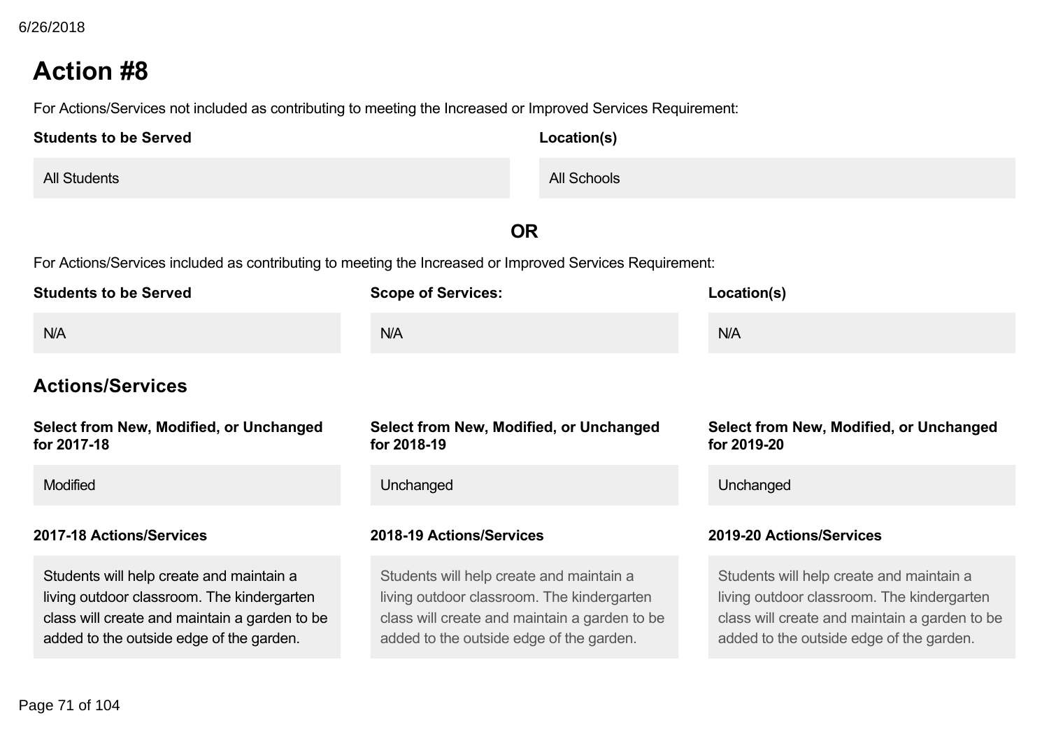## Action #8

For Actions/Services not included as contributing to meeting the Increased or Improved Services Requirement:

| Students to be Served | Location(s) |
| --- | --- |
| All Students | All Schools |

**OR**

For Actions/Services included as contributing to meeting the Increased or Improved Services Requirement:

| Students to be Served | Scope of Services: | Location(s) |
| --- | --- | --- |
| N/A | N/A | N/A |

### Actions/Services

| Select from New, Modified, or Unchanged for 2017-18 | Select from New, Modified, or Unchanged for 2018-19 | Select from New, Modified, or Unchanged for 2019-20 |
| --- | --- | --- |
| Modified | Unchanged | Unchanged |

| 2017-18 Actions/Services | 2018-19 Actions/Services | 2019-20 Actions/Services |
| --- | --- | --- |
| Students will help create and maintain a living outdoor classroom. The kindergarten class will create and maintain a garden to be added to the outside edge of the garden. | Students will help create and maintain a living outdoor classroom. The kindergarten class will create and maintain a garden to be added to the outside edge of the garden. | Students will help create and maintain a living outdoor classroom. The kindergarten class will create and maintain a garden to be added to the outside edge of the garden. |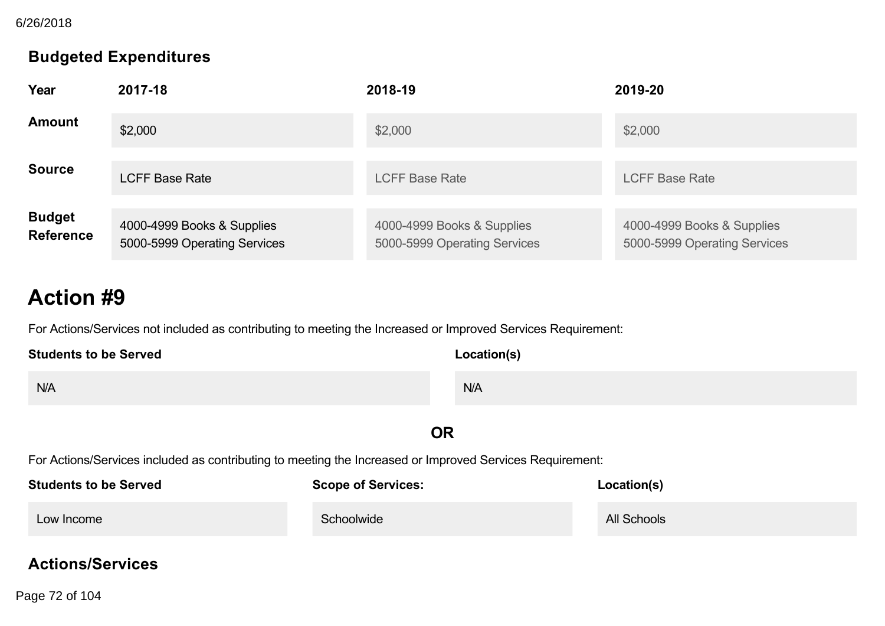### Budgeted Expenditures

| Year | 2017-18 | 2018-19 | 2019-20 |
|---|---|---|---|
| Amount | $2,000 | $2,000 | $2,000 |
| Source | LCFF Base Rate | LCFF Base Rate | LCFF Base Rate |
| Budget Reference | 4000-4999 Books & Supplies<br>5000-5999 Operating Services | 4000-4999 Books & Supplies<br>5000-5999 Operating Services | 4000-4999 Books & Supplies<br>5000-5999 Operating Services |

# Action #9

For Actions/Services not included as contributing to meeting the Increased or Improved Services Requirement:

| Students to be Served | Location(s) |
|---|---|
| N/A | N/A |

**OR**

For Actions/Services included as contributing to meeting the Increased or Improved Services Requirement:

| Students to be Served | Scope of Services: | Location(s) |
|---|---|---|
| Low Income | Schoolwide | All Schools |

### Actions/Services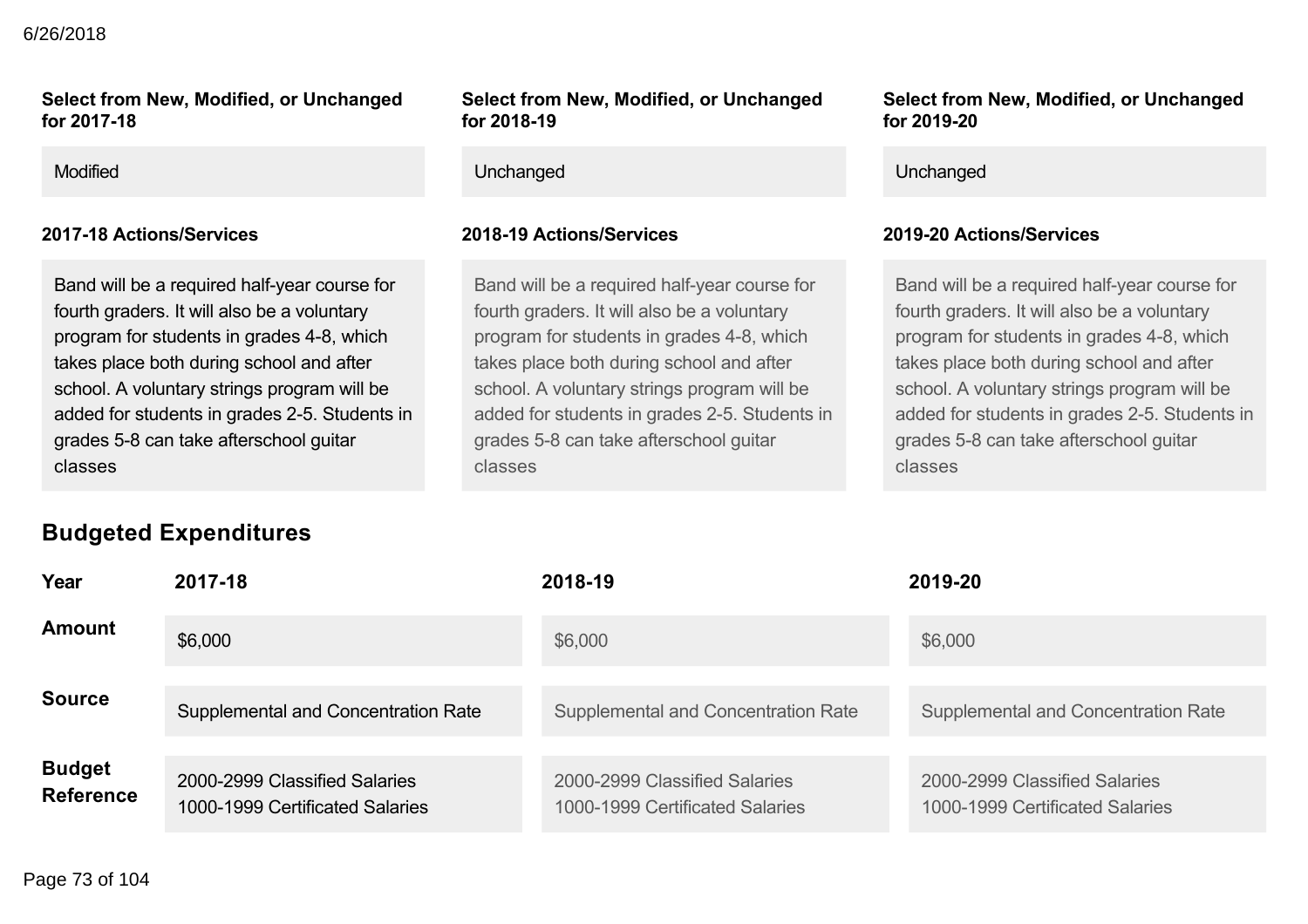| Select from New, Modified, or Unchanged for 2017-18 | Select from New, Modified, or Unchanged for 2018-19 | Select from New, Modified, or Unchanged for 2019-20 |
| --- | --- | --- |
| Modified | Unchanged | Unchanged |

| 2017-18 Actions/Services | 2018-19 Actions/Services | 2019-20 Actions/Services |
| --- | --- | --- |
| Band will be a required half-year course for fourth graders. It will also be a voluntary program for students in grades 4-8, which takes place both during school and after school. A voluntary strings program will be added for students in grades 2-5. Students in grades 5-8 can take afterschool guitar classes | Band will be a required half-year course for fourth graders. It will also be a voluntary program for students in grades 4-8, which takes place both during school and after school. A voluntary strings program will be added for students in grades 2-5. Students in grades 5-8 can take afterschool guitar classes | Band will be a required half-year course for fourth graders. It will also be a voluntary program for students in grades 4-8, which takes place both during school and after school. A voluntary strings program will be added for students in grades 2-5. Students in grades 5-8 can take afterschool guitar classes |

## Budgeted Expenditures

| Year | 2017-18 | 2018-19 | 2019-20 |
| --- | --- | --- | --- |
| Amount | $6,000 | $6,000 | $6,000 |
| Source | Supplemental and Concentration Rate | Supplemental and Concentration Rate | Supplemental and Concentration Rate |
| Budget Reference | 2000-2999 Classified Salaries<br>1000-1999 Certificated Salaries | 2000-2999 Classified Salaries<br>1000-1999 Certificated Salaries | 2000-2999 Classified Salaries<br>1000-1999 Certificated Salaries |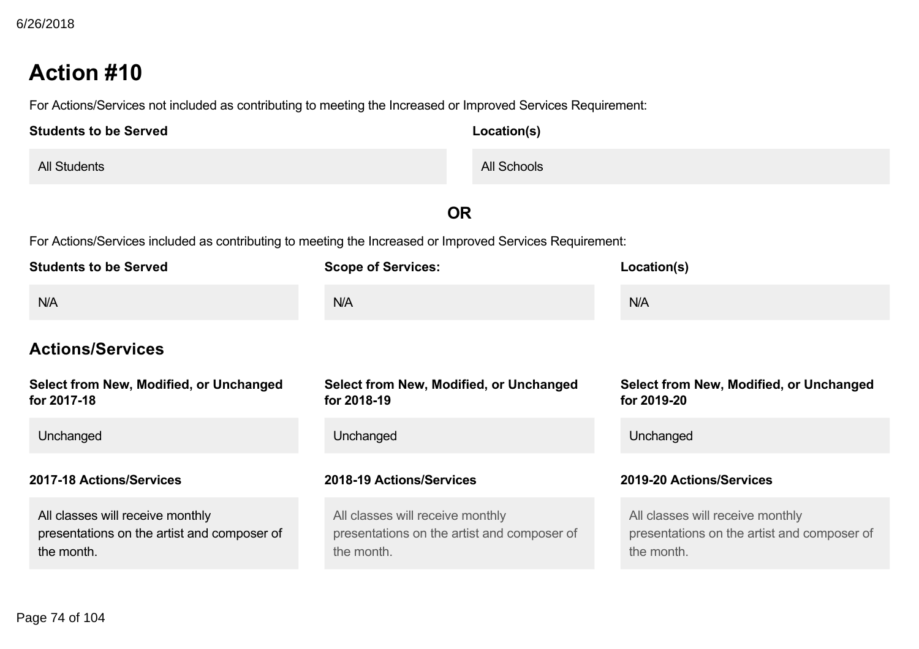## Action #10

For Actions/Services not included as contributing to meeting the Increased or Improved Services Requirement:

| Students to be Served | Location(s) |
|---|---|
| All Students | All Schools |

**OR**

For Actions/Services included as contributing to meeting the Increased or Improved Services Requirement:

| Students to be Served | Scope of Services: | Location(s) |
|---|---|---|
| N/A | N/A | N/A |

### Actions/Services

| Select from New, Modified, or Unchanged for 2017-18 | Select from New, Modified, or Unchanged for 2018-19 | Select from New, Modified, or Unchanged for 2019-20 |
|---|---|---|
| Unchanged | Unchanged | Unchanged |

| 2017-18 Actions/Services | 2018-19 Actions/Services | 2019-20 Actions/Services |
|---|---|---|
| All classes will receive monthly presentations on the artist and composer of the month. | All classes will receive monthly presentations on the artist and composer of the month. | All classes will receive monthly presentations on the artist and composer of the month. |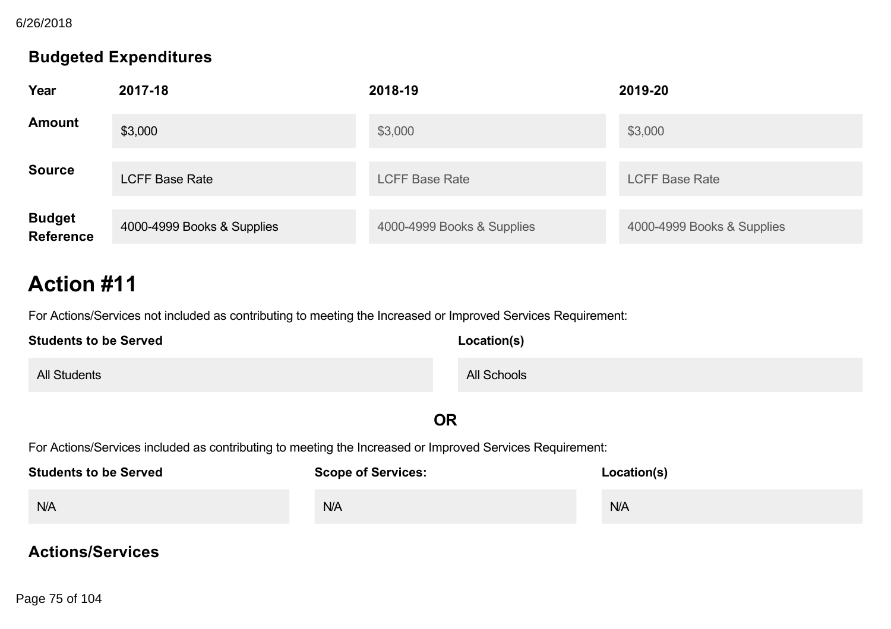### Budgeted Expenditures

| Year | 2017-18 | 2018-19 | 2019-20 |
|---|---|---|---|
| Amount | $3,000 | $3,000 | $3,000 |
| Source | LCFF Base Rate | LCFF Base Rate | LCFF Base Rate |
| Budget Reference | 4000-4999 Books & Supplies | 4000-4999 Books & Supplies | 4000-4999 Books & Supplies |

## Action #11

For Actions/Services not included as contributing to meeting the Increased or Improved Services Requirement:

| Students to be Served | Location(s) |
|---|---|
| All Students | All Schools |

**OR**

For Actions/Services included as contributing to meeting the Increased or Improved Services Requirement:

| Students to be Served | Scope of Services: | Location(s) |
|---|---|---|
| N/A | N/A | N/A |

### Actions/Services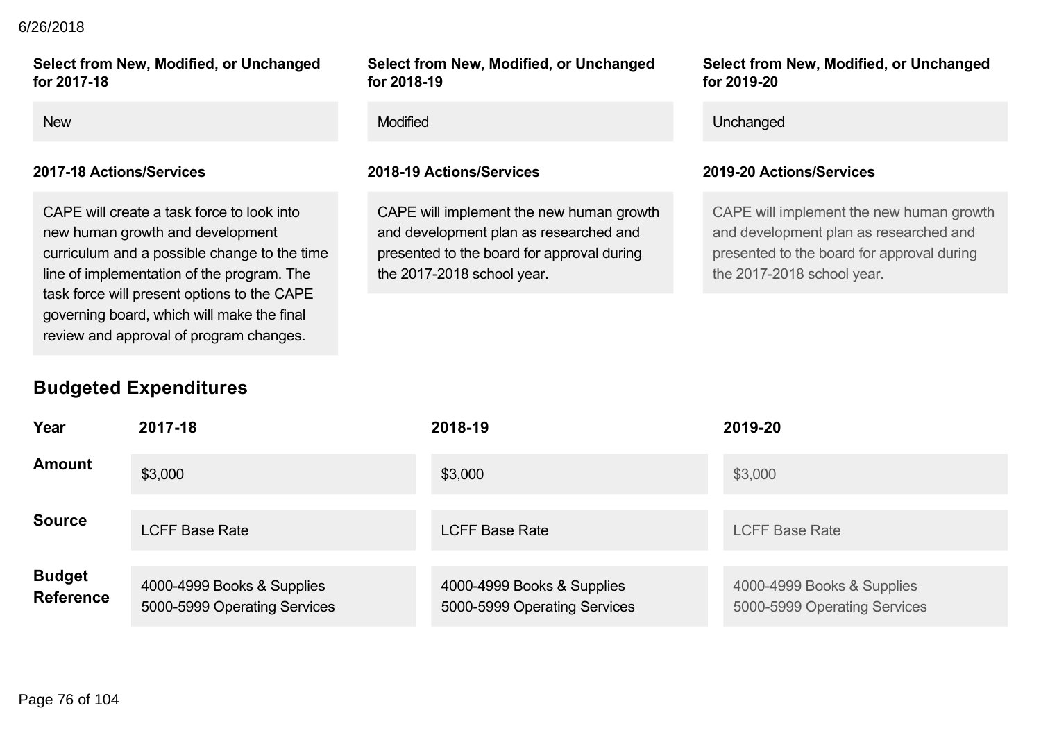**Select from New, Modified, or Unchanged for 2017-18**

New

**Select from New, Modified, or Unchanged for 2018-19**

Modified

**Select from New, Modified, or Unchanged for 2019-20**

Unchanged

**2017-18 Actions/Services**

CAPE will create a task force to look into new human growth and development curriculum and a possible change to the time line of implementation of the program. The task force will present options to the CAPE governing board, which will make the final review and approval of program changes.

**2018-19 Actions/Services**

CAPE will implement the new human growth and development plan as researched and presented to the board for approval during the 2017-2018 school year.

**2019-20 Actions/Services**

CAPE will implement the new human growth and development plan as researched and presented to the board for approval during the 2017-2018 school year.

## Budgeted Expenditures

| Year | 2017-18 | 2018-19 | 2019-20 |
|---|---|---|---|
| **Amount** | $3,000 | $3,000 | $3,000 |
| **Source** | LCFF Base Rate | LCFF Base Rate | LCFF Base Rate |
| **Budget Reference** | 4000-4999 Books & Supplies<br>5000-5999 Operating Services | 4000-4999 Books & Supplies<br>5000-5999 Operating Services | 4000-4999 Books & Supplies<br>5000-5999 Operating Services |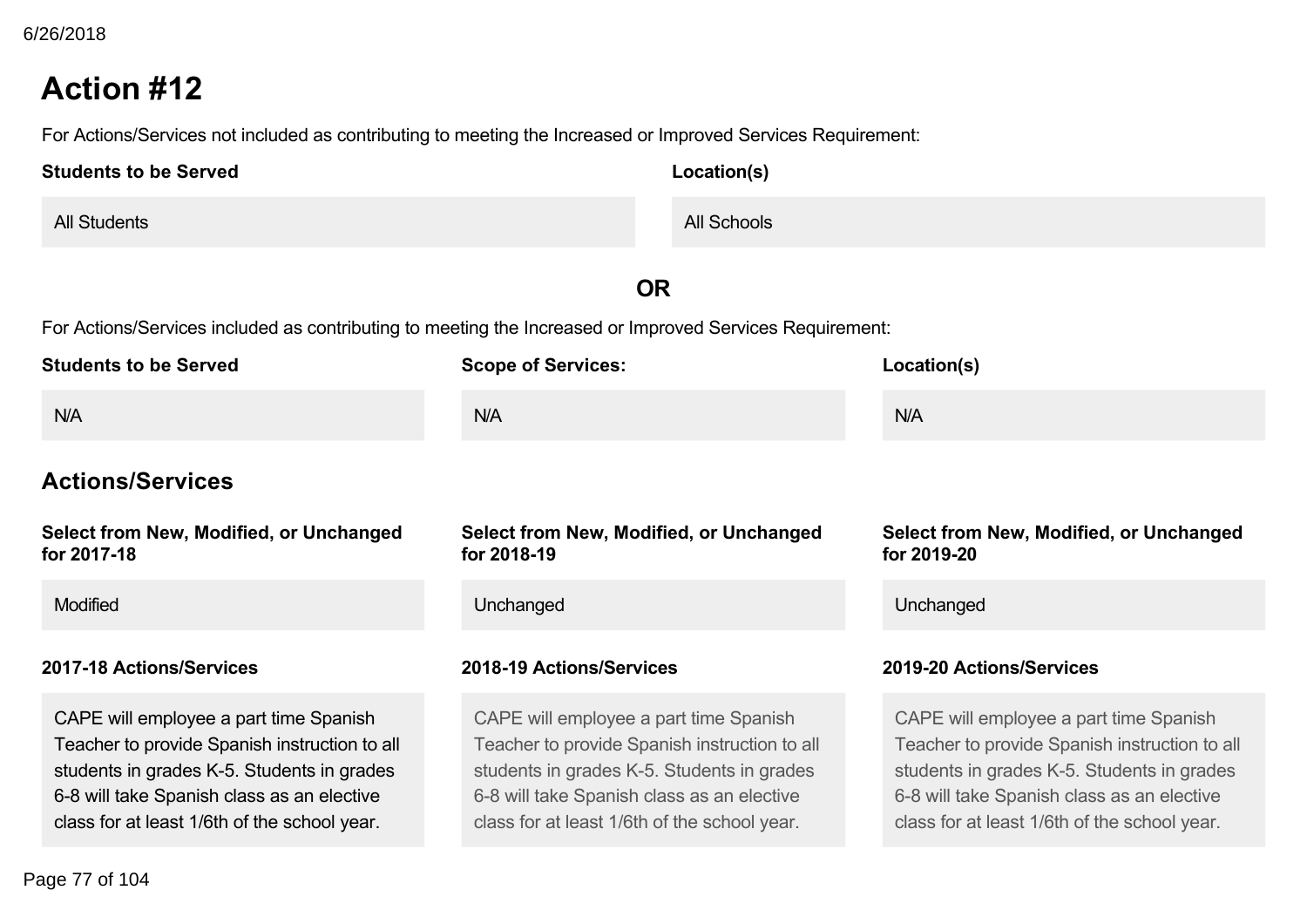# Action #12

For Actions/Services not included as contributing to meeting the Increased or Improved Services Requirement:

| Students to be Served | Location(s) |
| --- | --- |
| All Students | All Schools |

**OR**

For Actions/Services included as contributing to meeting the Increased or Improved Services Requirement:

| Students to be Served | Scope of Services: | Location(s) |
| --- | --- | --- |
| N/A | N/A | N/A |

## Actions/Services

| Select from New, Modified, or Unchanged for 2017-18 | Select from New, Modified, or Unchanged for 2018-19 | Select from New, Modified, or Unchanged for 2019-20 |
| --- | --- | --- |
| Modified | Unchanged | Unchanged |

| 2017-18 Actions/Services | 2018-19 Actions/Services | 2019-20 Actions/Services |
| --- | --- | --- |
| CAPE will employee a part time Spanish Teacher to provide Spanish instruction to all students in grades K-5. Students in grades 6-8 will take Spanish class as an elective class for at least 1/6th of the school year. | CAPE will employee a part time Spanish Teacher to provide Spanish instruction to all students in grades K-5. Students in grades 6-8 will take Spanish class as an elective class for at least 1/6th of the school year. | CAPE will employee a part time Spanish Teacher to provide Spanish instruction to all students in grades K-5. Students in grades 6-8 will take Spanish class as an elective class for at least 1/6th of the school year. |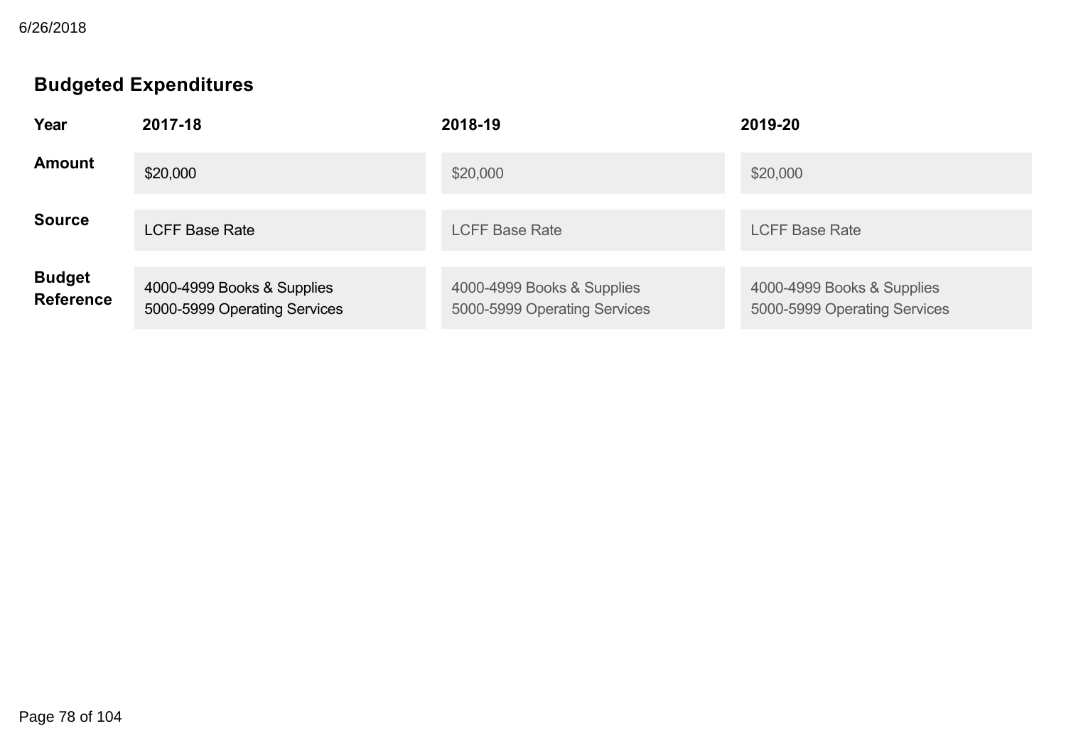## Budgeted Expenditures

| Year | 2017-18 | 2018-19 | 2019-20 |
|---|---|---|---|
| Amount | $20,000 | $20,000 | $20,000 |
| Source | LCFF Base Rate | LCFF Base Rate | LCFF Base Rate |
| Budget Reference | 4000-4999 Books & Supplies<br>5000-5999 Operating Services | 4000-4999 Books & Supplies<br>5000-5999 Operating Services | 4000-4999 Books & Supplies<br>5000-5999 Operating Services |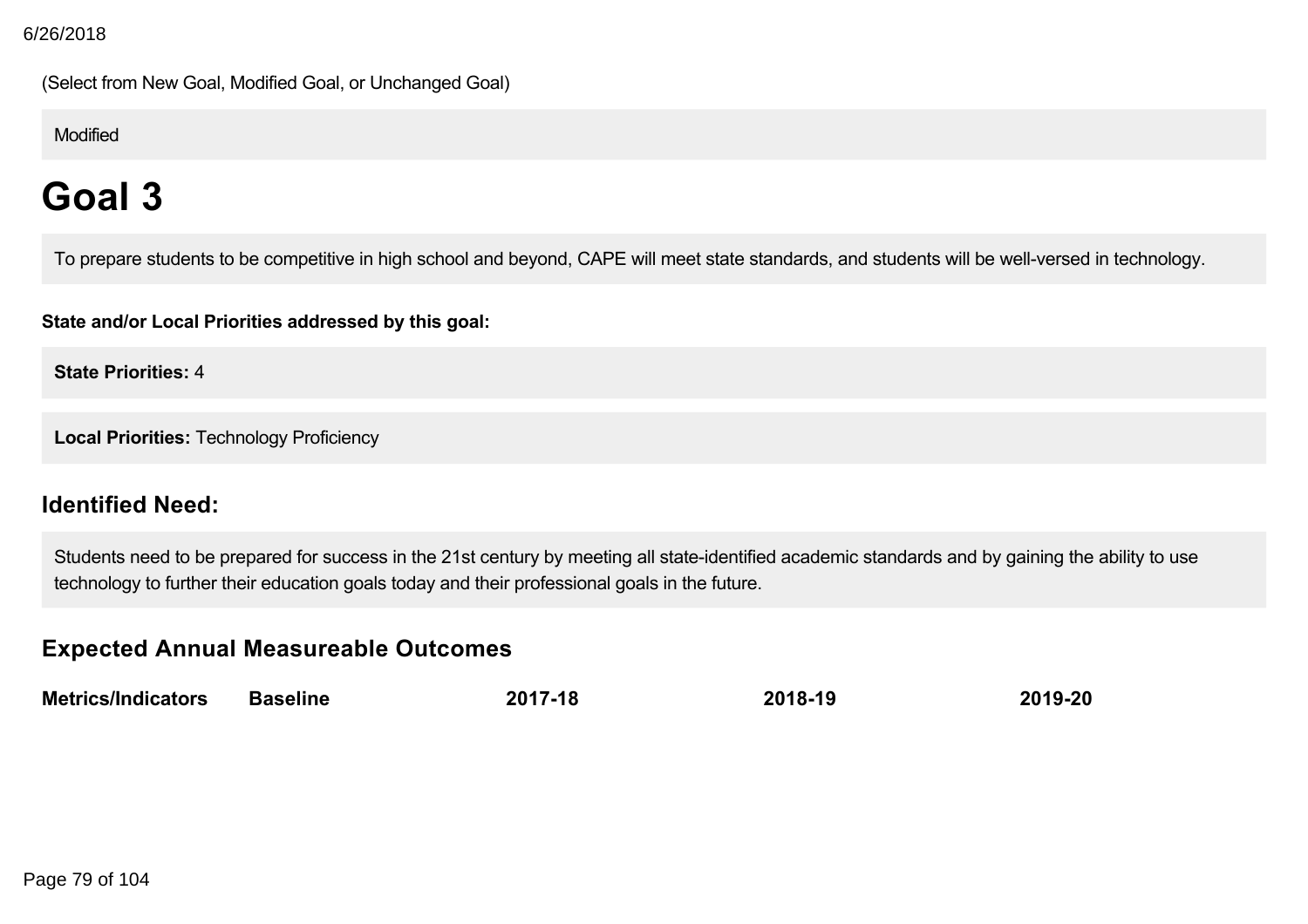(Select from New Goal, Modified Goal, or Unchanged Goal)

Modified

# Goal 3

To prepare students to be competitive in high school and beyond, CAPE will meet state standards, and students will be well-versed in technology.

**State and/or Local Priorities addressed by this goal:**

**State Priorities:** 4

**Local Priorities:** Technology Proficiency

## Identified Need:

Students need to be prepared for success in the 21st century by meeting all state-identified academic standards and by gaining the ability to use technology to further their education goals today and their professional goals in the future.

## Expected Annual Measureable Outcomes

| Metrics/Indicators | Baseline | 2017-18 | 2018-19 | 2019-20 |
|---|---|---|---|---|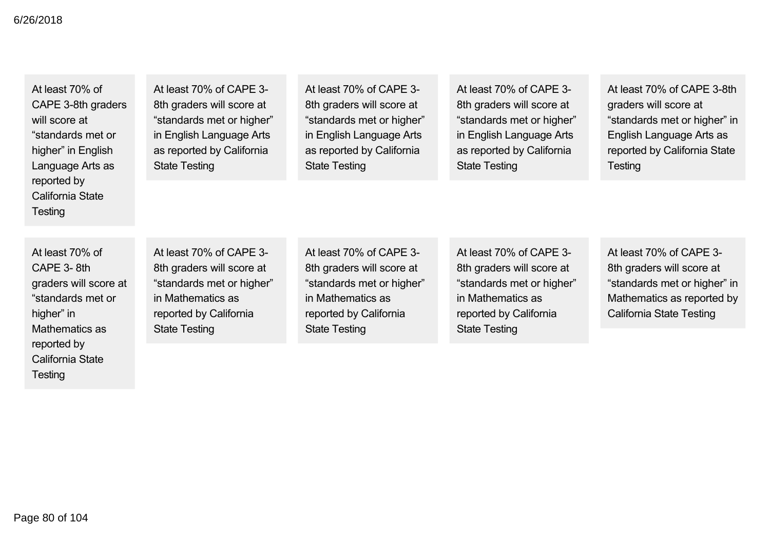| | | | | |
|---|---|---|---|---|
| At least 70% of CAPE 3-8th graders will score at “standards met or higher” in English Language Arts as reported by California State Testing | At least 70% of CAPE 3-8th graders will score at “standards met or higher” in English Language Arts as reported by California State Testing | At least 70% of CAPE 3-8th graders will score at “standards met or higher” in English Language Arts as reported by California State Testing | At least 70% of CAPE 3-8th graders will score at “standards met or higher” in English Language Arts as reported by California State Testing | At least 70% of CAPE 3-8th graders will score at “standards met or higher” in English Language Arts as reported by California State Testing |
| At least 70% of CAPE 3- 8th graders will score at “standards met or higher” in Mathematics as reported by California State Testing | At least 70% of CAPE 3-8th graders will score at “standards met or higher” in Mathematics as reported by California State Testing | At least 70% of CAPE 3-8th graders will score at “standards met or higher” in Mathematics as reported by California State Testing | At least 70% of CAPE 3-8th graders will score at “standards met or higher” in Mathematics as reported by California State Testing | At least 70% of CAPE 3-8th graders will score at “standards met or higher” in Mathematics as reported by California State Testing |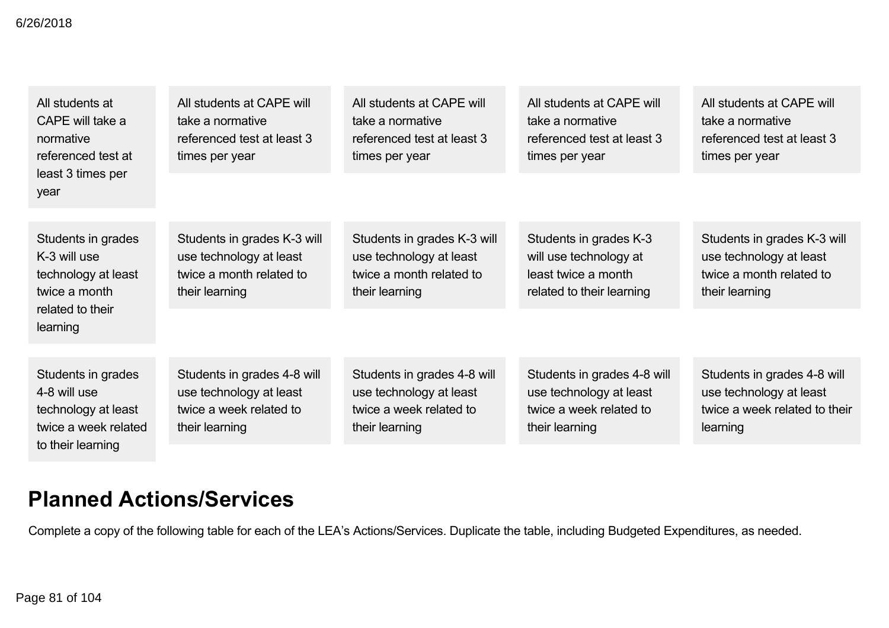| | | | | |
|---|---|---|---|---|
| All students at CAPE will take a normative referenced test at least 3 times per year | All students at CAPE will take a normative referenced test at least 3 times per year | All students at CAPE will take a normative referenced test at least 3 times per year | All students at CAPE will take a normative referenced test at least 3 times per year | All students at CAPE will take a normative referenced test at least 3 times per year |
| Students in grades K-3 will use technology at least twice a month related to their learning | Students in grades K-3 will use technology at least twice a month related to their learning | Students in grades K-3 will use technology at least twice a month related to their learning | Students in grades K-3 will use technology at least twice a month related to their learning | Students in grades K-3 will use technology at least twice a month related to their learning |
| Students in grades 4-8 will use technology at least twice a week related to their learning | Students in grades 4-8 will use technology at least twice a week related to their learning | Students in grades 4-8 will use technology at least twice a week related to their learning | Students in grades 4-8 will use technology at least twice a week related to their learning | Students in grades 4-8 will use technology at least twice a week related to their learning |

## Planned Actions/Services

Complete a copy of the following table for each of the LEA's Actions/Services. Duplicate the table, including Budgeted Expenditures, as needed.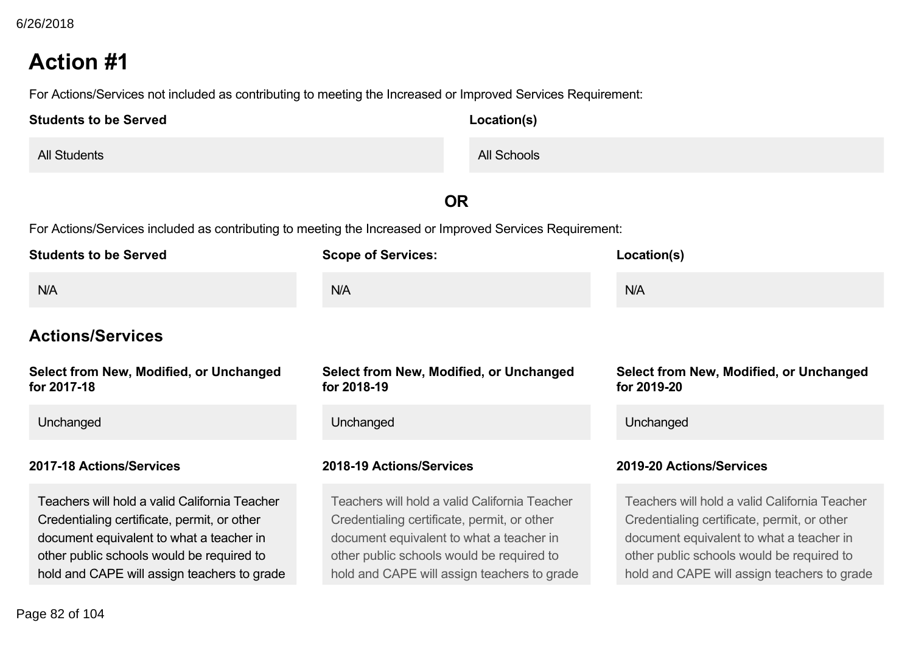# Action #1

For Actions/Services not included as contributing to meeting the Increased or Improved Services Requirement:

| Students to be Served | Location(s) |
|---|---|
| All Students | All Schools |

**OR**

For Actions/Services included as contributing to meeting the Increased or Improved Services Requirement:

| Students to be Served | Scope of Services: | Location(s) |
|---|---|---|
| N/A | N/A | N/A |

## Actions/Services

| Select from New, Modified, or Unchanged for 2017-18 | Select from New, Modified, or Unchanged for 2018-19 | Select from New, Modified, or Unchanged for 2019-20 |
|---|---|---|
| Unchanged | Unchanged | Unchanged |

| 2017-18 Actions/Services | 2018-19 Actions/Services | 2019-20 Actions/Services |
|---|---|---|
| Teachers will hold a valid California Teacher Credentialing certificate, permit, or other document equivalent to what a teacher in other public schools would be required to hold and CAPE will assign teachers to grade | Teachers will hold a valid California Teacher Credentialing certificate, permit, or other document equivalent to what a teacher in other public schools would be required to hold and CAPE will assign teachers to grade | Teachers will hold a valid California Teacher Credentialing certificate, permit, or other document equivalent to what a teacher in other public schools would be required to hold and CAPE will assign teachers to grade |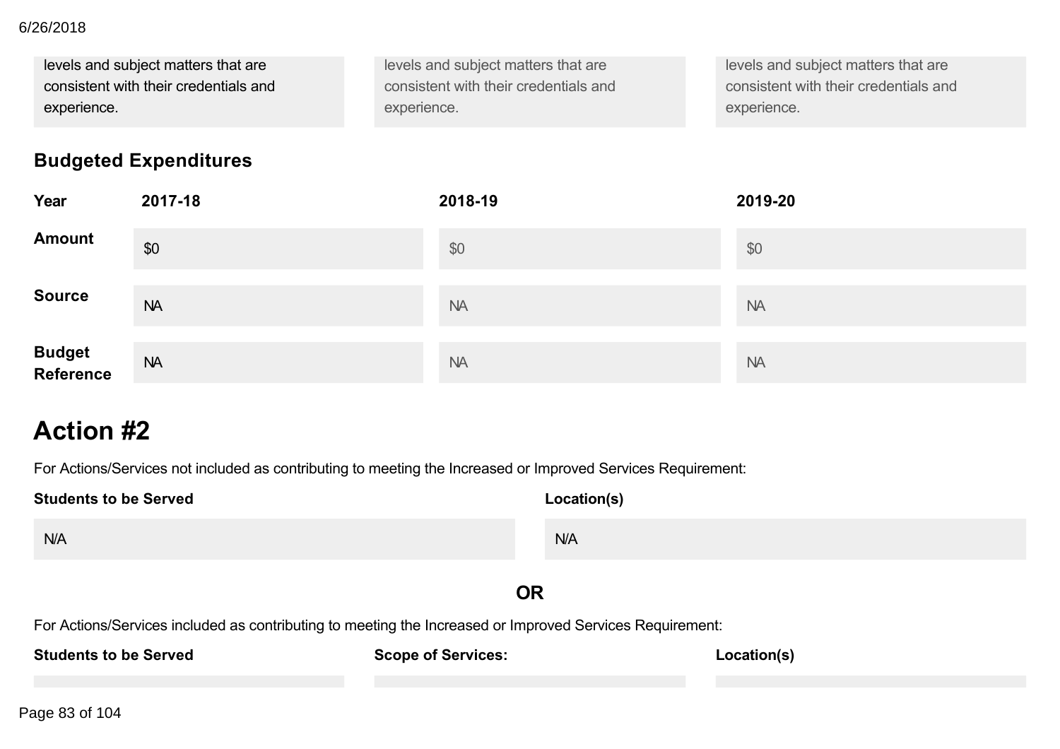| | | |
|---|---|---|
| levels and subject matters that are consistent with their credentials and experience. | levels and subject matters that are consistent with their credentials and experience. | levels and subject matters that are consistent with their credentials and experience. |

### Budgeted Expenditures

| Year | 2017-18 | 2018-19 | 2019-20 |
|---|---|---|---|
| Amount | $0 | $0 | $0 |
| Source | NA | NA | NA |
| Budget Reference | NA | NA | NA |

# Action #2

For Actions/Services not included as contributing to meeting the Increased or Improved Services Requirement:

| Students to be Served | Location(s) |
|---|---|
| N/A | N/A |

**OR**

For Actions/Services included as contributing to meeting the Increased or Improved Services Requirement:

| Students to be Served | Scope of Services: | Location(s) |
|---|---|---|
| | | |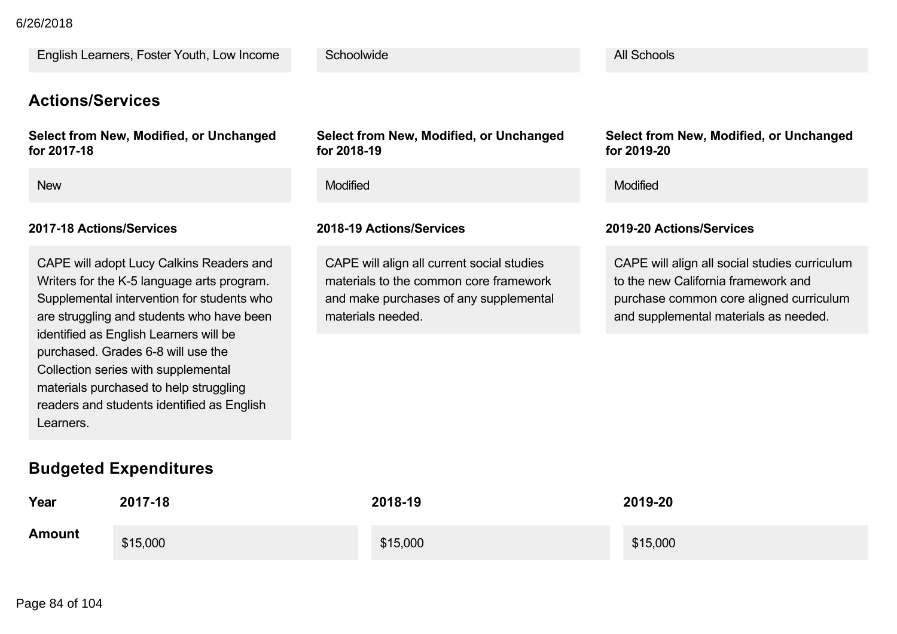| | | |
|---|---|---|
| English Learners, Foster Youth, Low Income | Schoolwide | All Schools |

## Actions/Services

| Select from New, Modified, or Unchanged for 2017-18 | Select from New, Modified, or Unchanged for 2018-19 | Select from New, Modified, or Unchanged for 2019-20 |
|---|---|---|
| New | Modified | Modified |

| 2017-18 Actions/Services | 2018-19 Actions/Services | 2019-20 Actions/Services |
|---|---|---|
| CAPE will adopt Lucy Calkins Readers and Writers for the K-5 language arts program. Supplemental intervention for students who are struggling and students who have been identified as English Learners will be purchased. Grades 6-8 will use the Collection series with supplemental materials purchased to help struggling readers and students identified as English Learners. | CAPE will align all current social studies materials to the common core framework and make purchases of any supplemental materials needed. | CAPE will align all social studies curriculum to the new California framework and purchase common core aligned curriculum and supplemental materials as needed. |

## Budgeted Expenditures

| Year | 2017-18 | 2018-19 | 2019-20 |
|---|---|---|---|
| Amount | $15,000 | $15,000 | $15,000 |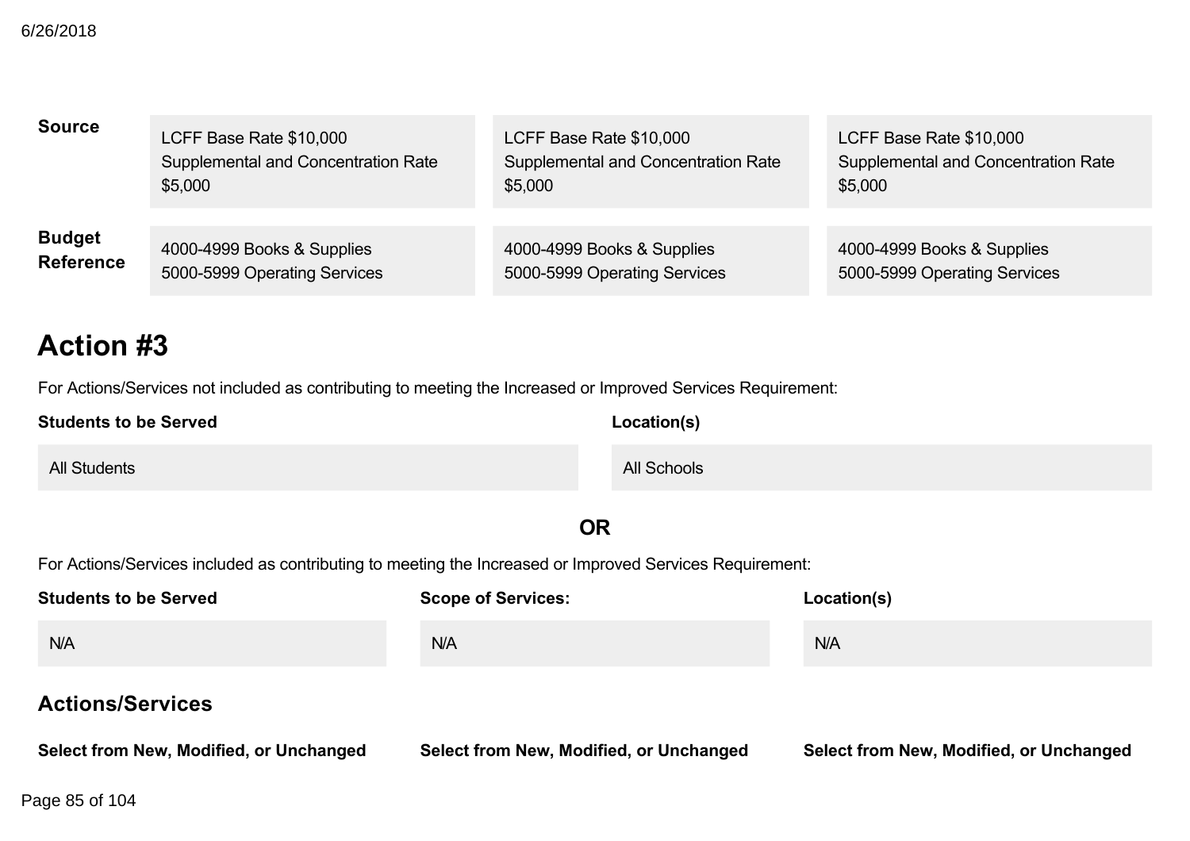| | | | |
|---|---|---|---|
| **Source** | LCFF Base Rate $10,000<br>Supplemental and Concentration Rate $5,000 | LCFF Base Rate $10,000<br>Supplemental and Concentration Rate $5,000 | LCFF Base Rate $10,000<br>Supplemental and Concentration Rate $5,000 |
| **Budget Reference** | 4000-4999 Books & Supplies<br>5000-5999 Operating Services | 4000-4999 Books & Supplies<br>5000-5999 Operating Services | 4000-4999 Books & Supplies<br>5000-5999 Operating Services |

# Action #3

For Actions/Services not included as contributing to meeting the Increased or Improved Services Requirement:

| **Students to be Served** | **Location(s)** |
|---|---|
| All Students | All Schools |

**OR**

For Actions/Services included as contributing to meeting the Increased or Improved Services Requirement:

| **Students to be Served** | **Scope of Services:** | **Location(s)** |
|---|---|---|
| N/A | N/A | N/A |

## Actions/Services

| **Select from New, Modified, or Unchanged** | **Select from New, Modified, or Unchanged** | **Select from New, Modified, or Unchanged** |
|---|---|---|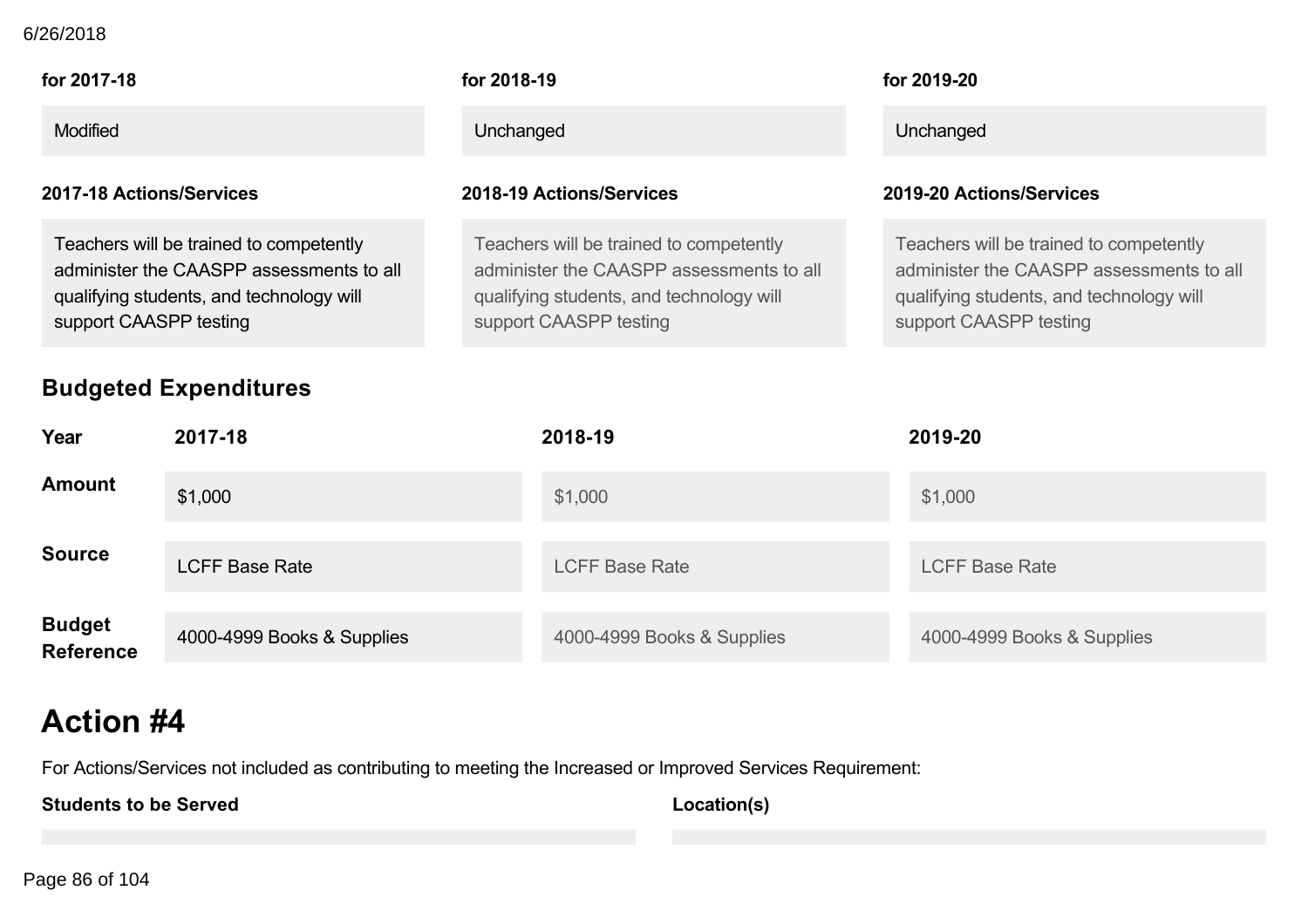| for 2017-18 | for 2018-19 | for 2019-20 |
| --- | --- | --- |
| Modified | Unchanged | Unchanged |

| 2017-18 Actions/Services | 2018-19 Actions/Services | 2019-20 Actions/Services |
| --- | --- | --- |
| Teachers will be trained to competently administer the CAASPP assessments to all qualifying students, and technology will support CAASPP testing | Teachers will be trained to competently administer the CAASPP assessments to all qualifying students, and technology will support CAASPP testing | Teachers will be trained to competently administer the CAASPP assessments to all qualifying students, and technology will support CAASPP testing |

## Budgeted Expenditures

| Year | 2017-18 | 2018-19 | 2019-20 |
| --- | --- | --- | --- |
| Amount | $1,000 | $1,000 | $1,000 |
| Source | LCFF Base Rate | LCFF Base Rate | LCFF Base Rate |
| Budget Reference | 4000-4999 Books & Supplies | 4000-4999 Books & Supplies | 4000-4999 Books & Supplies |

# Action #4

For Actions/Services not included as contributing to meeting the Increased or Improved Services Requirement:

| Students to be Served | Location(s) |
| --- | --- |
| | |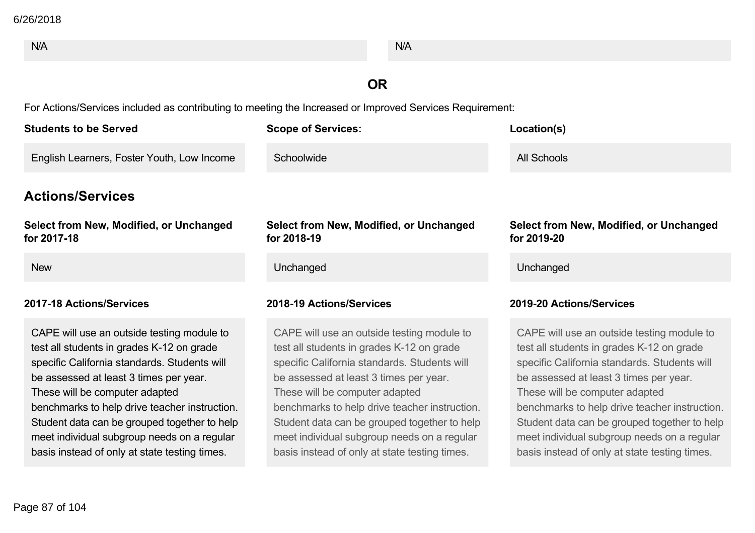| N/A | N/A |
|---|---|

**OR**

For Actions/Services included as contributing to meeting the Increased or Improved Services Requirement:

| Students to be Served | Scope of Services: | Location(s) |
|---|---|---|
| English Learners, Foster Youth, Low Income | Schoolwide | All Schools |

## Actions/Services

| Select from New, Modified, or Unchanged for 2017-18 | Select from New, Modified, or Unchanged for 2018-19 | Select from New, Modified, or Unchanged for 2019-20 |
|---|---|---|
| New | Unchanged | Unchanged |

| 2017-18 Actions/Services | 2018-19 Actions/Services | 2019-20 Actions/Services |
|---|---|---|
| CAPE will use an outside testing module to test all students in grades K-12 on grade specific California standards. Students will be assessed at least 3 times per year. These will be computer adapted benchmarks to help drive teacher instruction. Student data can be grouped together to help meet individual subgroup needs on a regular basis instead of only at state testing times. | CAPE will use an outside testing module to test all students in grades K-12 on grade specific California standards. Students will be assessed at least 3 times per year. These will be computer adapted benchmarks to help drive teacher instruction. Student data can be grouped together to help meet individual subgroup needs on a regular basis instead of only at state testing times. | CAPE will use an outside testing module to test all students in grades K-12 on grade specific California standards. Students will be assessed at least 3 times per year. These will be computer adapted benchmarks to help drive teacher instruction. Student data can be grouped together to help meet individual subgroup needs on a regular basis instead of only at state testing times. |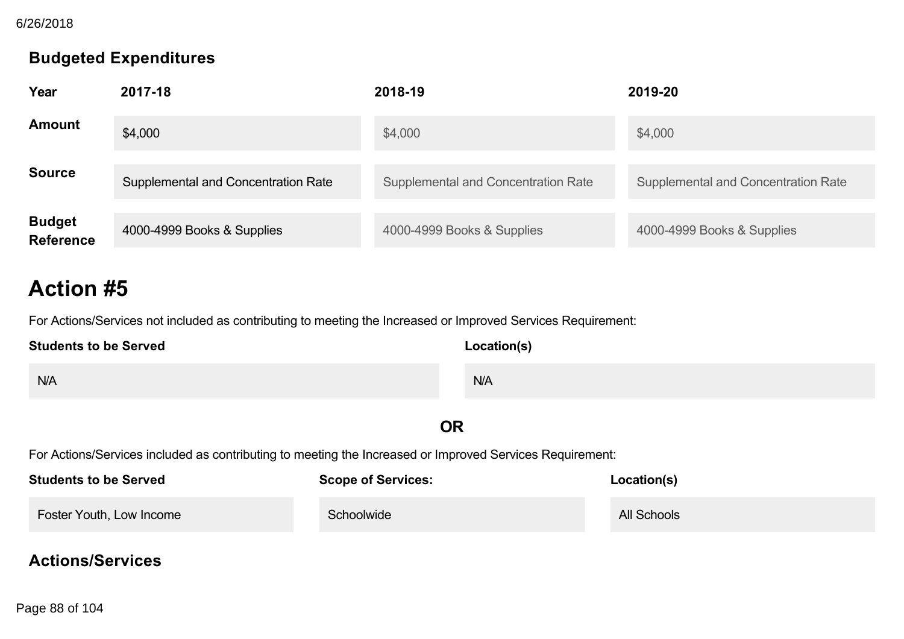### Budgeted Expenditures

| Year | 2017-18 | 2018-19 | 2019-20 |
|---|---|---|---|
| Amount | $4,000 | $4,000 | $4,000 |
| Source | Supplemental and Concentration Rate | Supplemental and Concentration Rate | Supplemental and Concentration Rate |
| Budget Reference | 4000-4999 Books & Supplies | 4000-4999 Books & Supplies | 4000-4999 Books & Supplies |

# Action #5

For Actions/Services not included as contributing to meeting the Increased or Improved Services Requirement:

| Students to be Served | Location(s) |
|---|---|
| N/A | N/A |

**OR**

For Actions/Services included as contributing to meeting the Increased or Improved Services Requirement:

| Students to be Served | Scope of Services: | Location(s) |
|---|---|---|
| Foster Youth, Low Income | Schoolwide | All Schools |

### Actions/Services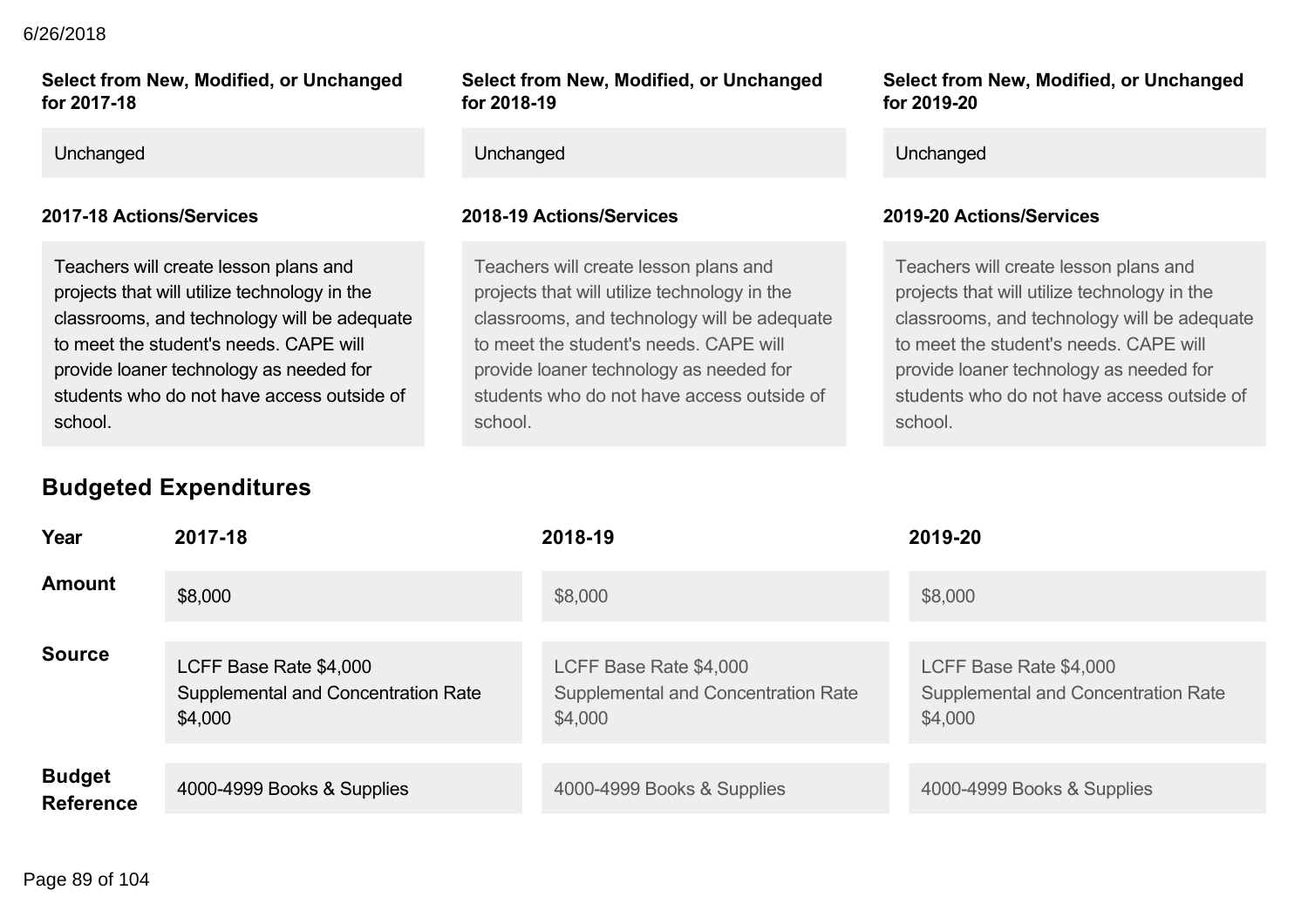| Select from New, Modified, or Unchanged for 2017-18 | Select from New, Modified, or Unchanged for 2018-19 | Select from New, Modified, or Unchanged for 2019-20 |
| --- | --- | --- |
| Unchanged | Unchanged | Unchanged |

| 2017-18 Actions/Services | 2018-19 Actions/Services | 2019-20 Actions/Services |
| --- | --- | --- |
| Teachers will create lesson plans and projects that will utilize technology in the classrooms, and technology will be adequate to meet the student's needs. CAPE will provide loaner technology as needed for students who do not have access outside of school. | Teachers will create lesson plans and projects that will utilize technology in the classrooms, and technology will be adequate to meet the student's needs. CAPE will provide loaner technology as needed for students who do not have access outside of school. | Teachers will create lesson plans and projects that will utilize technology in the classrooms, and technology will be adequate to meet the student's needs. CAPE will provide loaner technology as needed for students who do not have access outside of school. |

## Budgeted Expenditures

| Year | 2017-18 | 2018-19 | 2019-20 |
| --- | --- | --- | --- |
| Amount | $8,000 | $8,000 | $8,000 |
| Source | LCFF Base Rate $4,000<br>Supplemental and Concentration Rate $4,000 | LCFF Base Rate $4,000<br>Supplemental and Concentration Rate $4,000 | LCFF Base Rate $4,000<br>Supplemental and Concentration Rate $4,000 |
| Budget Reference | 4000-4999 Books & Supplies | 4000-4999 Books & Supplies | 4000-4999 Books & Supplies |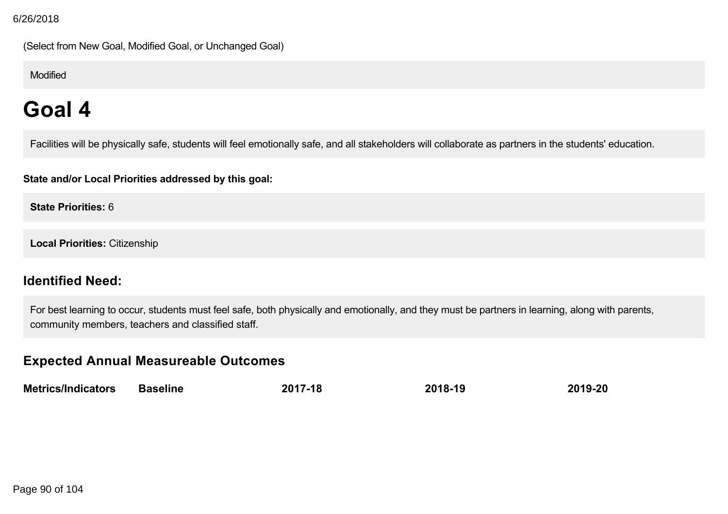(Select from New Goal, Modified Goal, or Unchanged Goal)

Modified

# Goal 4

Facilities will be physically safe, students will feel emotionally safe, and all stakeholders will collaborate as partners in the students' education.

**State and/or Local Priorities addressed by this goal:**

**State Priorities:** 6

**Local Priorities:** Citizenship

## Identified Need:

For best learning to occur, students must feel safe, both physically and emotionally, and they must be partners in learning, along with parents, community members, teachers and classified staff.

## Expected Annual Measureable Outcomes

| Metrics/Indicators | Baseline | 2017-18 | 2018-19 | 2019-20 |
|---|---|---|---|---|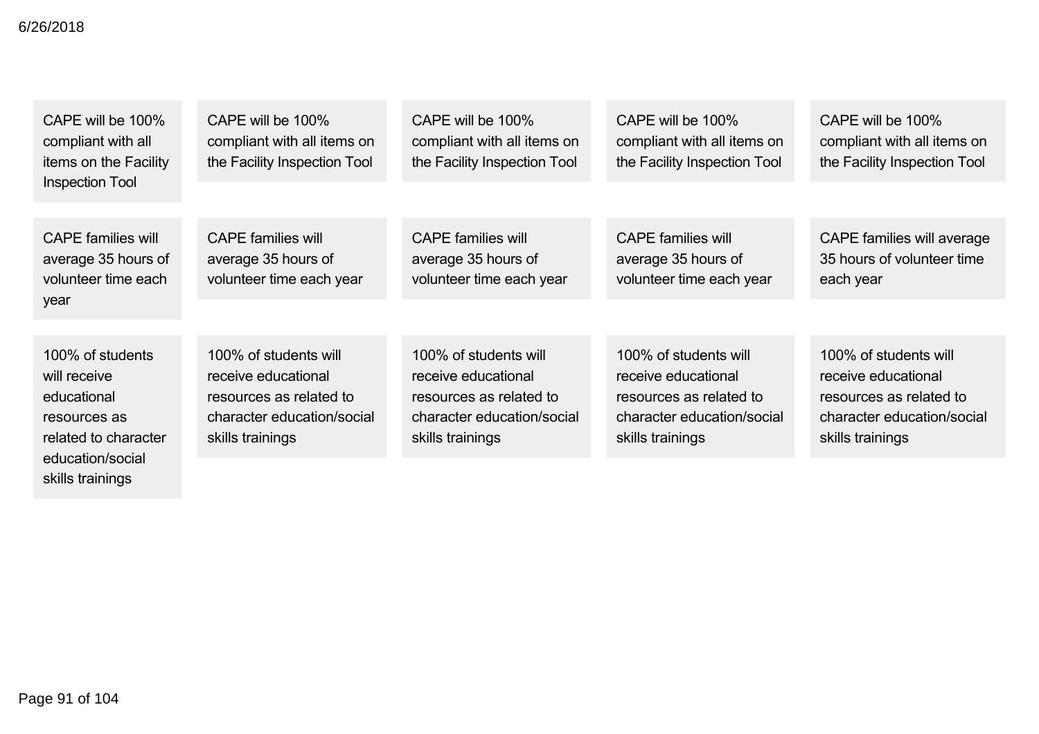| | | | | |
|---|---|---|---|---|
| CAPE will be 100% compliant with all items on the Facility Inspection Tool | CAPE will be 100% compliant with all items on the Facility Inspection Tool | CAPE will be 100% compliant with all items on the Facility Inspection Tool | CAPE will be 100% compliant with all items on the Facility Inspection Tool | CAPE will be 100% compliant with all items on the Facility Inspection Tool |
| CAPE families will average 35 hours of volunteer time each year | CAPE families will average 35 hours of volunteer time each year | CAPE families will average 35 hours of volunteer time each year | CAPE families will average 35 hours of volunteer time each year | CAPE families will average 35 hours of volunteer time each year |
| 100% of students will receive educational resources as related to character education/social skills trainings | 100% of students will receive educational resources as related to character education/social skills trainings | 100% of students will receive educational resources as related to character education/social skills trainings | 100% of students will receive educational resources as related to character education/social skills trainings | 100% of students will receive educational resources as related to character education/social skills trainings |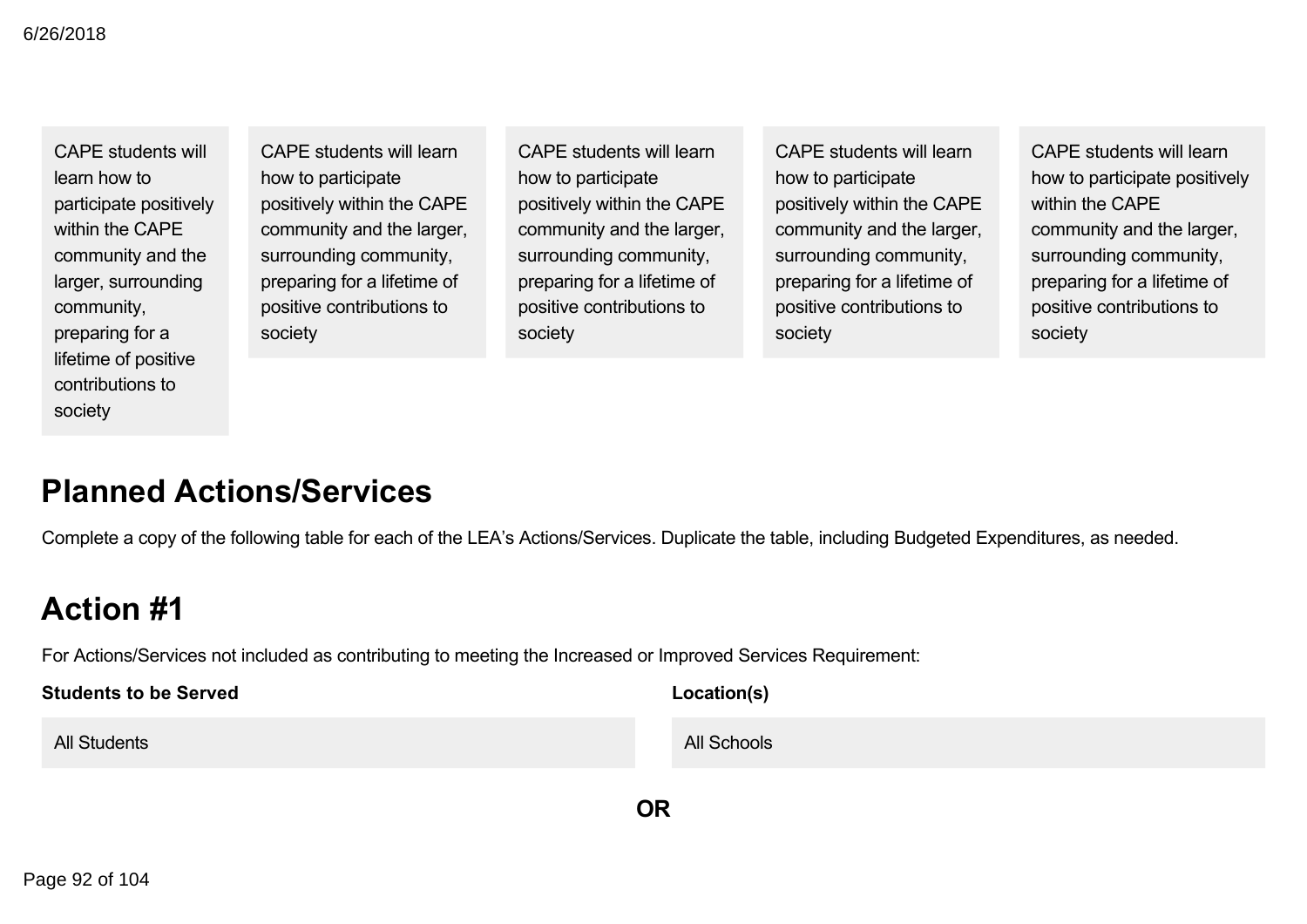| | | | | |
|---|---|---|---|---|
| CAPE students will learn how to participate positively within the CAPE community and the larger, surrounding community, preparing for a lifetime of positive contributions to society | CAPE students will learn how to participate positively within the CAPE community and the larger, surrounding community, preparing for a lifetime of positive contributions to society | CAPE students will learn how to participate positively within the CAPE community and the larger, surrounding community, preparing for a lifetime of positive contributions to society | CAPE students will learn how to participate positively within the CAPE community and the larger, surrounding community, preparing for a lifetime of positive contributions to society | CAPE students will learn how to participate positively within the CAPE community and the larger, surrounding community, preparing for a lifetime of positive contributions to society |

# Planned Actions/Services

Complete a copy of the following table for each of the LEA's Actions/Services. Duplicate the table, including Budgeted Expenditures, as needed.

# Action #1

For Actions/Services not included as contributing to meeting the Increased or Improved Services Requirement:

| **Students to be Served** | **Location(s)** |
|---|---|
| All Students | All Schools |

**OR**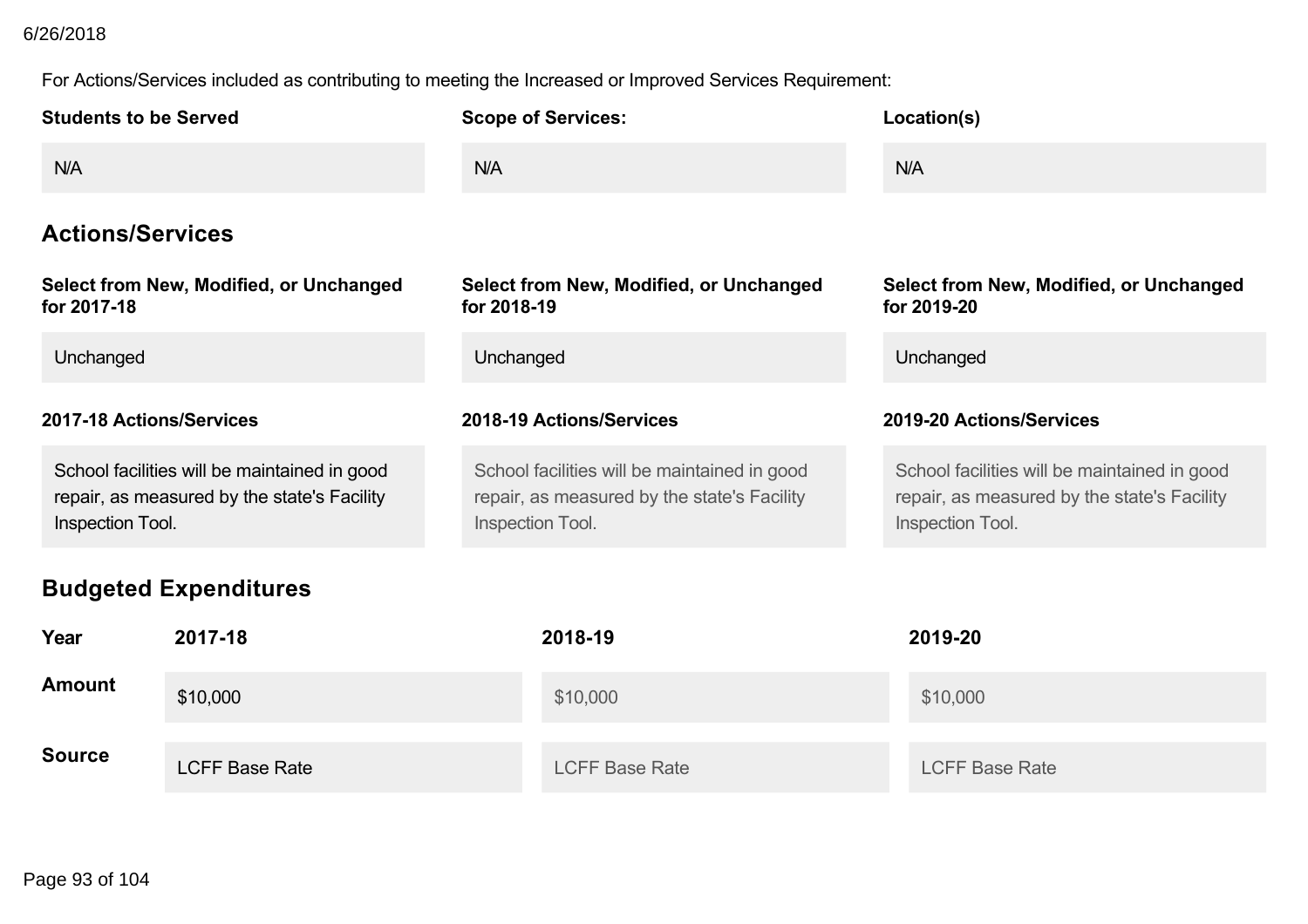For Actions/Services included as contributing to meeting the Increased or Improved Services Requirement:

| Students to be Served | Scope of Services: | Location(s) |
|---|---|---|
| N/A | N/A | N/A |

## Actions/Services

| Select from New, Modified, or Unchanged for 2017-18 | Select from New, Modified, or Unchanged for 2018-19 | Select from New, Modified, or Unchanged for 2019-20 |
|---|---|---|
| Unchanged | Unchanged | Unchanged |

| 2017-18 Actions/Services | 2018-19 Actions/Services | 2019-20 Actions/Services |
|---|---|---|
| School facilities will be maintained in good repair, as measured by the state's Facility Inspection Tool. | School facilities will be maintained in good repair, as measured by the state's Facility Inspection Tool. | School facilities will be maintained in good repair, as measured by the state's Facility Inspection Tool. |

## Budgeted Expenditures

| Year | 2017-18 | 2018-19 | 2019-20 |
|---|---|---|---|
| **Amount** | $10,000 | $10,000 | $10,000 |
| **Source** | LCFF Base Rate | LCFF Base Rate | LCFF Base Rate |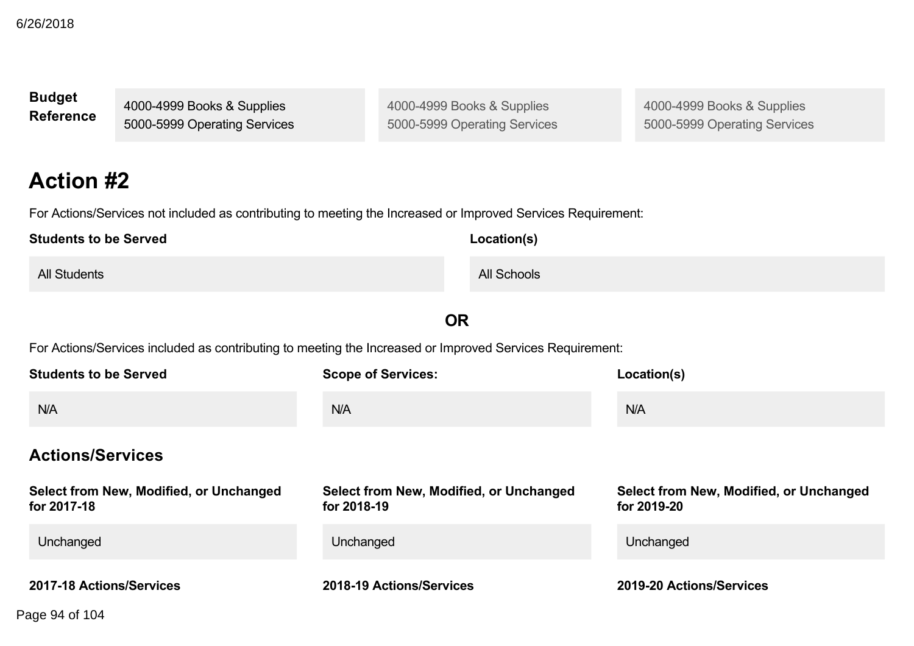| Budget Reference | 4000-4999 Books & Supplies<br>5000-5999 Operating Services | 4000-4999 Books & Supplies<br>5000-5999 Operating Services | 4000-4999 Books & Supplies<br>5000-5999 Operating Services |
|---|---|---|---|

## Action #2

For Actions/Services not included as contributing to meeting the Increased or Improved Services Requirement:

| Students to be Served | Location(s) |
|---|---|
| All Students | All Schools |

**OR**

For Actions/Services included as contributing to meeting the Increased or Improved Services Requirement:

| Students to be Served | Scope of Services: | Location(s) |
|---|---|---|
| N/A | N/A | N/A |

### Actions/Services

| Select from New, Modified, or Unchanged for 2017-18 | Select from New, Modified, or Unchanged for 2018-19 | Select from New, Modified, or Unchanged for 2019-20 |
|---|---|---|
| Unchanged | Unchanged | Unchanged |

| 2017-18 Actions/Services | 2018-19 Actions/Services | 2019-20 Actions/Services |
|---|---|---|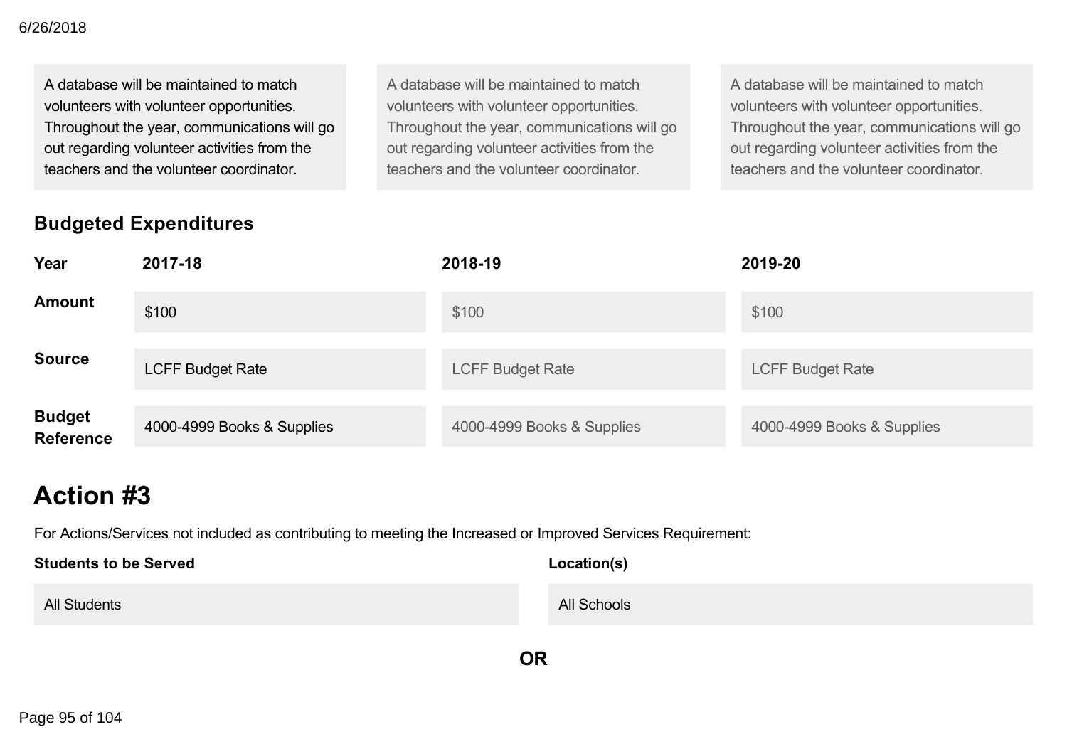| | | |
|---|---|---|
| A database will be maintained to match volunteers with volunteer opportunities. Throughout the year, communications will go out regarding volunteer activities from the teachers and the volunteer coordinator. | A database will be maintained to match volunteers with volunteer opportunities. Throughout the year, communications will go out regarding volunteer activities from the teachers and the volunteer coordinator. | A database will be maintained to match volunteers with volunteer opportunities. Throughout the year, communications will go out regarding volunteer activities from the teachers and the volunteer coordinator. |

### Budgeted Expenditures

| Year | 2017-18 | 2018-19 | 2019-20 |
|---|---|---|---|
| Amount | $100 | $100 | $100 |
| Source | LCFF Budget Rate | LCFF Budget Rate | LCFF Budget Rate |
| Budget Reference | 4000-4999 Books & Supplies | 4000-4999 Books & Supplies | 4000-4999 Books & Supplies |

# Action #3

For Actions/Services not included as contributing to meeting the Increased or Improved Services Requirement:

| Students to be Served | Location(s) |
|---|---|
| All Students | All Schools |

**OR**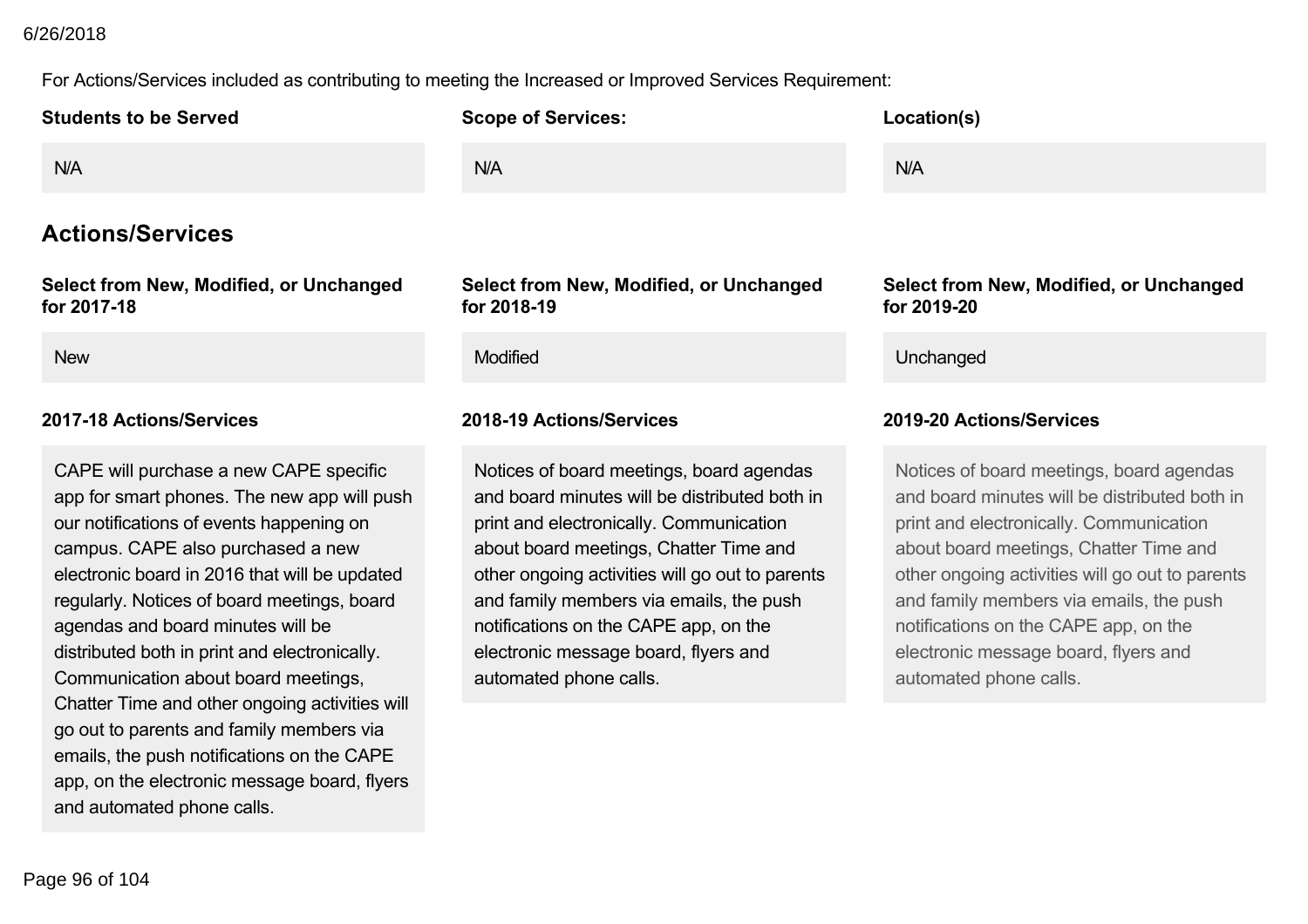For Actions/Services included as contributing to meeting the Increased or Improved Services Requirement:

| Students to be Served | Scope of Services: | Location(s) |
| --- | --- | --- |
| N/A | N/A | N/A |

## Actions/Services

| Select from New, Modified, or Unchanged for 2017-18 | Select from New, Modified, or Unchanged for 2018-19 | Select from New, Modified, or Unchanged for 2019-20 |
| --- | --- | --- |
| New | Modified | Unchanged |

| 2017-18 Actions/Services | 2018-19 Actions/Services | 2019-20 Actions/Services |
| --- | --- | --- |
| CAPE will purchase a new CAPE specific app for smart phones. The new app will push our notifications of events happening on campus. CAPE also purchased a new electronic board in 2016 that will be updated regularly. Notices of board meetings, board agendas and board minutes will be distributed both in print and electronically. Communication about board meetings, Chatter Time and other ongoing activities will go out to parents and family members via emails, the push notifications on the CAPE app, on the electronic message board, flyers and automated phone calls. | Notices of board meetings, board agendas and board minutes will be distributed both in print and electronically. Communication about board meetings, Chatter Time and other ongoing activities will go out to parents and family members via emails, the push notifications on the CAPE app, on the electronic message board, flyers and automated phone calls. | Notices of board meetings, board agendas and board minutes will be distributed both in print and electronically. Communication about board meetings, Chatter Time and other ongoing activities will go out to parents and family members via emails, the push notifications on the CAPE app, on the electronic message board, flyers and automated phone calls. |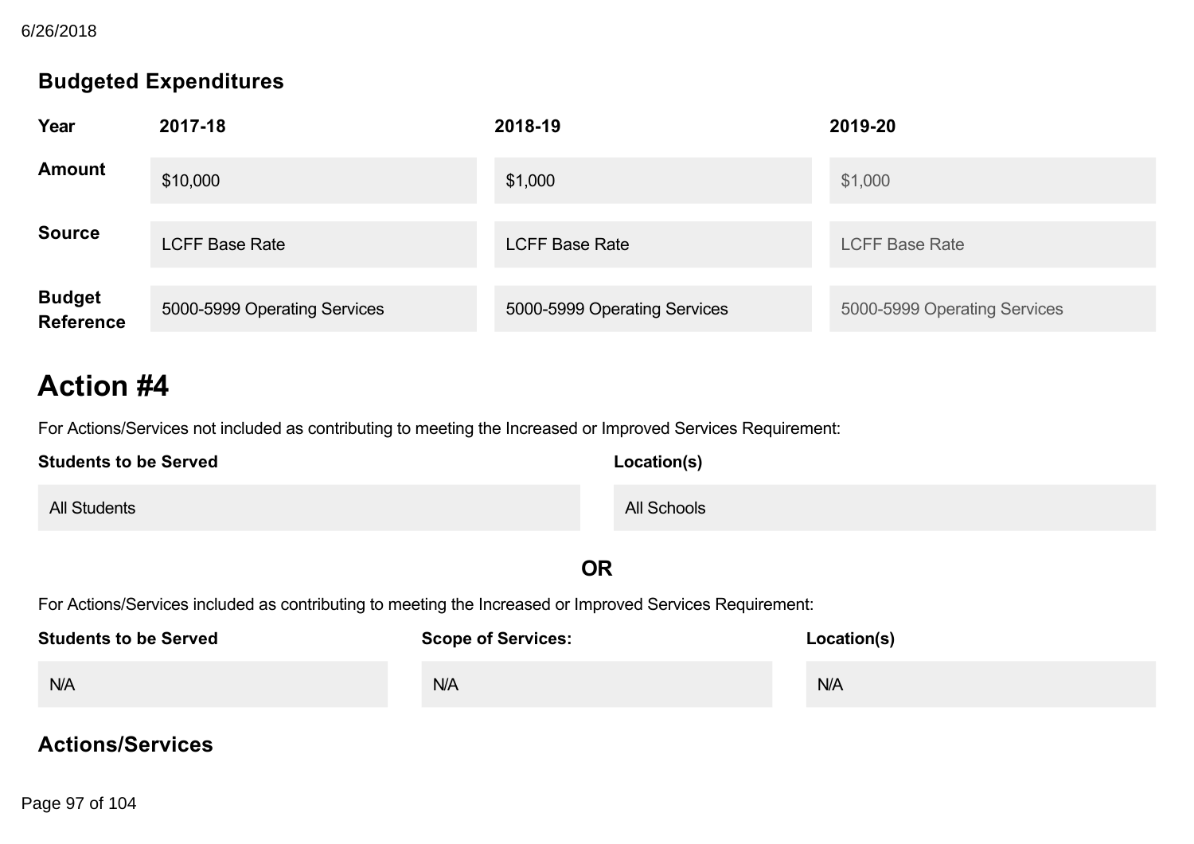## Budgeted Expenditures

| Year | 2017-18 | 2018-19 | 2019-20 |
|---|---|---|---|
| Amount | $10,000 | $1,000 | $1,000 |
| Source | LCFF Base Rate | LCFF Base Rate | LCFF Base Rate |
| Budget Reference | 5000-5999 Operating Services | 5000-5999 Operating Services | 5000-5999 Operating Services |

# Action #4

For Actions/Services not included as contributing to meeting the Increased or Improved Services Requirement:

| Students to be Served | Location(s) |
|---|---|
| All Students | All Schools |

**OR**

For Actions/Services included as contributing to meeting the Increased or Improved Services Requirement:

| Students to be Served | Scope of Services: | Location(s) |
|---|---|---|
| N/A | N/A | N/A |

## Actions/Services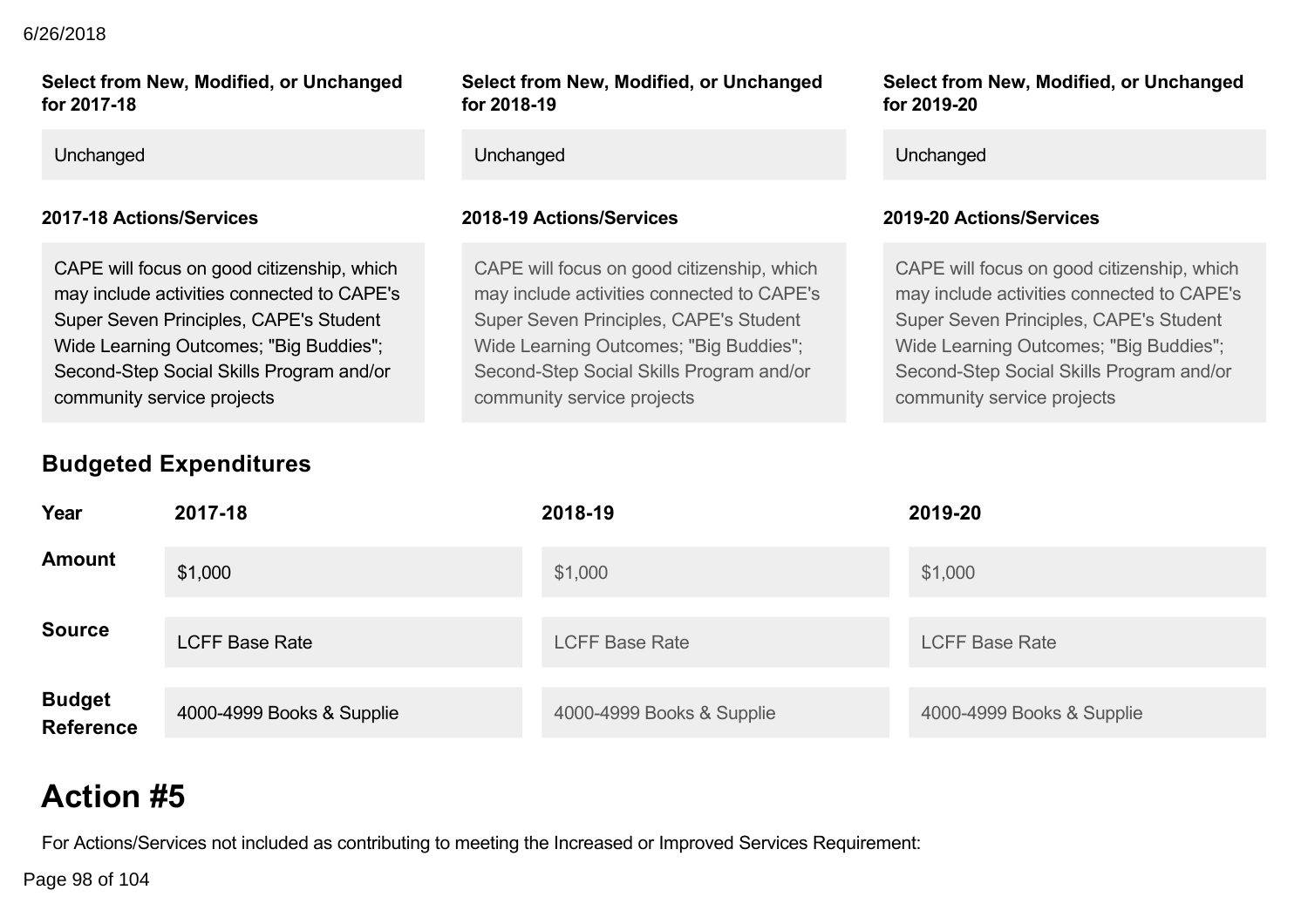| Select from New, Modified, or Unchanged for 2017-18 | Select from New, Modified, or Unchanged for 2018-19 | Select from New, Modified, or Unchanged for 2019-20 |
|---|---|---|
| Unchanged | Unchanged | Unchanged |

| 2017-18 Actions/Services | 2018-19 Actions/Services | 2019-20 Actions/Services |
|---|---|---|
| CAPE will focus on good citizenship, which may include activities connected to CAPE's Super Seven Principles, CAPE's Student Wide Learning Outcomes; "Big Buddies"; Second-Step Social Skills Program and/or community service projects | CAPE will focus on good citizenship, which may include activities connected to CAPE's Super Seven Principles, CAPE's Student Wide Learning Outcomes; "Big Buddies"; Second-Step Social Skills Program and/or community service projects | CAPE will focus on good citizenship, which may include activities connected to CAPE's Super Seven Principles, CAPE's Student Wide Learning Outcomes; "Big Buddies"; Second-Step Social Skills Program and/or community service projects |

## Budgeted Expenditures

| Year | 2017-18 | 2018-19 | 2019-20 |
|---|---|---|---|
| Amount | $1,000 | $1,000 | $1,000 |
| Source | LCFF Base Rate | LCFF Base Rate | LCFF Base Rate |
| Budget Reference | 4000-4999 Books & Supplie | 4000-4999 Books & Supplie | 4000-4999 Books & Supplie |

# Action #5

For Actions/Services not included as contributing to meeting the Increased or Improved Services Requirement: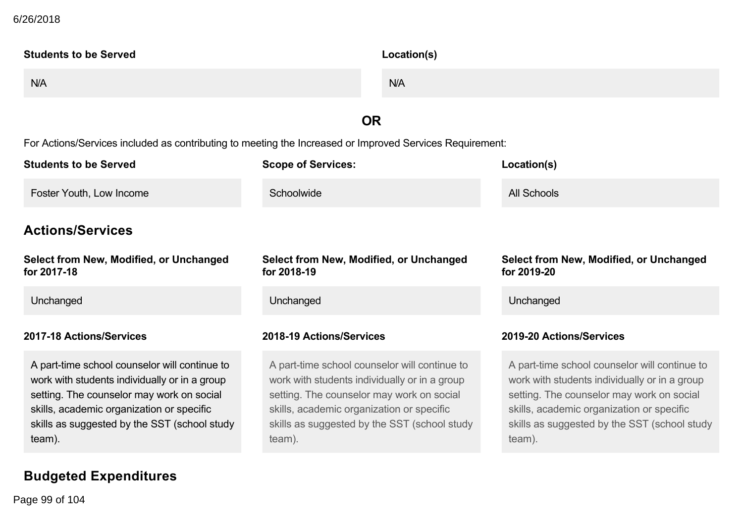| Students to be Served | Location(s) |
|---|---|
| N/A | N/A |

**OR**

For Actions/Services included as contributing to meeting the Increased or Improved Services Requirement:

| Students to be Served | Scope of Services: | Location(s) |
|---|---|---|
| Foster Youth, Low Income | Schoolwide | All Schools |

## Actions/Services

| Select from New, Modified, or Unchanged for 2017-18 | Select from New, Modified, or Unchanged for 2018-19 | Select from New, Modified, or Unchanged for 2019-20 |
|---|---|---|
| Unchanged | Unchanged | Unchanged |

| 2017-18 Actions/Services | 2018-19 Actions/Services | 2019-20 Actions/Services |
|---|---|---|
| A part-time school counselor will continue to work with students individually or in a group setting. The counselor may work on social skills, academic organization or specific skills as suggested by the SST (school study team). | A part-time school counselor will continue to work with students individually or in a group setting. The counselor may work on social skills, academic organization or specific skills as suggested by the SST (school study team). | A part-time school counselor will continue to work with students individually or in a group setting. The counselor may work on social skills, academic organization or specific skills as suggested by the SST (school study team). |

## Budgeted Expenditures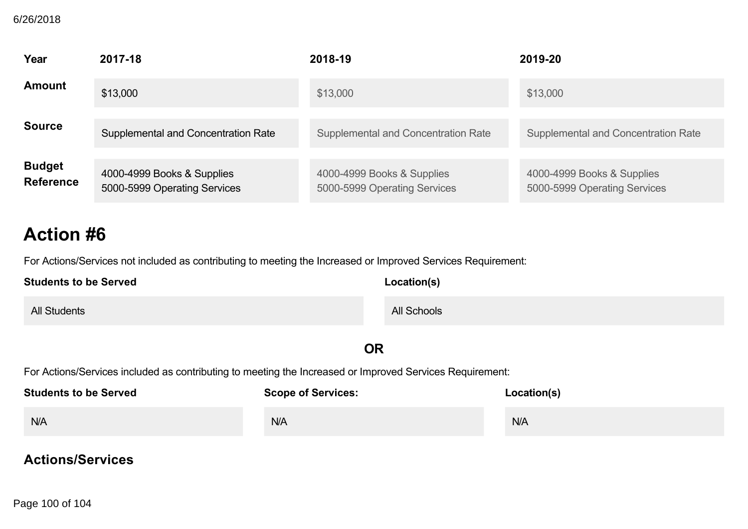| Year | 2017-18 | 2018-19 | 2019-20 |
|---|---|---|---|
| **Amount** | $13,000 | $13,000 | $13,000 |
| **Source** | Supplemental and Concentration Rate | Supplemental and Concentration Rate | Supplemental and Concentration Rate |
| **Budget Reference** | 4000-4999 Books & Supplies<br>5000-5999 Operating Services | 4000-4999 Books & Supplies<br>5000-5999 Operating Services | 4000-4999 Books & Supplies<br>5000-5999 Operating Services |

## Action #6

For Actions/Services not included as contributing to meeting the Increased or Improved Services Requirement:

| Students to be Served | Location(s) |
|---|---|
| All Students | All Schools |

**OR**

For Actions/Services included as contributing to meeting the Increased or Improved Services Requirement:

| Students to be Served | Scope of Services: | Location(s) |
|---|---|---|
| N/A | N/A | N/A |

### Actions/Services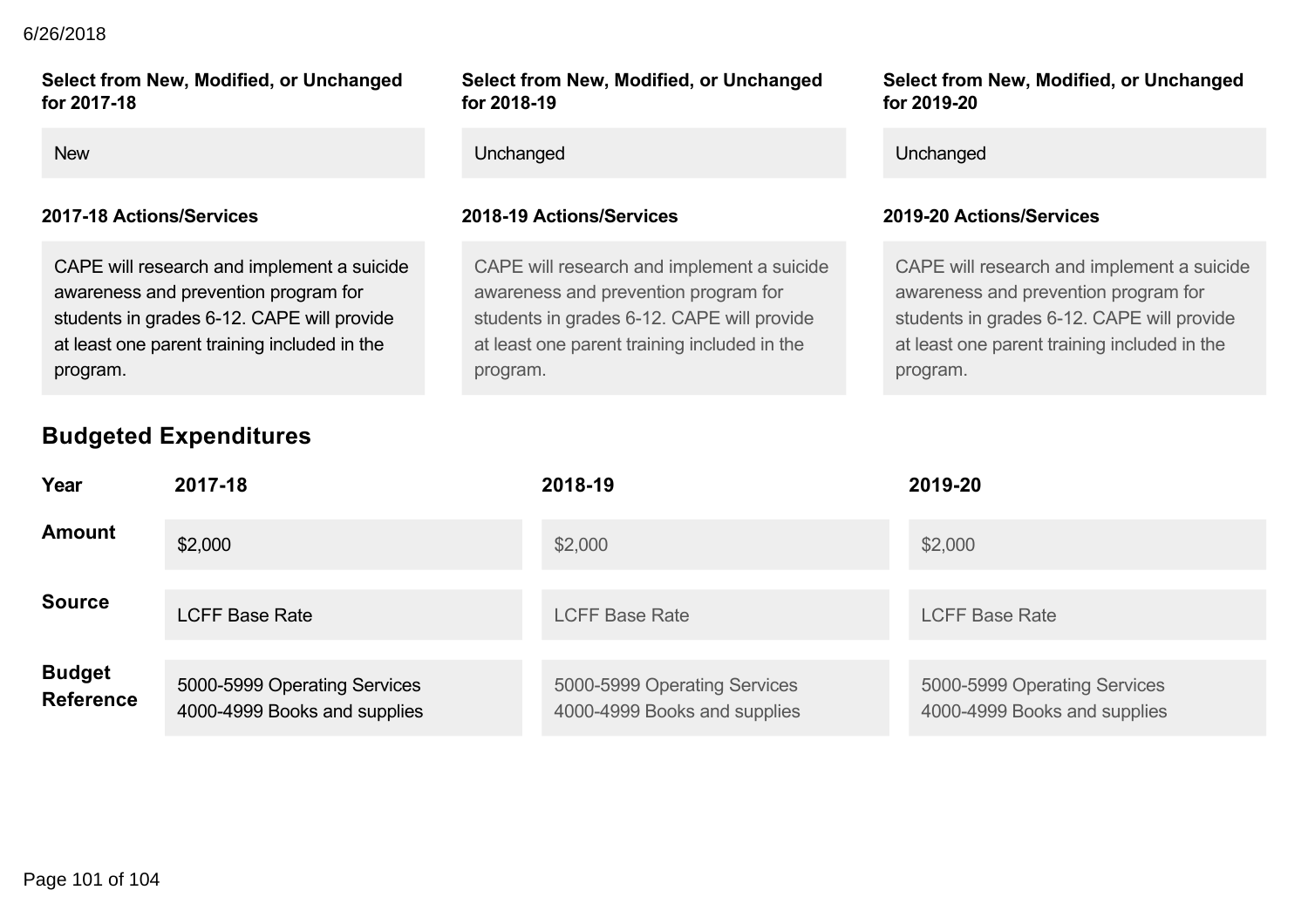| Select from New, Modified, or Unchanged for 2017-18 | Select from New, Modified, or Unchanged for 2018-19 | Select from New, Modified, or Unchanged for 2019-20 |
| --- | --- | --- |
| New | Unchanged | Unchanged |

| 2017-18 Actions/Services | 2018-19 Actions/Services | 2019-20 Actions/Services |
| --- | --- | --- |
| CAPE will research and implement a suicide awareness and prevention program for students in grades 6-12. CAPE will provide at least one parent training included in the program. | CAPE will research and implement a suicide awareness and prevention program for students in grades 6-12. CAPE will provide at least one parent training included in the program. | CAPE will research and implement a suicide awareness and prevention program for students in grades 6-12. CAPE will provide at least one parent training included in the program. |

## Budgeted Expenditures

| Year | 2017-18 | 2018-19 | 2019-20 |
| --- | --- | --- | --- |
| Amount | $2,000 | $2,000 | $2,000 |
| Source | LCFF Base Rate | LCFF Base Rate | LCFF Base Rate |
| Budget Reference | 5000-5999 Operating Services<br>4000-4999 Books and supplies | 5000-5999 Operating Services<br>4000-4999 Books and supplies | 5000-5999 Operating Services<br>4000-4999 Books and supplies |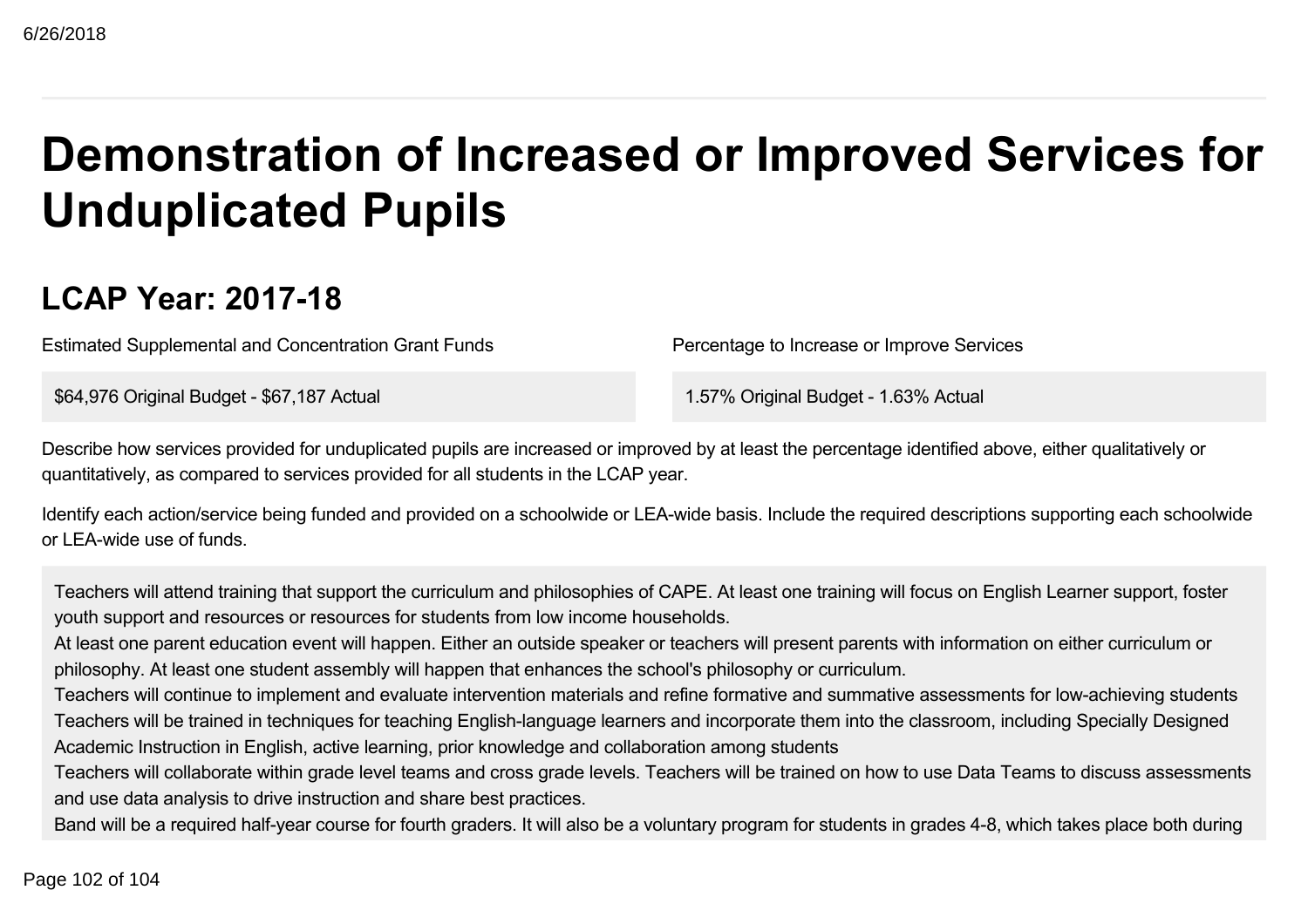// Heading
# Demonstration of Increased or Improved Services for Unduplicated Pupils

## LCAP Year: 2017-18

| Estimated Supplemental and Concentration Grant Funds | Percentage to Increase or Improve Services |
| --- | --- |
| $64,976 Original Budget - $67,187 Actual | 1.57% Original Budget - 1.63% Actual |

Describe how services provided for unduplicated pupils are increased or improved by at least the percentage identified above, either qualitatively or quantitatively, as compared to services provided for all students in the LCAP year.

Identify each action/service being funded and provided on a schoolwide or LEA-wide basis. Include the required descriptions supporting each schoolwide or LEA-wide use of funds.

Teachers will attend training that support the curriculum and philosophies of CAPE. At least one training will focus on English Learner support, foster youth support and resources or resources for students from low income households.
At least one parent education event will happen. Either an outside speaker or teachers will present parents with information on either curriculum or philosophy. At least one student assembly will happen that enhances the school's philosophy or curriculum.
Teachers will continue to implement and evaluate intervention materials and refine formative and summative assessments for low-achieving students
Teachers will be trained in techniques for teaching English-language learners and incorporate them into the classroom, including Specially Designed Academic Instruction in English, active learning, prior knowledge and collaboration among students
Teachers will collaborate within grade level teams and cross grade levels. Teachers will be trained on how to use Data Teams to discuss assessments and use data analysis to drive instruction and share best practices.
Band will be a required half-year course for fourth graders. It will also be a voluntary program for students in grades 4-8, which takes place both during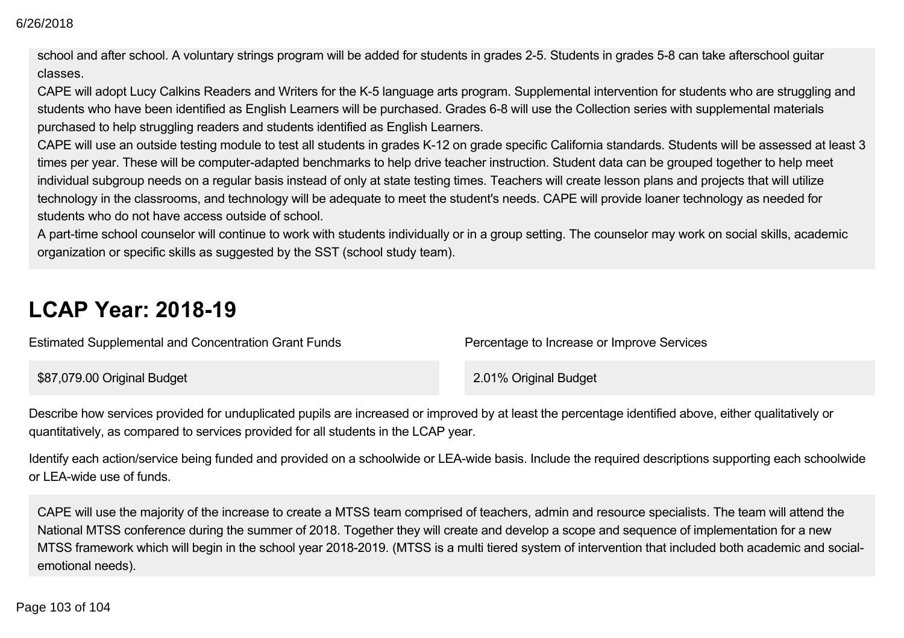school and after school. A voluntary strings program will be added for students in grades 2-5. Students in grades 5-8 can take afterschool guitar classes.

CAPE will adopt Lucy Calkins Readers and Writers for the K-5 language arts program. Supplemental intervention for students who are struggling and students who have been identified as English Learners will be purchased. Grades 6-8 will use the Collection series with supplemental materials purchased to help struggling readers and students identified as English Learners.

CAPE will use an outside testing module to test all students in grades K-12 on grade specific California standards. Students will be assessed at least 3 times per year. These will be computer-adapted benchmarks to help drive teacher instruction. Student data can be grouped together to help meet individual subgroup needs on a regular basis instead of only at state testing times. Teachers will create lesson plans and projects that will utilize technology in the classrooms, and technology will be adequate to meet the student's needs. CAPE will provide loaner technology as needed for students who do not have access outside of school.

A part-time school counselor will continue to work with students individually or in a group setting. The counselor may work on social skills, academic organization or specific skills as suggested by the SST (school study team).

# LCAP Year: 2018-19

| Estimated Supplemental and Concentration Grant Funds | Percentage to Increase or Improve Services |
| --- | --- |
| $87,079.00 Original Budget | 2.01% Original Budget |

Describe how services provided for unduplicated pupils are increased or improved by at least the percentage identified above, either qualitatively or quantitatively, as compared to services provided for all students in the LCAP year.

Identify each action/service being funded and provided on a schoolwide or LEA-wide basis. Include the required descriptions supporting each schoolwide or LEA-wide use of funds.

CAPE will use the majority of the increase to create a MTSS team comprised of teachers, admin and resource specialists. The team will attend the National MTSS conference during the summer of 2018. Together they will create and develop a scope and sequence of implementation for a new MTSS framework which will begin in the school year 2018-2019. (MTSS is a multi tiered system of intervention that included both academic and social-emotional needs).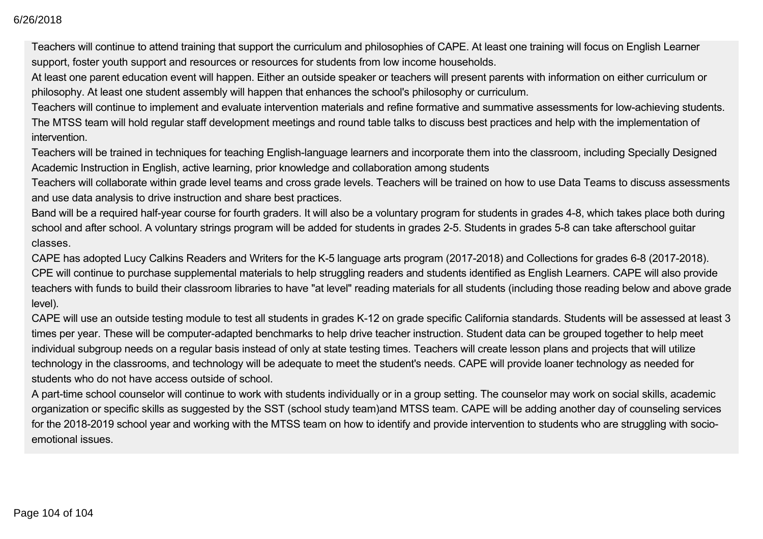Teachers will continue to attend training that support the curriculum and philosophies of CAPE. At least one training will focus on English Learner support, foster youth support and resources or resources for students from low income households.

At least one parent education event will happen. Either an outside speaker or teachers will present parents with information on either curriculum or philosophy. At least one student assembly will happen that enhances the school's philosophy or curriculum.

Teachers will continue to implement and evaluate intervention materials and refine formative and summative assessments for low-achieving students. The MTSS team will hold regular staff development meetings and round table talks to discuss best practices and help with the implementation of intervention.

Teachers will be trained in techniques for teaching English-language learners and incorporate them into the classroom, including Specially Designed Academic Instruction in English, active learning, prior knowledge and collaboration among students

Teachers will collaborate within grade level teams and cross grade levels. Teachers will be trained on how to use Data Teams to discuss assessments and use data analysis to drive instruction and share best practices.

Band will be a required half-year course for fourth graders. It will also be a voluntary program for students in grades 4-8, which takes place both during school and after school. A voluntary strings program will be added for students in grades 2-5. Students in grades 5-8 can take afterschool guitar classes.

CAPE has adopted Lucy Calkins Readers and Writers for the K-5 language arts program (2017-2018) and Collections for grades 6-8 (2017-2018). CPE will continue to purchase supplemental materials to help struggling readers and students identified as English Learners. CAPE will also provide teachers with funds to build their classroom libraries to have "at level" reading materials for all students (including those reading below and above grade level).

CAPE will use an outside testing module to test all students in grades K-12 on grade specific California standards. Students will be assessed at least 3 times per year. These will be computer-adapted benchmarks to help drive teacher instruction. Student data can be grouped together to help meet individual subgroup needs on a regular basis instead of only at state testing times. Teachers will create lesson plans and projects that will utilize technology in the classrooms, and technology will be adequate to meet the student's needs. CAPE will provide loaner technology as needed for students who do not have access outside of school.

A part-time school counselor will continue to work with students individually or in a group setting. The counselor may work on social skills, academic organization or specific skills as suggested by the SST (school study team)and MTSS team. CAPE will be adding another day of counseling services for the 2018-2019 school year and working with the MTSS team on how to identify and provide intervention to students who are struggling with socio-emotional issues.